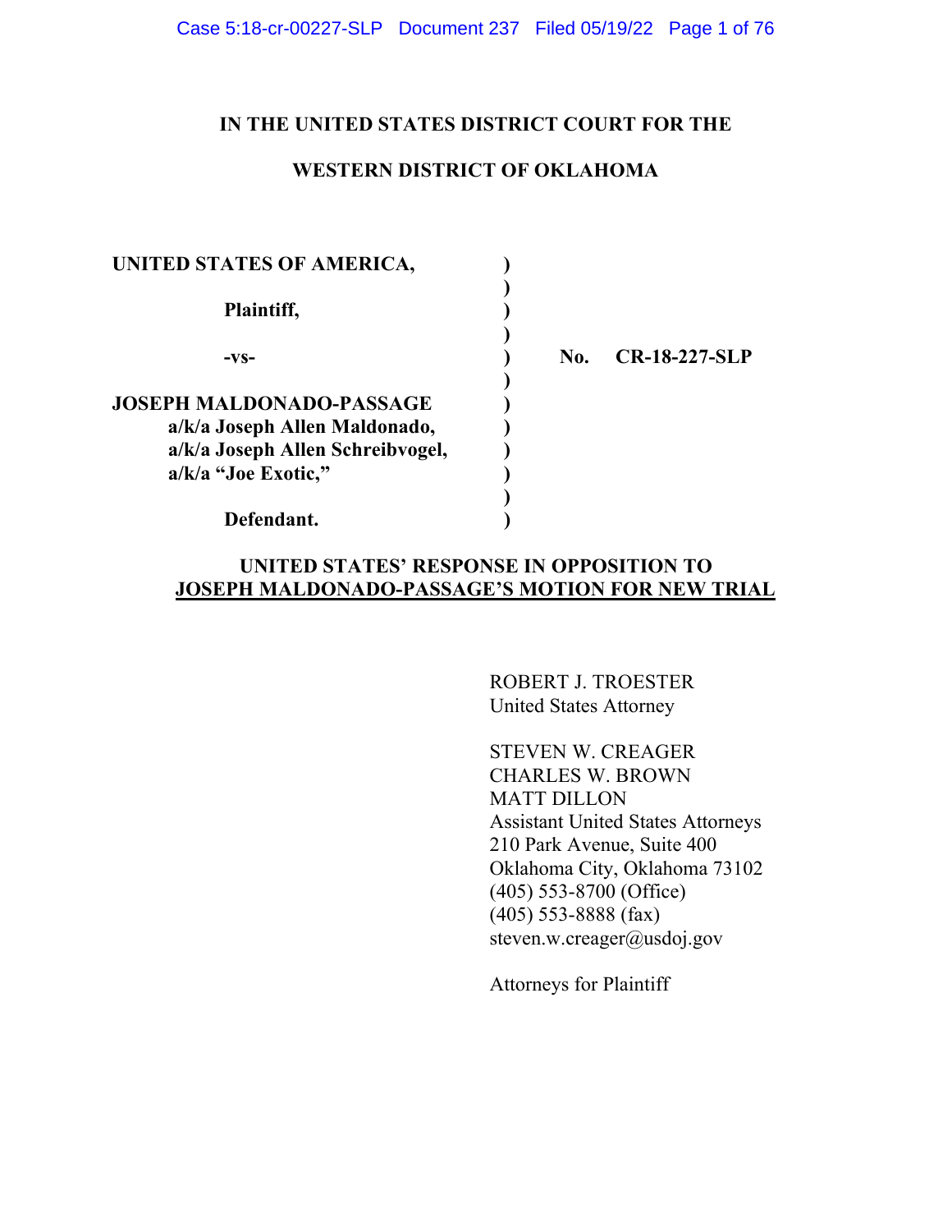**IN THE UNITED STATES DISTRICT COURT FOR THE**

**WESTERN DISTRICT OF OKLAHOMA**

| | | |
|---|---|---|
| **UNITED STATES OF AMERICA,** | ) | |
| | ) | |
| **Plaintiff,** | ) | |
| | ) | |
| **-vs-** | ) | **No. CR-18-227-SLP** |
| | ) | |
| **JOSEPH MALDONADO-PASSAGE** | ) | |
| **a/k/a Joseph Allen Maldonado,** | ) | |
| **a/k/a Joseph Allen Schreibvogel,** | ) | |
| **a/k/a "Joe Exotic,"** | ) | |
| | ) | |
| **Defendant.** | ) | |

**UNITED STATES' RESPONSE IN OPPOSITION TO**
**JOSEPH MALDONADO-PASSAGE'S MOTION FOR NEW TRIAL**

ROBERT J. TROESTER
United States Attorney

STEVEN W. CREAGER
CHARLES W. BROWN
MATT DILLON
Assistant United States Attorneys
210 Park Avenue, Suite 400
Oklahoma City, Oklahoma 73102
(405) 553-8700 (Office)
(405) 553-8888 (fax)
steven.w.creager@usdoj.gov

Attorneys for Plaintiff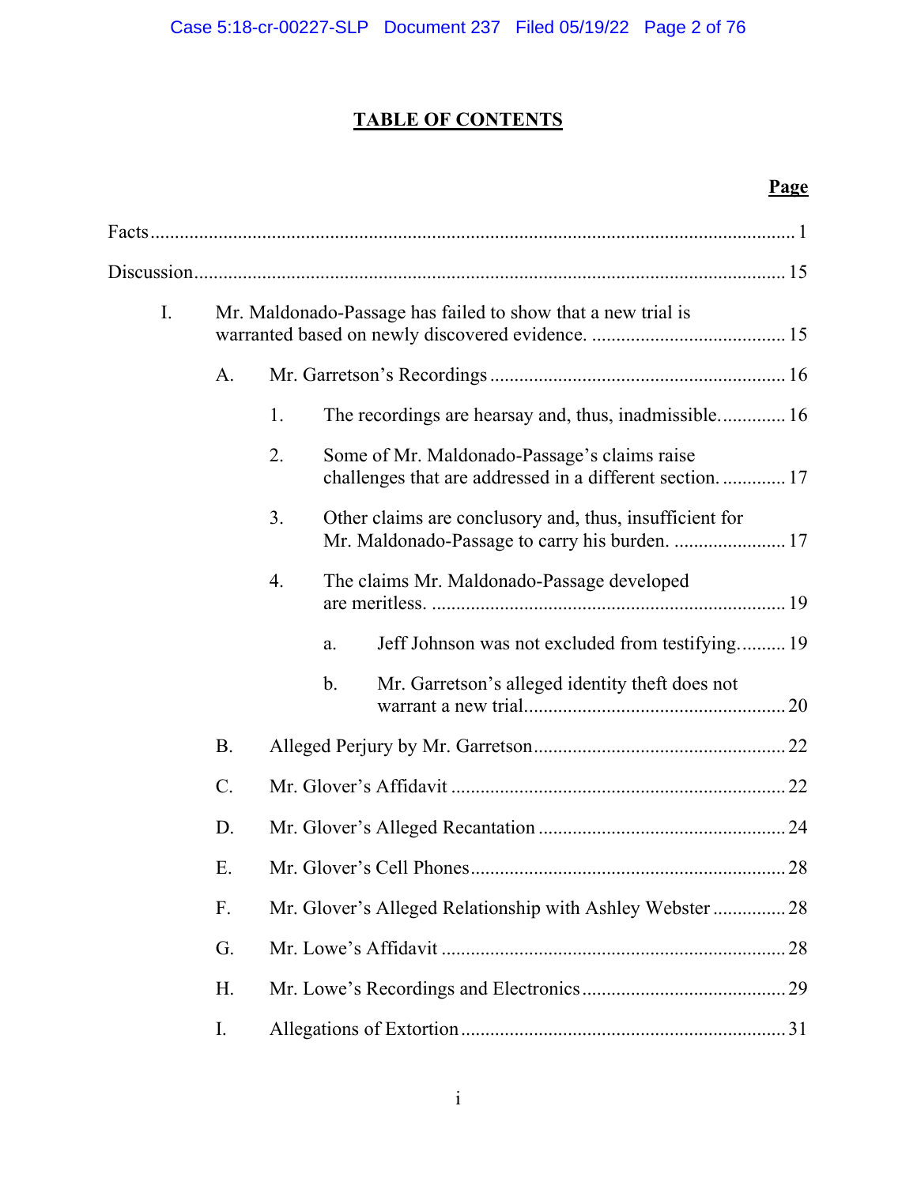# TABLE OF CONTENTS

| | Page |
|---|---|
| Facts | 1 |
| Discussion | 15 |
| I. Mr. Maldonado-Passage has failed to show that a new trial is warranted based on newly discovered evidence. | 15 |
| A. Mr. Garretson's Recordings | 16 |
| 1. The recordings are hearsay and, thus, inadmissible. | 16 |
| 2. Some of Mr. Maldonado-Passage's claims raise challenges that are addressed in a different section. | 17 |
| 3. Other claims are conclusory and, thus, insufficient for Mr. Maldonado-Passage to carry his burden. | 17 |
| 4. The claims Mr. Maldonado-Passage developed are meritless. | 19 |
| a. Jeff Johnson was not excluded from testifying. | 19 |
| b. Mr. Garretson's alleged identity theft does not warrant a new trial | 20 |
| B. Alleged Perjury by Mr. Garretson | 22 |
| C. Mr. Glover's Affidavit | 22 |
| D. Mr. Glover's Alleged Recantation | 24 |
| E. Mr. Glover's Cell Phones | 28 |
| F. Mr. Glover's Alleged Relationship with Ashley Webster | 28 |
| G. Mr. Lowe's Affidavit | 28 |
| H. Mr. Lowe's Recordings and Electronics | 29 |
| I. Allegations of Extortion | 31 |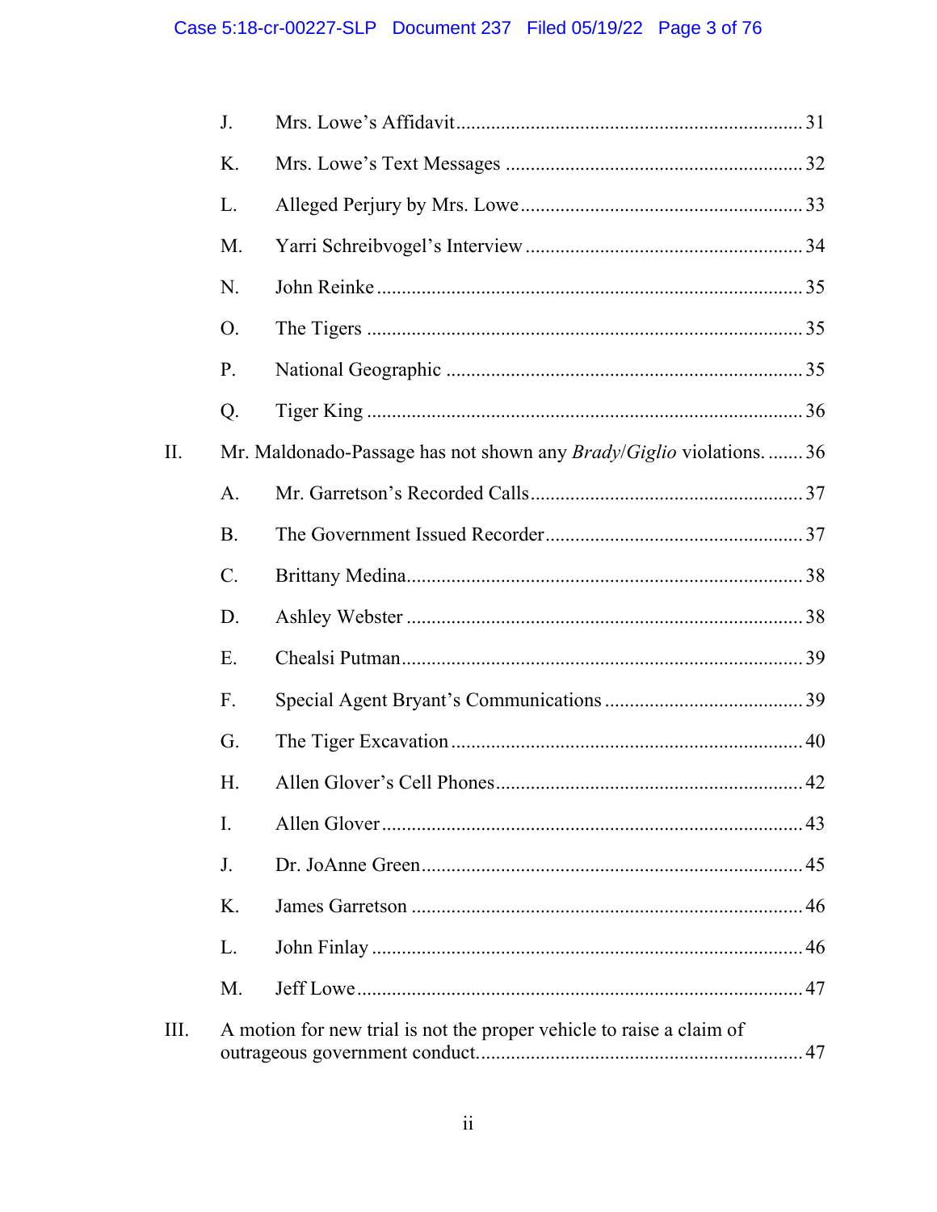J. Mrs. Lowe's Affidavit ..... 31

K. Mrs. Lowe's Text Messages ..... 32

L. Alleged Perjury by Mrs. Lowe ..... 33

M. Yarri Schreibvogel's Interview ..... 34

N. John Reinke ..... 35

O. The Tigers ..... 35

P. National Geographic ..... 35

Q. Tiger King ..... 36

II. Mr. Maldonado-Passage has not shown any *Brady*/*Giglio* violations. ..... 36

A. Mr. Garretson's Recorded Calls ..... 37

B. The Government Issued Recorder ..... 37

C. Brittany Medina ..... 38

D. Ashley Webster ..... 38

E. Chealsi Putman ..... 39

F. Special Agent Bryant's Communications ..... 39

G. The Tiger Excavation ..... 40

H. Allen Glover's Cell Phones ..... 42

I. Allen Glover ..... 43

J. Dr. JoAnne Green ..... 45

K. James Garretson ..... 46

L. John Finlay ..... 46

M. Jeff Lowe ..... 47

III. A motion for new trial is not the proper vehicle to raise a claim of outrageous government conduct. ..... 47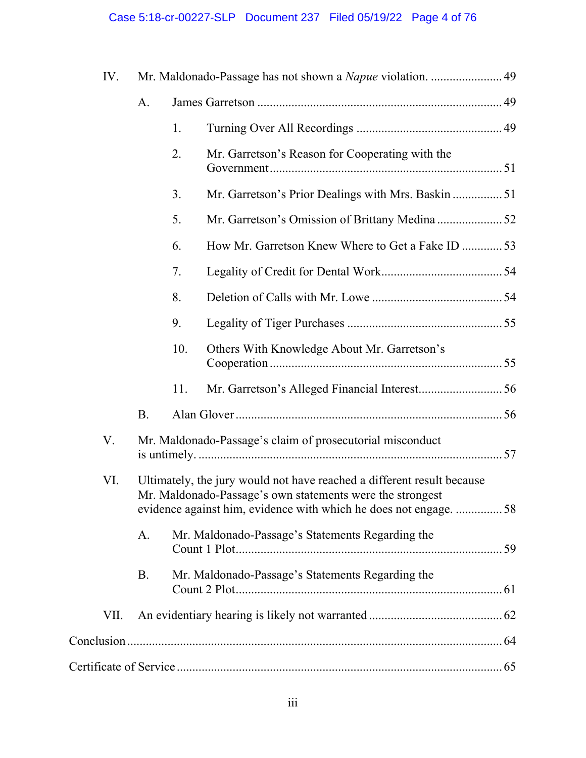IV. Mr. Maldonado-Passage has not shown a *Napue* violation. ....................... 49

A. James Garretson ............................................................................ 49

1. Turning Over All Recordings ............................................... 49

2. Mr. Garretson's Reason for Cooperating with the Government ......................................................................... 51

3. Mr. Garretson's Prior Dealings with Mrs. Baskin ................ 51

5. Mr. Garretson's Omission of Brittany Medina ..................... 52

6. How Mr. Garretson Knew Where to Get a Fake ID ............. 53

7. Legality of Credit for Dental Work...................................... 54

8. Deletion of Calls with Mr. Lowe ......................................... 54

9. Legality of Tiger Purchases ................................................. 55

10. Others With Knowledge About Mr. Garretson's Cooperation ......................................................................... 55

11. Mr. Garretson's Alleged Financial Interest.......................... 56

B. Alan Glover ..................................................................................... 56

V. Mr. Maldonado-Passage's claim of prosecutorial misconduct is untimely. ................................................................................................ 57

VI. Ultimately, the jury would not have reached a different result because Mr. Maldonado-Passage's own statements were the strongest evidence against him, evidence with which he does not engage. ............... 58

A. Mr. Maldonado-Passage's Statements Regarding the Count 1 Plot..................................................................................... 59

B. Mr. Maldonado-Passage's Statements Regarding the Count 2 Plot..................................................................................... 61

VII. An evidentiary hearing is likely not warranted ........................................... 62

Conclusion ........................................................................................................... 64

Certificate of Service .......................................................................................... 65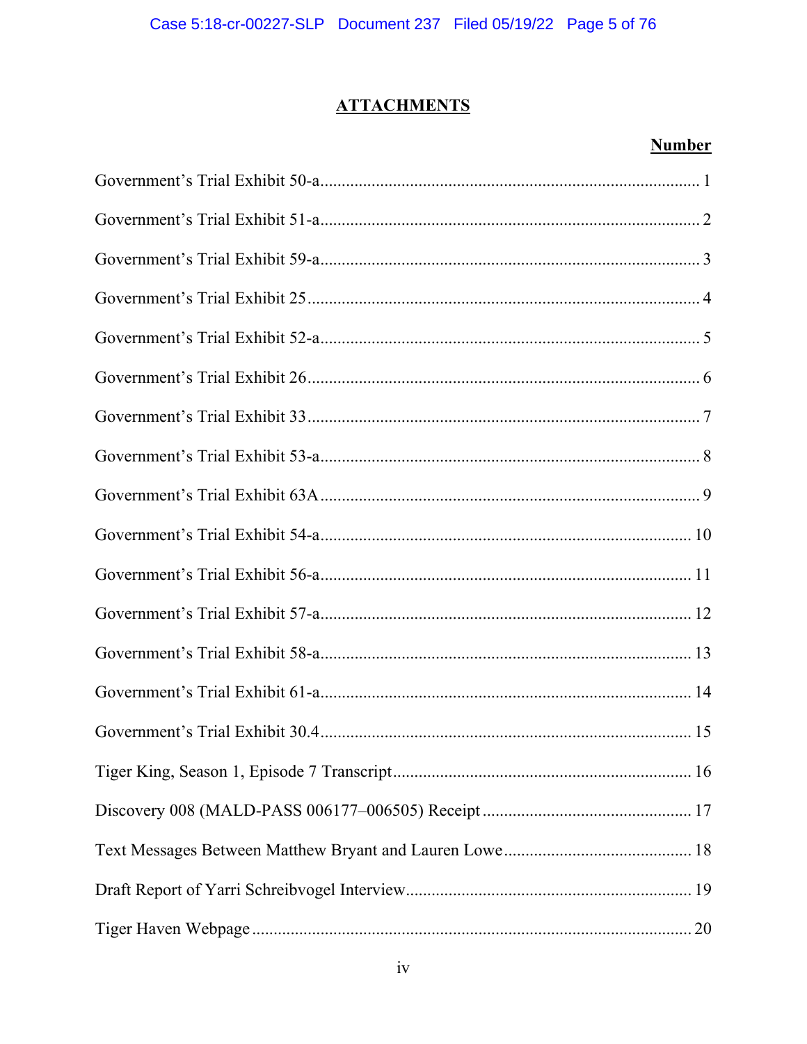# ATTACHMENTS

| | Number |
|---|---|
| Government's Trial Exhibit 50-a | 1 |
| Government's Trial Exhibit 51-a | 2 |
| Government's Trial Exhibit 59-a | 3 |
| Government's Trial Exhibit 25 | 4 |
| Government's Trial Exhibit 52-a | 5 |
| Government's Trial Exhibit 26 | 6 |
| Government's Trial Exhibit 33 | 7 |
| Government's Trial Exhibit 53-a | 8 |
| Government's Trial Exhibit 63A | 9 |
| Government's Trial Exhibit 54-a | 10 |
| Government's Trial Exhibit 56-a | 11 |
| Government's Trial Exhibit 57-a | 12 |
| Government's Trial Exhibit 58-a | 13 |
| Government's Trial Exhibit 61-a | 14 |
| Government's Trial Exhibit 30.4 | 15 |
| Tiger King, Season 1, Episode 7 Transcript | 16 |
| Discovery 008 (MALD-PASS 006177–006505) Receipt | 17 |
| Text Messages Between Matthew Bryant and Lauren Lowe | 18 |
| Draft Report of Yarri Schreibvogel Interview | 19 |
| Tiger Haven Webpage | 20 |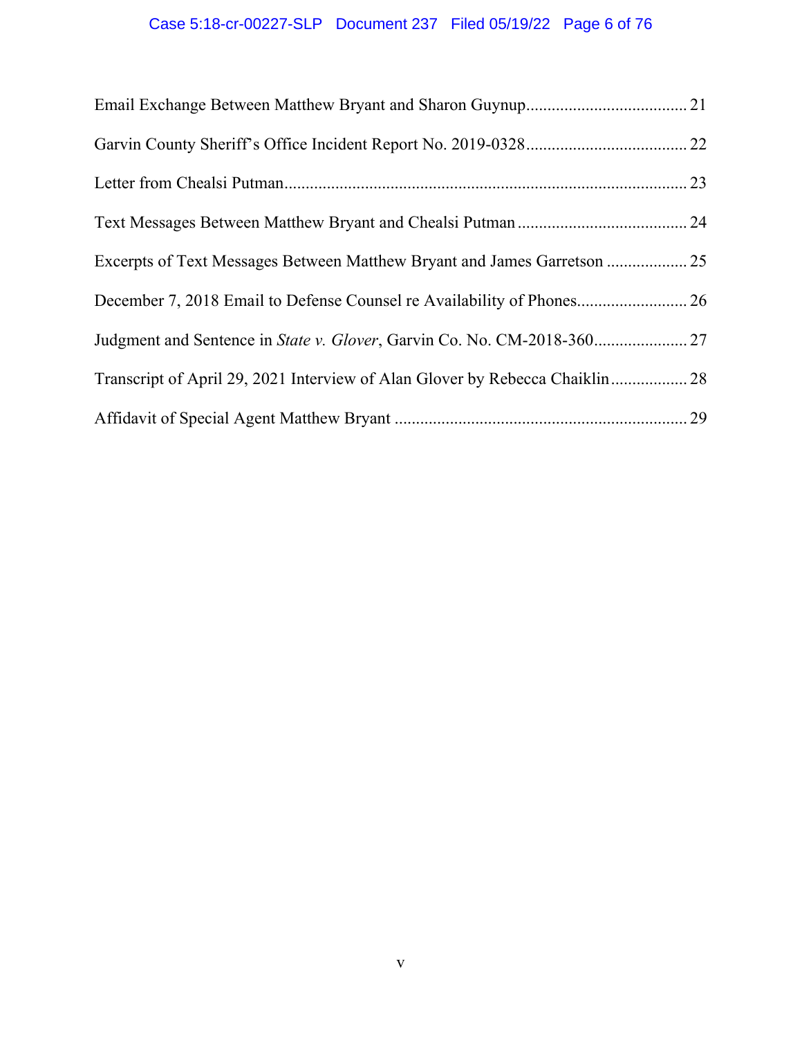Email Exchange Between Matthew Bryant and Sharon Guynup ..................................... 21

Garvin County Sheriff's Office Incident Report No. 2019-0328 ..................................... 22

Letter from Chealsi Putman ............................................................................................. 23

Text Messages Between Matthew Bryant and Chealsi Putman ....................................... 24

Excerpts of Text Messages Between Matthew Bryant and James Garretson .................. 25

December 7, 2018 Email to Defense Counsel re Availability of Phones ......................... 26

Judgment and Sentence in *State v. Glover*, Garvin Co. No. CM-2018-360 ..................... 27

Transcript of April 29, 2021 Interview of Alan Glover by Rebecca Chaiklin ................. 28

Affidavit of Special Agent Matthew Bryant .................................................................... 29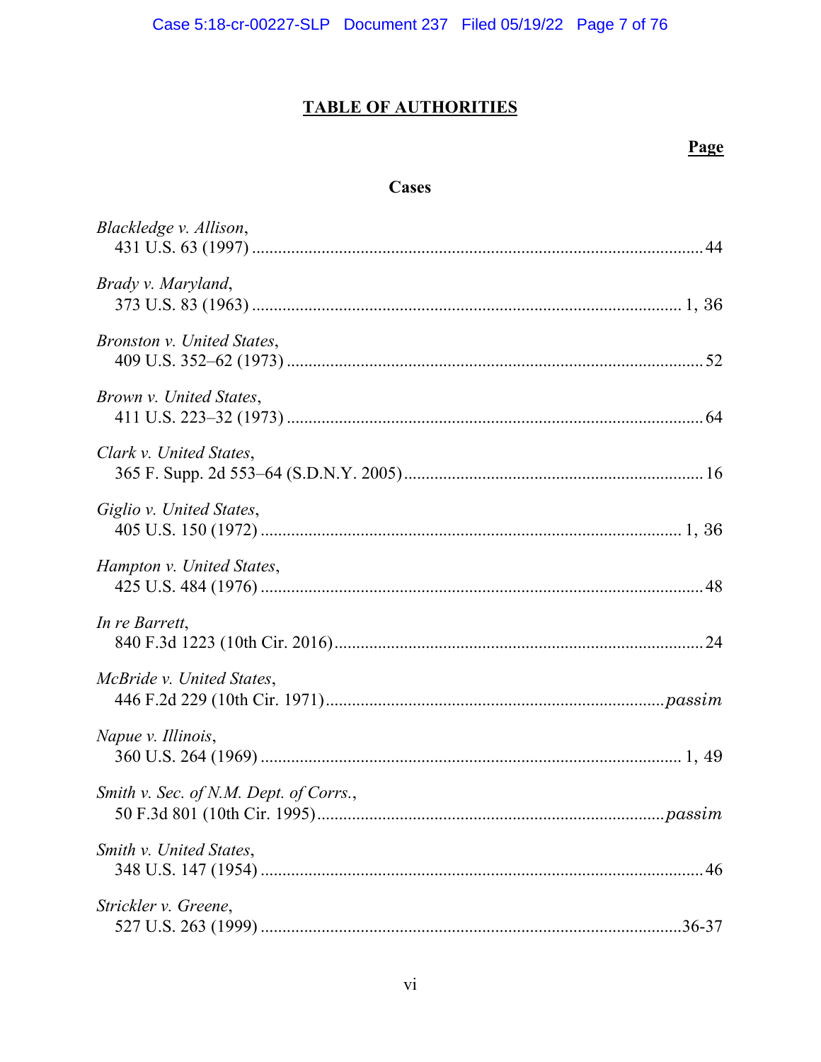# TABLE OF AUTHORITIES

**Page**

### Cases

*Blackledge v. Allison*,
431 U.S. 63 (1997) ........................................................................................ 44

*Brady v. Maryland*,
373 U.S. 83 (1963) ..................................................................................... 1, 36

*Bronston v. United States*,
409 U.S. 352–62 (1973) ................................................................................. 52

*Brown v. United States*,
411 U.S. 223–32 (1973) ................................................................................. 64

*Clark v. United States*,
365 F. Supp. 2d 553–64 (S.D.N.Y. 2005) ...................................................... 16

*Giglio v. United States*,
405 U.S. 150 (1972) ................................................................................... 1, 36

*Hampton v. United States*,
425 U.S. 484 (1976) ...................................................................................... 48

*In re Barrett*,
840 F.3d 1223 (10th Cir. 2016) ...................................................................... 24

*McBride v. United States*,
446 F.2d 229 (10th Cir. 1971) ................................................................ *passim*

*Napue v. Illinois*,
360 U.S. 264 (1969) ................................................................................... 1, 49

*Smith v. Sec. of N.M. Dept. of Corrs.*,
50 F.3d 801 (10th Cir. 1995) .................................................................. *passim*

*Smith v. United States*,
348 U.S. 147 (1954) ...................................................................................... 46

*Strickler v. Greene*,
527 U.S. 263 (1999) ................................................................................. 36-37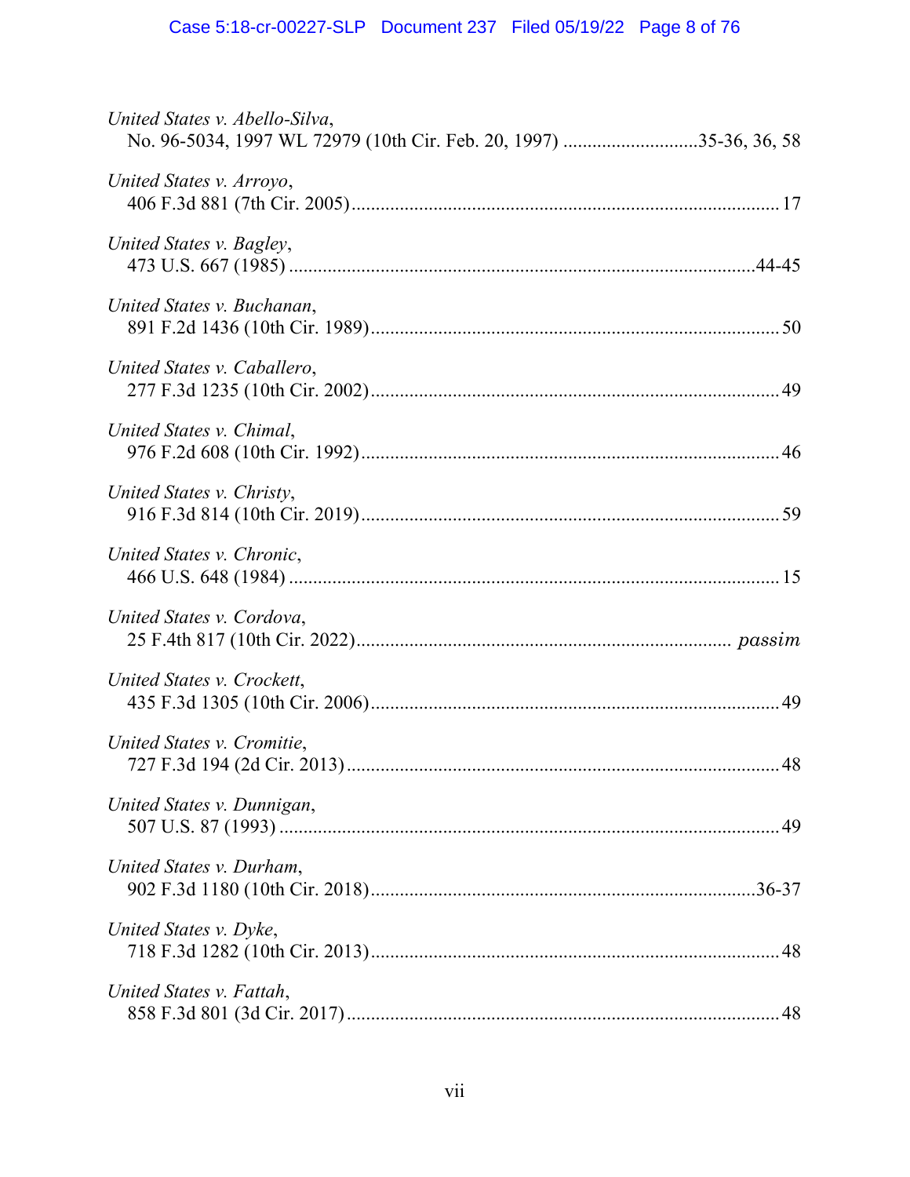*United States v. Abello-Silva*,
No. 96-5034, 1997 WL 72979 (10th Cir. Feb. 20, 1997) ............................35-36, 36, 58

*United States v. Arroyo*,
406 F.3d 881 (7th Cir. 2005)......................................................................................... 17

*United States v. Bagley*,
473 U.S. 667 (1985) ...............................................................................................44-45

*United States v. Buchanan*,
891 F.2d 1436 (10th Cir. 1989)..................................................................................... 50

*United States v. Caballero*,
277 F.3d 1235 (10th Cir. 2002)..................................................................................... 49

*United States v. Chimal*,
976 F.2d 608 (10th Cir. 1992)....................................................................................... 46

*United States v. Christy*,
916 F.3d 814 (10th Cir. 2019)....................................................................................... 59

*United States v. Chronic*,
466 U.S. 648 (1984) ...................................................................................................... 15

*United States v. Cordova*,
25 F.4th 817 (10th Cir. 2022)............................................................................. *passim*

*United States v. Crockett*,
435 F.3d 1305 (10th Cir. 2006)..................................................................................... 49

*United States v. Cromitie*,
727 F.3d 194 (2d Cir. 2013).......................................................................................... 48

*United States v. Dunnigan*,
507 U.S. 87 (1993) ........................................................................................................ 49

*United States v. Durham*,
902 F.3d 1180 (10th Cir. 2018)...............................................................................36-37

*United States v. Dyke*,
718 F.3d 1282 (10th Cir. 2013)..................................................................................... 48

*United States v. Fattah*,
858 F.3d 801 (3d Cir. 2017).......................................................................................... 48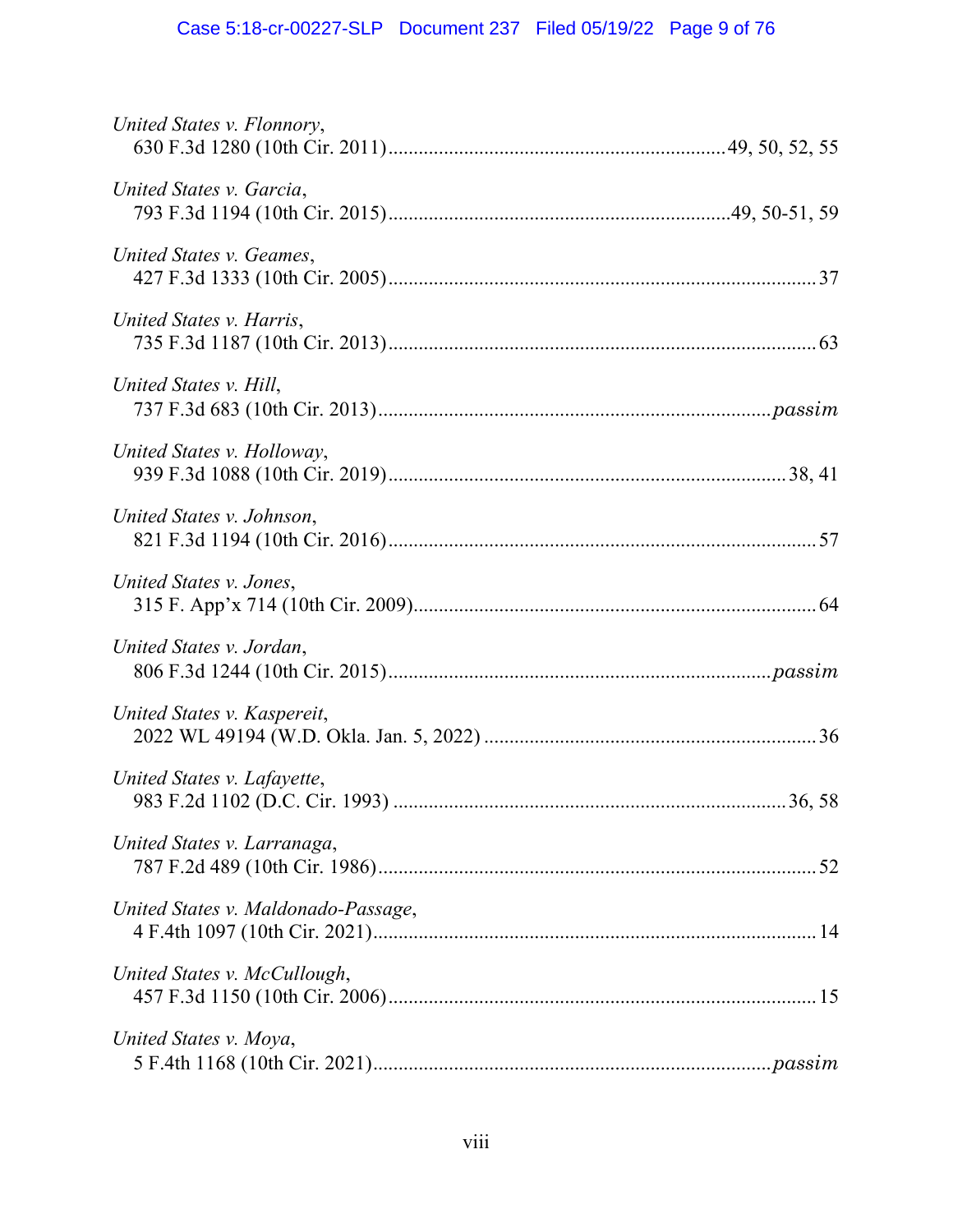*United States v. Flonnory*,
630 F.3d 1280 (10th Cir. 2011)..................................................................49, 50, 52, 55

*United States v. Garcia*,
793 F.3d 1194 (10th Cir. 2015)...................................................................49, 50-51, 59

*United States v. Geames*,
427 F.3d 1333 (10th Cir. 2005)...................................................................................37

*United States v. Harris*,
735 F.3d 1187 (10th Cir. 2013)...................................................................................63

*United States v. Hill*,
737 F.3d 683 (10th Cir. 2013)..............................................................................*passim*

*United States v. Holloway*,
939 F.3d 1088 (10th Cir. 2019)..............................................................................38, 41

*United States v. Johnson*,
821 F.3d 1194 (10th Cir. 2016)...................................................................................57

*United States v. Jones*,
315 F. App'x 714 (10th Cir. 2009)...............................................................................64

*United States v. Jordan*,
806 F.3d 1244 (10th Cir. 2015)............................................................................*passim*

*United States v. Kaspereit*,
2022 WL 49194 (W.D. Okla. Jan. 5, 2022) .................................................................36

*United States v. Lafayette*,
983 F.2d 1102 (D.C. Cir. 1993) .............................................................................36, 58

*United States v. Larranaga*,
787 F.2d 489 (10th Cir. 1986)......................................................................................52

*United States v. Maldonado-Passage*,
4 F.4th 1097 (10th Cir. 2021).......................................................................................14

*United States v. McCullough*,
457 F.3d 1150 (10th Cir. 2006)....................................................................................15

*United States v. Moya*,
5 F.4th 1168 (10th Cir. 2021)...............................................................................*passim*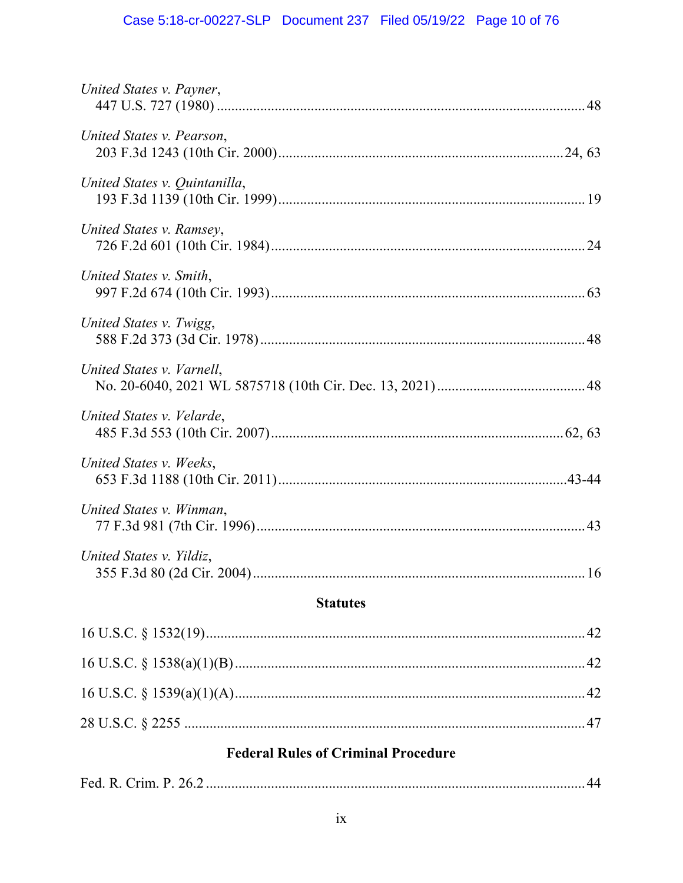*United States v. Payner*,
447 U.S. 727 (1980) .......................................................................................... 48

*United States v. Pearson*,
203 F.3d 1243 (10th Cir. 2000) .................................................................... 24, 63

*United States v. Quintanilla*,
193 F.3d 1139 (10th Cir. 1999) ........................................................................ 19

*United States v. Ramsey*,
726 F.2d 601 (10th Cir. 1984) .......................................................................... 24

*United States v. Smith*,
997 F.2d 674 (10th Cir. 1993) .......................................................................... 63

*United States v. Twigg*,
588 F.2d 373 (3d Cir. 1978) ............................................................................. 48

*United States v. Varnell*,
No. 20-6040, 2021 WL 5875718 (10th Cir. Dec. 13, 2021) ............................ 48

*United States v. Velarde*,
485 F.3d 553 (10th Cir. 2007) ..................................................................... 62, 63

*United States v. Weeks*,
653 F.3d 1188 (10th Cir. 2011) ..................................................................... 43-44

*United States v. Winman*,
77 F.3d 981 (7th Cir. 1996) .............................................................................. 43

*United States v. Yildiz*,
355 F.3d 80 (2d Cir. 2004) ................................................................................ 16

## Statutes

16 U.S.C. § 1532(19) ........................................................................................... 42

16 U.S.C. § 1538(a)(1)(B) .................................................................................... 42

16 U.S.C. § 1539(a)(1)(A) .................................................................................... 42

28 U.S.C. § 2255 .................................................................................................. 47

## Federal Rules of Criminal Procedure

Fed. R. Crim. P. 26.2 ........................................................................................... 44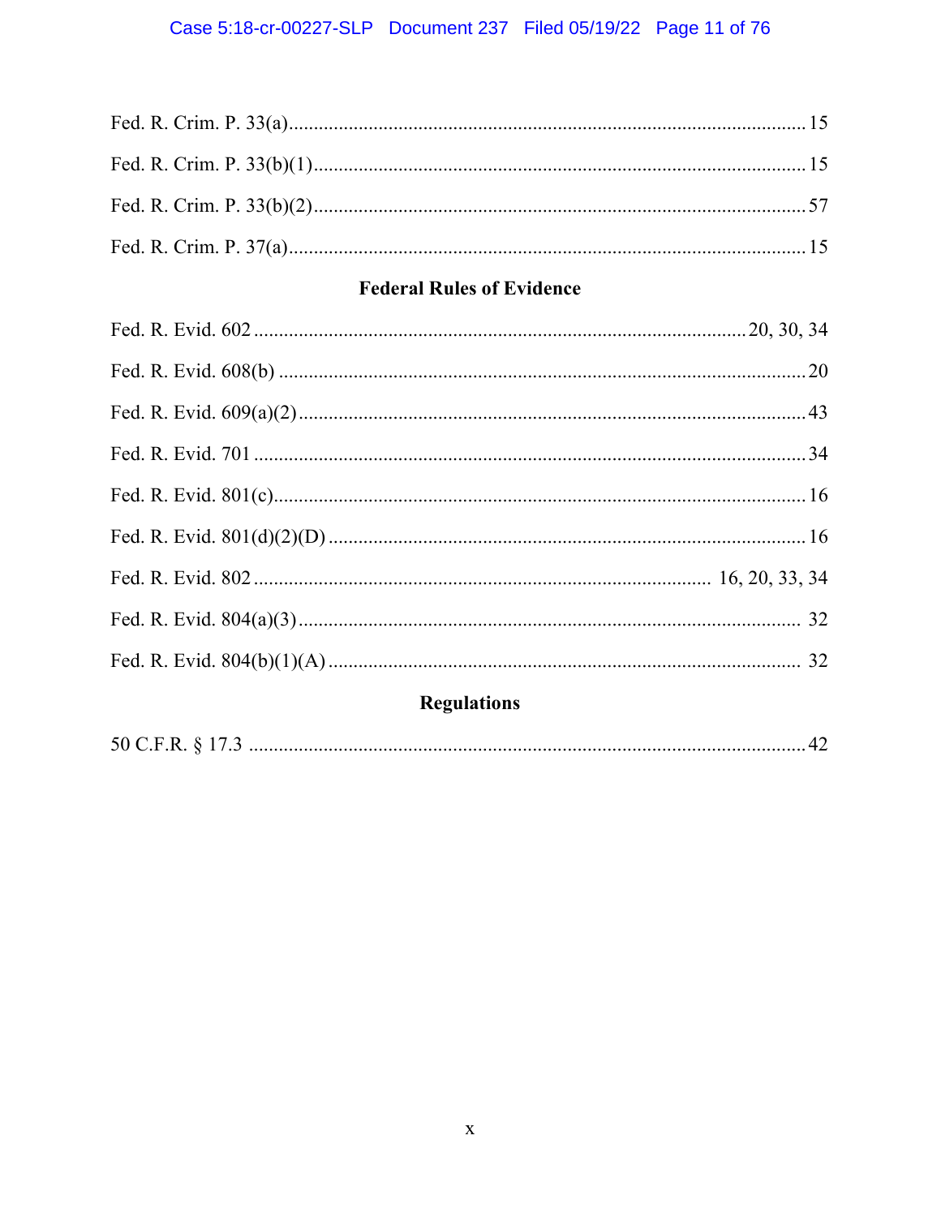Fed. R. Crim. P. 33(a)........................................................................................................15

Fed. R. Crim. P. 33(b)(1)....................................................................................................15

Fed. R. Crim. P. 33(b)(2)....................................................................................................57

Fed. R. Crim. P. 37(a)........................................................................................................15

## Federal Rules of Evidence

Fed. R. Evid. 602 ..................................................................................................20, 30, 34

Fed. R. Evid. 608(b) ..........................................................................................................20

Fed. R. Evid. 609(a)(2).......................................................................................................43

Fed. R. Evid. 701 ...............................................................................................................34

Fed. R. Evid. 801(c)............................................................................................................16

Fed. R. Evid. 801(d)(2)(D) .................................................................................................16

Fed. R. Evid. 802 ........................................................................................... 16, 20, 33, 34

Fed. R. Evid. 804(a)(3)...................................................................................................... 32

Fed. R. Evid. 804(b)(1)(A) ................................................................................................ 32

## Regulations

50 C.F.R. § 17.3 .................................................................................................................42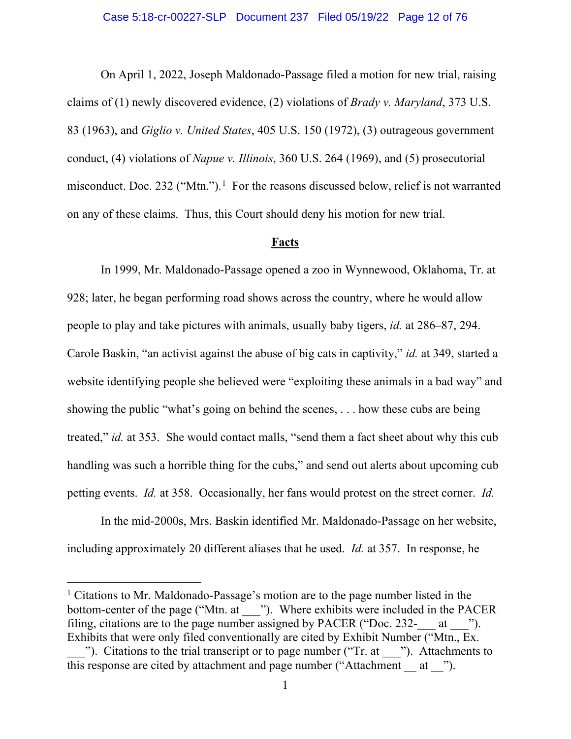On April 1, 2022, Joseph Maldonado-Passage filed a motion for new trial, raising claims of (1) newly discovered evidence, (2) violations of *Brady v. Maryland*, 373 U.S. 83 (1963), and *Giglio v. United States*, 405 U.S. 150 (1972), (3) outrageous government conduct, (4) violations of *Napue v. Illinois*, 360 U.S. 264 (1969), and (5) prosecutorial misconduct. Doc. 232 ("Mtn.").[1] For the reasons discussed below, relief is not warranted on any of these claims. Thus, this Court should deny his motion for new trial.

## <u>Facts</u>

In 1999, Mr. Maldonado-Passage opened a zoo in Wynnewood, Oklahoma, Tr. at 928; later, he began performing road shows across the country, where he would allow people to play and take pictures with animals, usually baby tigers, *id.* at 286–87, 294. Carole Baskin, "an activist against the abuse of big cats in captivity," *id.* at 349, started a website identifying people she believed were "exploiting these animals in a bad way" and showing the public "what's going on behind the scenes, . . . how these cubs are being treated," *id.* at 353. She would contact malls, "send them a fact sheet about why this cub handling was such a horrible thing for the cubs," and send out alerts about upcoming cub petting events. *Id.* at 358. Occasionally, her fans would protest on the street corner. *Id.*

In the mid-2000s, Mrs. Baskin identified Mr. Maldonado-Passage on her website, including approximately 20 different aliases that he used. *Id.* at 357. In response, he

---

[1] Citations to Mr. Maldonado-Passage's motion are to the page number listed in the bottom-center of the page ("Mtn. at ___"). Where exhibits were included in the PACER filing, citations are to the page number assigned by PACER ("Doc. 232-___ at ___"). Exhibits that were only filed conventionally are cited by Exhibit Number ("Mtn., Ex. ___"). Citations to the trial transcript or to page number ("Tr. at ___"). Attachments to this response are cited by attachment and page number ("Attachment __ at __").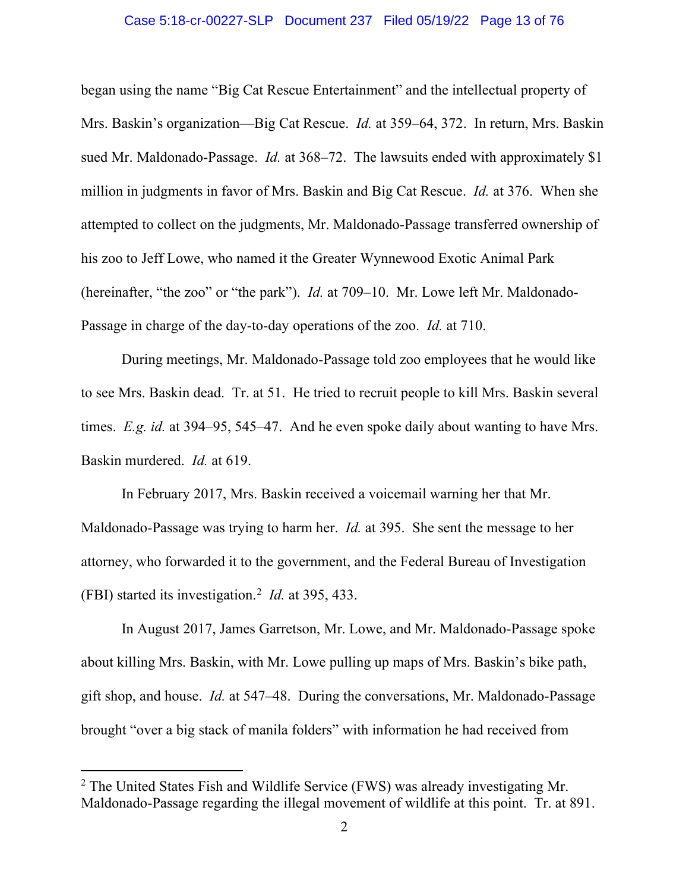began using the name "Big Cat Rescue Entertainment" and the intellectual property of Mrs. Baskin's organization—Big Cat Rescue. *Id.* at 359–64, 372. In return, Mrs. Baskin sued Mr. Maldonado-Passage. *Id.* at 368–72. The lawsuits ended with approximately $1 million in judgments in favor of Mrs. Baskin and Big Cat Rescue. *Id.* at 376. When she attempted to collect on the judgments, Mr. Maldonado-Passage transferred ownership of his zoo to Jeff Lowe, who named it the Greater Wynnewood Exotic Animal Park (hereinafter, "the zoo" or "the park"). *Id.* at 709–10. Mr. Lowe left Mr. Maldonado-Passage in charge of the day-to-day operations of the zoo. *Id.* at 710.

During meetings, Mr. Maldonado-Passage told zoo employees that he would like to see Mrs. Baskin dead. Tr. at 51. He tried to recruit people to kill Mrs. Baskin several times. *E.g. id.* at 394–95, 545–47. And he even spoke daily about wanting to have Mrs. Baskin murdered. *Id.* at 619.

In February 2017, Mrs. Baskin received a voicemail warning her that Mr. Maldonado-Passage was trying to harm her. *Id.* at 395. She sent the message to her attorney, who forwarded it to the government, and the Federal Bureau of Investigation (FBI) started its investigation.[2] *Id.* at 395, 433.

In August 2017, James Garretson, Mr. Lowe, and Mr. Maldonado-Passage spoke about killing Mrs. Baskin, with Mr. Lowe pulling up maps of Mrs. Baskin's bike path, gift shop, and house. *Id.* at 547–48. During the conversations, Mr. Maldonado-Passage brought "over a big stack of manila folders" with information he had received from

[2] The United States Fish and Wildlife Service (FWS) was already investigating Mr. Maldonado-Passage regarding the illegal movement of wildlife at this point. Tr. at 891.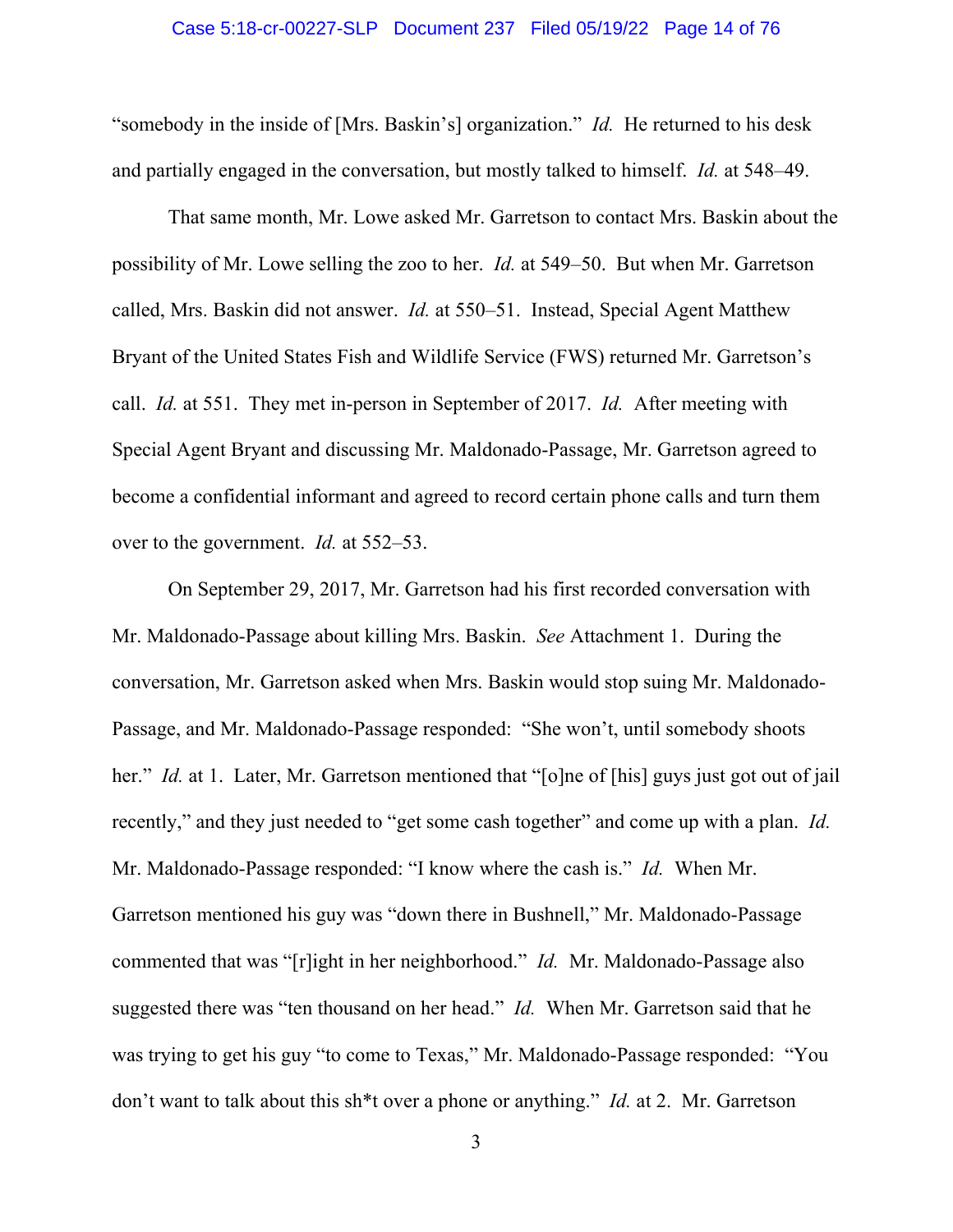"somebody in the inside of [Mrs. Baskin's] organization." *Id.* He returned to his desk and partially engaged in the conversation, but mostly talked to himself. *Id.* at 548–49.

That same month, Mr. Lowe asked Mr. Garretson to contact Mrs. Baskin about the possibility of Mr. Lowe selling the zoo to her. *Id.* at 549–50. But when Mr. Garretson called, Mrs. Baskin did not answer. *Id.* at 550–51. Instead, Special Agent Matthew Bryant of the United States Fish and Wildlife Service (FWS) returned Mr. Garretson's call. *Id.* at 551. They met in-person in September of 2017. *Id.* After meeting with Special Agent Bryant and discussing Mr. Maldonado-Passage, Mr. Garretson agreed to become a confidential informant and agreed to record certain phone calls and turn them over to the government. *Id.* at 552–53.

On September 29, 2017, Mr. Garretson had his first recorded conversation with Mr. Maldonado-Passage about killing Mrs. Baskin. *See* Attachment 1. During the conversation, Mr. Garretson asked when Mrs. Baskin would stop suing Mr. Maldonado-Passage, and Mr. Maldonado-Passage responded: "She won't, until somebody shoots her." *Id.* at 1. Later, Mr. Garretson mentioned that "[o]ne of [his] guys just got out of jail recently," and they just needed to "get some cash together" and come up with a plan. *Id.* Mr. Maldonado-Passage responded: "I know where the cash is." *Id.* When Mr. Garretson mentioned his guy was "down there in Bushnell," Mr. Maldonado-Passage commented that was "[r]ight in her neighborhood." *Id.* Mr. Maldonado-Passage also suggested there was "ten thousand on her head." *Id.* When Mr. Garretson said that he was trying to get his guy "to come to Texas," Mr. Maldonado-Passage responded: "You don't want to talk about this sh*t over a phone or anything." *Id.* at 2. Mr. Garretson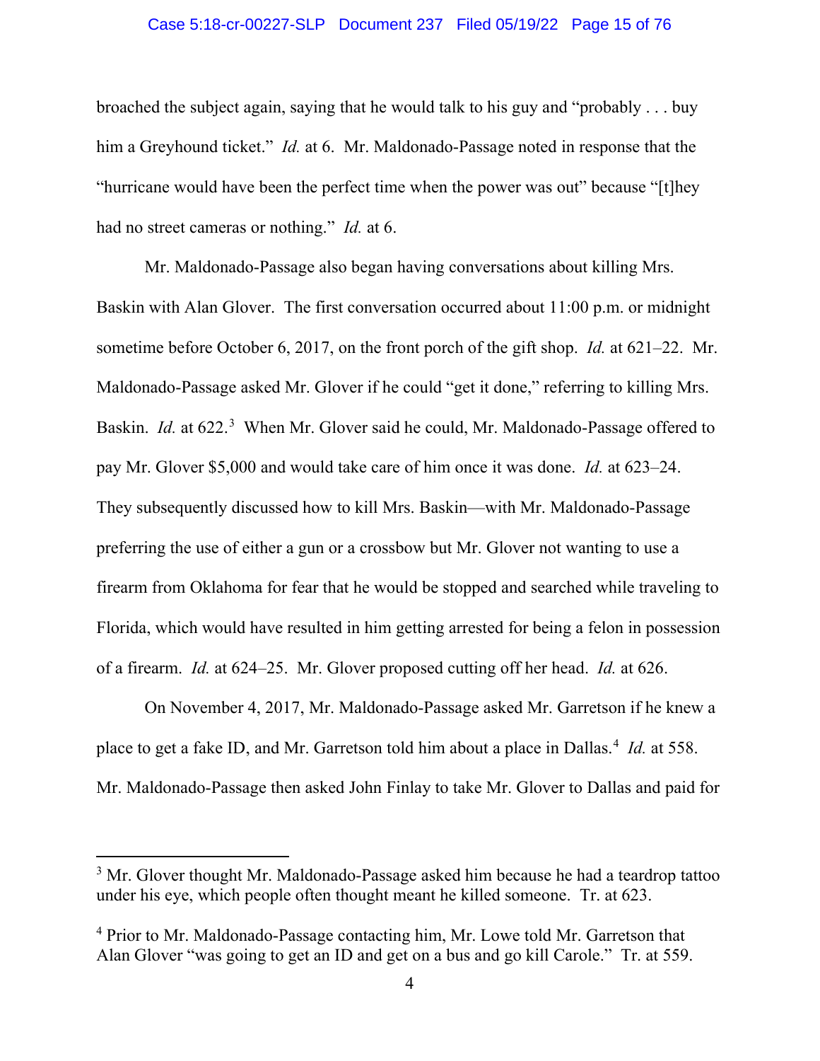broached the subject again, saying that he would talk to his guy and "probably . . . buy him a Greyhound ticket." *Id.* at 6. Mr. Maldonado-Passage noted in response that the "hurricane would have been the perfect time when the power was out" because "[t]hey had no street cameras or nothing." *Id.* at 6.

Mr. Maldonado-Passage also began having conversations about killing Mrs. Baskin with Alan Glover. The first conversation occurred about 11:00 p.m. or midnight sometime before October 6, 2017, on the front porch of the gift shop. *Id.* at 621–22. Mr. Maldonado-Passage asked Mr. Glover if he could "get it done," referring to killing Mrs. Baskin. *Id.* at 622.[3] When Mr. Glover said he could, Mr. Maldonado-Passage offered to pay Mr. Glover $5,000 and would take care of him once it was done. *Id.* at 623–24. They subsequently discussed how to kill Mrs. Baskin—with Mr. Maldonado-Passage preferring the use of either a gun or a crossbow but Mr. Glover not wanting to use a firearm from Oklahoma for fear that he would be stopped and searched while traveling to Florida, which would have resulted in him getting arrested for being a felon in possession of a firearm. *Id.* at 624–25. Mr. Glover proposed cutting off her head. *Id.* at 626.

On November 4, 2017, Mr. Maldonado-Passage asked Mr. Garretson if he knew a place to get a fake ID, and Mr. Garretson told him about a place in Dallas.[4] *Id.* at 558. Mr. Maldonado-Passage then asked John Finlay to take Mr. Glover to Dallas and paid for

---

[3] Mr. Glover thought Mr. Maldonado-Passage asked him because he had a teardrop tattoo under his eye, which people often thought meant he killed someone. Tr. at 623.

[4] Prior to Mr. Maldonado-Passage contacting him, Mr. Lowe told Mr. Garretson that Alan Glover "was going to get an ID and get on a bus and go kill Carole." Tr. at 559.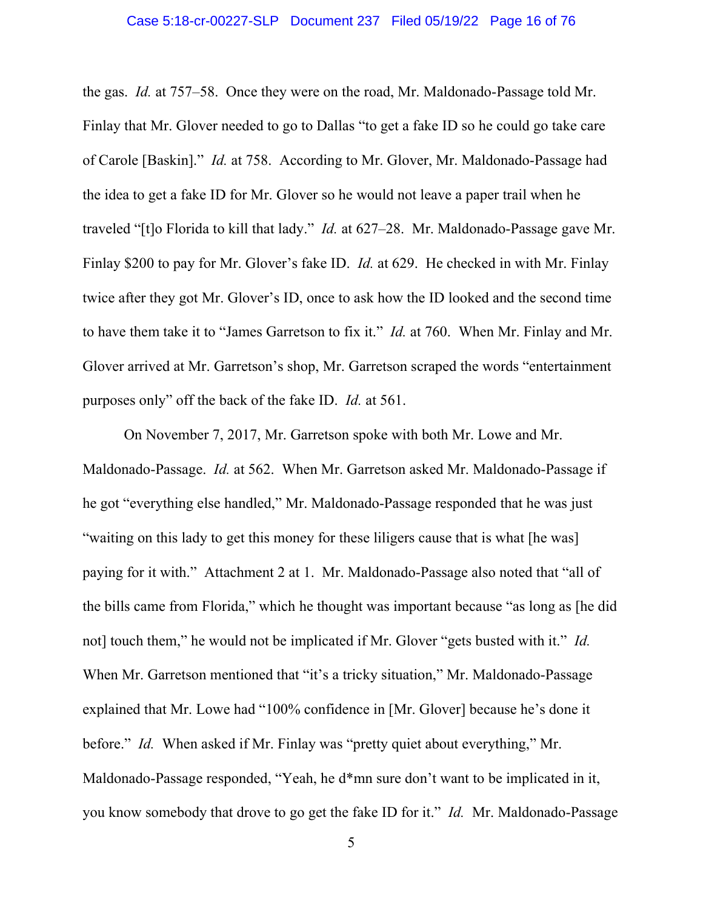the gas. *Id.* at 757–58. Once they were on the road, Mr. Maldonado-Passage told Mr. Finlay that Mr. Glover needed to go to Dallas "to get a fake ID so he could go take care of Carole [Baskin]." *Id.* at 758. According to Mr. Glover, Mr. Maldonado-Passage had the idea to get a fake ID for Mr. Glover so he would not leave a paper trail when he traveled "[t]o Florida to kill that lady." *Id.* at 627–28. Mr. Maldonado-Passage gave Mr. Finlay $200 to pay for Mr. Glover's fake ID. *Id.* at 629. He checked in with Mr. Finlay twice after they got Mr. Glover's ID, once to ask how the ID looked and the second time to have them take it to "James Garretson to fix it." *Id.* at 760. When Mr. Finlay and Mr. Glover arrived at Mr. Garretson's shop, Mr. Garretson scraped the words "entertainment purposes only" off the back of the fake ID. *Id.* at 561.

On November 7, 2017, Mr. Garretson spoke with both Mr. Lowe and Mr. Maldonado-Passage. *Id.* at 562. When Mr. Garretson asked Mr. Maldonado-Passage if he got "everything else handled," Mr. Maldonado-Passage responded that he was just "waiting on this lady to get this money for these liligers cause that is what [he was] paying for it with." Attachment 2 at 1. Mr. Maldonado-Passage also noted that "all of the bills came from Florida," which he thought was important because "as long as [he did not] touch them," he would not be implicated if Mr. Glover "gets busted with it." *Id.* When Mr. Garretson mentioned that "it's a tricky situation," Mr. Maldonado-Passage explained that Mr. Lowe had "100% confidence in [Mr. Glover] because he's done it before." *Id.* When asked if Mr. Finlay was "pretty quiet about everything," Mr. Maldonado-Passage responded, "Yeah, he d*mn sure don't want to be implicated in it, you know somebody that drove to go get the fake ID for it." *Id.* Mr. Maldonado-Passage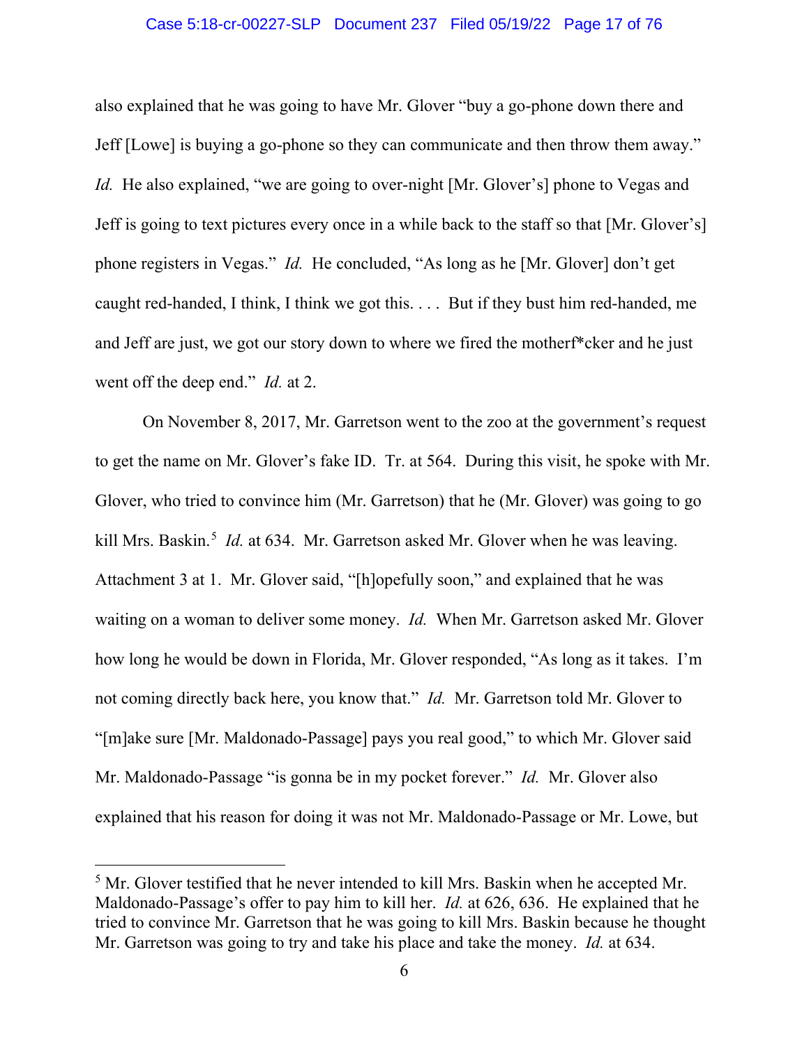also explained that he was going to have Mr. Glover "buy a go-phone down there and Jeff [Lowe] is buying a go-phone so they can communicate and then throw them away." *Id.* He also explained, "we are going to over-night [Mr. Glover's] phone to Vegas and Jeff is going to text pictures every once in a while back to the staff so that [Mr. Glover's] phone registers in Vegas." *Id.* He concluded, "As long as he [Mr. Glover] don't get caught red-handed, I think, I think we got this. . . . But if they bust him red-handed, me and Jeff are just, we got our story down to where we fired the motherf*cker and he just went off the deep end." *Id.* at 2.

On November 8, 2017, Mr. Garretson went to the zoo at the government's request to get the name on Mr. Glover's fake ID. Tr. at 564. During this visit, he spoke with Mr. Glover, who tried to convince him (Mr. Garretson) that he (Mr. Glover) was going to go kill Mrs. Baskin.[5] *Id.* at 634. Mr. Garretson asked Mr. Glover when he was leaving. Attachment 3 at 1. Mr. Glover said, "[h]opefully soon," and explained that he was waiting on a woman to deliver some money. *Id.* When Mr. Garretson asked Mr. Glover how long he would be down in Florida, Mr. Glover responded, "As long as it takes. I'm not coming directly back here, you know that." *Id.* Mr. Garretson told Mr. Glover to "[m]ake sure [Mr. Maldonado-Passage] pays you real good," to which Mr. Glover said Mr. Maldonado-Passage "is gonna be in my pocket forever." *Id.* Mr. Glover also explained that his reason for doing it was not Mr. Maldonado-Passage or Mr. Lowe, but

[5] Mr. Glover testified that he never intended to kill Mrs. Baskin when he accepted Mr. Maldonado-Passage's offer to pay him to kill her. *Id.* at 626, 636. He explained that he tried to convince Mr. Garretson that he was going to kill Mrs. Baskin because he thought Mr. Garretson was going to try and take his place and take the money. *Id.* at 634.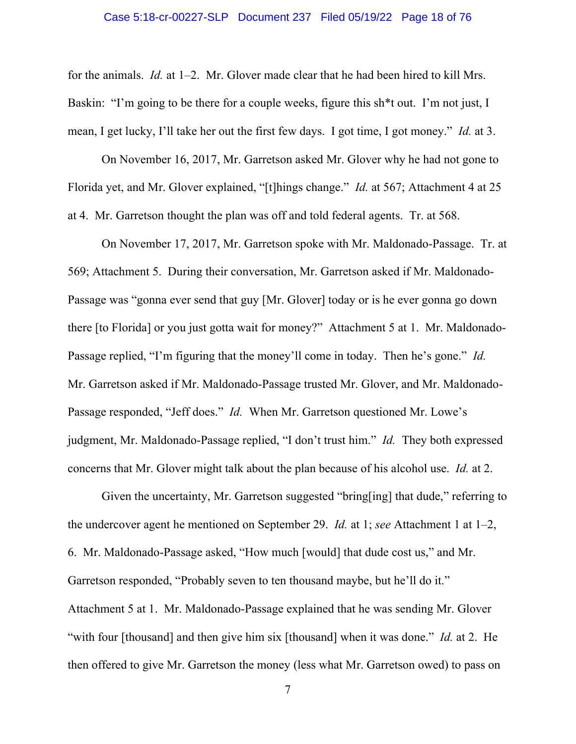for the animals. *Id.* at 1–2. Mr. Glover made clear that he had been hired to kill Mrs. Baskin: "I'm going to be there for a couple weeks, figure this sh*t out. I'm not just, I mean, I get lucky, I'll take her out the first few days. I got time, I got money." *Id.* at 3.

On November 16, 2017, Mr. Garretson asked Mr. Glover why he had not gone to Florida yet, and Mr. Glover explained, "[t]hings change." *Id.* at 567; Attachment 4 at 25 at 4. Mr. Garretson thought the plan was off and told federal agents. Tr. at 568.

On November 17, 2017, Mr. Garretson spoke with Mr. Maldonado-Passage. Tr. at 569; Attachment 5. During their conversation, Mr. Garretson asked if Mr. Maldonado-Passage was "gonna ever send that guy [Mr. Glover] today or is he ever gonna go down there [to Florida] or you just gotta wait for money?" Attachment 5 at 1. Mr. Maldonado-Passage replied, "I'm figuring that the money'll come in today. Then he's gone." *Id.* Mr. Garretson asked if Mr. Maldonado-Passage trusted Mr. Glover, and Mr. Maldonado-Passage responded, "Jeff does." *Id.* When Mr. Garretson questioned Mr. Lowe's judgment, Mr. Maldonado-Passage replied, "I don't trust him." *Id.* They both expressed concerns that Mr. Glover might talk about the plan because of his alcohol use. *Id.* at 2.

Given the uncertainty, Mr. Garretson suggested "bring[ing] that dude," referring to the undercover agent he mentioned on September 29. *Id.* at 1; *see* Attachment 1 at 1–2, 6. Mr. Maldonado-Passage asked, "How much [would] that dude cost us," and Mr. Garretson responded, "Probably seven to ten thousand maybe, but he'll do it." Attachment 5 at 1. Mr. Maldonado-Passage explained that he was sending Mr. Glover "with four [thousand] and then give him six [thousand] when it was done." *Id.* at 2. He then offered to give Mr. Garretson the money (less what Mr. Garretson owed) to pass on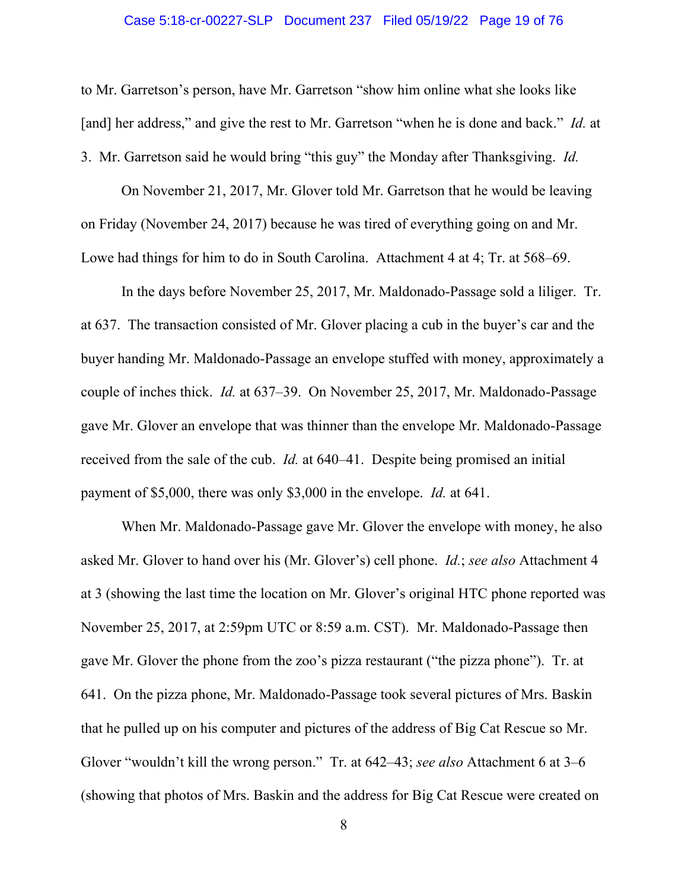to Mr. Garretson's person, have Mr. Garretson "show him online what she looks like [and] her address," and give the rest to Mr. Garretson "when he is done and back." *Id.* at 3. Mr. Garretson said he would bring "this guy" the Monday after Thanksgiving. *Id.*

On November 21, 2017, Mr. Glover told Mr. Garretson that he would be leaving on Friday (November 24, 2017) because he was tired of everything going on and Mr. Lowe had things for him to do in South Carolina. Attachment 4 at 4; Tr. at 568–69.

In the days before November 25, 2017, Mr. Maldonado-Passage sold a liliger. Tr. at 637. The transaction consisted of Mr. Glover placing a cub in the buyer's car and the buyer handing Mr. Maldonado-Passage an envelope stuffed with money, approximately a couple of inches thick. *Id.* at 637–39. On November 25, 2017, Mr. Maldonado-Passage gave Mr. Glover an envelope that was thinner than the envelope Mr. Maldonado-Passage received from the sale of the cub. *Id.* at 640–41. Despite being promised an initial payment of $5,000, there was only $3,000 in the envelope. *Id.* at 641.

When Mr. Maldonado-Passage gave Mr. Glover the envelope with money, he also asked Mr. Glover to hand over his (Mr. Glover's) cell phone. *Id.*; *see also* Attachment 4 at 3 (showing the last time the location on Mr. Glover's original HTC phone reported was November 25, 2017, at 2:59pm UTC or 8:59 a.m. CST). Mr. Maldonado-Passage then gave Mr. Glover the phone from the zoo's pizza restaurant ("the pizza phone"). Tr. at 641. On the pizza phone, Mr. Maldonado-Passage took several pictures of Mrs. Baskin that he pulled up on his computer and pictures of the address of Big Cat Rescue so Mr. Glover "wouldn't kill the wrong person." Tr. at 642–43; *see also* Attachment 6 at 3–6 (showing that photos of Mrs. Baskin and the address for Big Cat Rescue were created on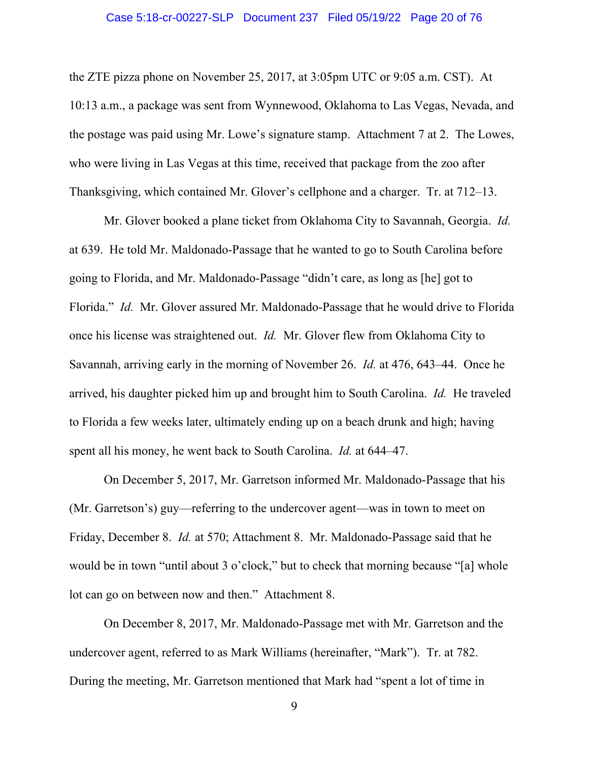the ZTE pizza phone on November 25, 2017, at 3:05pm UTC or 9:05 a.m. CST). At 10:13 a.m., a package was sent from Wynnewood, Oklahoma to Las Vegas, Nevada, and the postage was paid using Mr. Lowe's signature stamp. Attachment 7 at 2. The Lowes, who were living in Las Vegas at this time, received that package from the zoo after Thanksgiving, which contained Mr. Glover's cellphone and a charger. Tr. at 712–13.

Mr. Glover booked a plane ticket from Oklahoma City to Savannah, Georgia. *Id.* at 639. He told Mr. Maldonado-Passage that he wanted to go to South Carolina before going to Florida, and Mr. Maldonado-Passage "didn't care, as long as [he] got to Florida." *Id.* Mr. Glover assured Mr. Maldonado-Passage that he would drive to Florida once his license was straightened out. *Id.* Mr. Glover flew from Oklahoma City to Savannah, arriving early in the morning of November 26. *Id.* at 476, 643–44. Once he arrived, his daughter picked him up and brought him to South Carolina. *Id.* He traveled to Florida a few weeks later, ultimately ending up on a beach drunk and high; having spent all his money, he went back to South Carolina. *Id.* at 644–47.

On December 5, 2017, Mr. Garretson informed Mr. Maldonado-Passage that his (Mr. Garretson's) guy—referring to the undercover agent—was in town to meet on Friday, December 8. *Id.* at 570; Attachment 8. Mr. Maldonado-Passage said that he would be in town "until about 3 o'clock," but to check that morning because "[a] whole lot can go on between now and then." Attachment 8.

On December 8, 2017, Mr. Maldonado-Passage met with Mr. Garretson and the undercover agent, referred to as Mark Williams (hereinafter, "Mark"). Tr. at 782. During the meeting, Mr. Garretson mentioned that Mark had "spent a lot of time in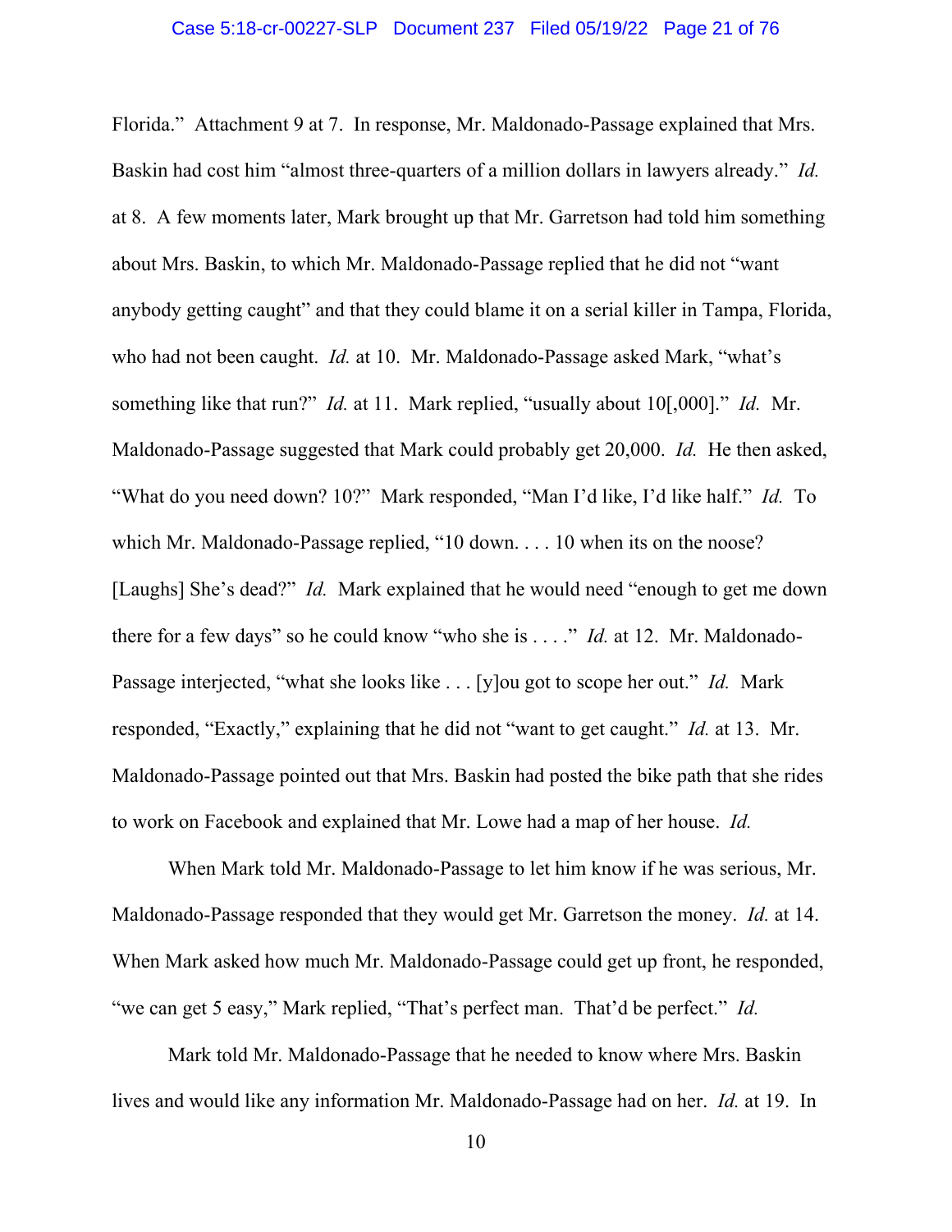Florida." Attachment 9 at 7. In response, Mr. Maldonado-Passage explained that Mrs. Baskin had cost him "almost three-quarters of a million dollars in lawyers already." *Id.* at 8. A few moments later, Mark brought up that Mr. Garretson had told him something about Mrs. Baskin, to which Mr. Maldonado-Passage replied that he did not "want anybody getting caught" and that they could blame it on a serial killer in Tampa, Florida, who had not been caught. *Id.* at 10. Mr. Maldonado-Passage asked Mark, "what's something like that run?" *Id.* at 11. Mark replied, "usually about 10[,000]." *Id.* Mr. Maldonado-Passage suggested that Mark could probably get 20,000. *Id.* He then asked, "What do you need down? 10?" Mark responded, "Man I'd like, I'd like half." *Id.* To which Mr. Maldonado-Passage replied, "10 down. . . . 10 when its on the noose? [Laughs] She's dead?" *Id.* Mark explained that he would need "enough to get me down there for a few days" so he could know "who she is . . . ." *Id.* at 12. Mr. Maldonado-Passage interjected, "what she looks like . . . [y]ou got to scope her out." *Id.* Mark responded, "Exactly," explaining that he did not "want to get caught." *Id.* at 13. Mr. Maldonado-Passage pointed out that Mrs. Baskin had posted the bike path that she rides to work on Facebook and explained that Mr. Lowe had a map of her house. *Id.*

When Mark told Mr. Maldonado-Passage to let him know if he was serious, Mr. Maldonado-Passage responded that they would get Mr. Garretson the money. *Id.* at 14. When Mark asked how much Mr. Maldonado-Passage could get up front, he responded, "we can get 5 easy," Mark replied, "That's perfect man. That'd be perfect." *Id.*

Mark told Mr. Maldonado-Passage that he needed to know where Mrs. Baskin lives and would like any information Mr. Maldonado-Passage had on her. *Id.* at 19. In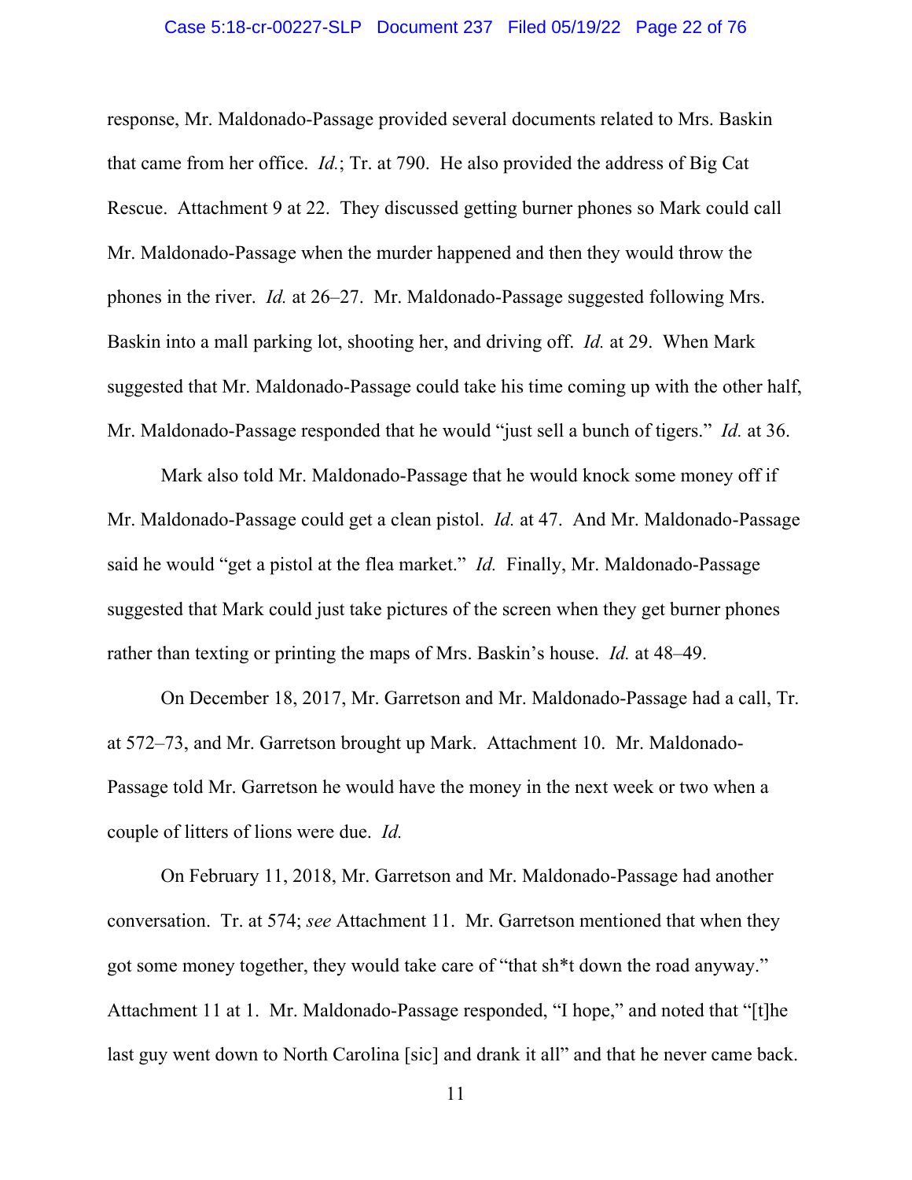response, Mr. Maldonado-Passage provided several documents related to Mrs. Baskin that came from her office. *Id.*; Tr. at 790. He also provided the address of Big Cat Rescue. Attachment 9 at 22. They discussed getting burner phones so Mark could call Mr. Maldonado-Passage when the murder happened and then they would throw the phones in the river. *Id.* at 26–27. Mr. Maldonado-Passage suggested following Mrs. Baskin into a mall parking lot, shooting her, and driving off. *Id.* at 29. When Mark suggested that Mr. Maldonado-Passage could take his time coming up with the other half, Mr. Maldonado-Passage responded that he would "just sell a bunch of tigers." *Id.* at 36.

Mark also told Mr. Maldonado-Passage that he would knock some money off if Mr. Maldonado-Passage could get a clean pistol. *Id.* at 47. And Mr. Maldonado-Passage said he would "get a pistol at the flea market." *Id.* Finally, Mr. Maldonado-Passage suggested that Mark could just take pictures of the screen when they get burner phones rather than texting or printing the maps of Mrs. Baskin's house. *Id.* at 48–49.

On December 18, 2017, Mr. Garretson and Mr. Maldonado-Passage had a call, Tr. at 572–73, and Mr. Garretson brought up Mark. Attachment 10. Mr. Maldonado-Passage told Mr. Garretson he would have the money in the next week or two when a couple of litters of lions were due. *Id.*

On February 11, 2018, Mr. Garretson and Mr. Maldonado-Passage had another conversation. Tr. at 574; *see* Attachment 11. Mr. Garretson mentioned that when they got some money together, they would take care of "that sh*t down the road anyway." Attachment 11 at 1. Mr. Maldonado-Passage responded, "I hope," and noted that "[t]he last guy went down to North Carolina [sic] and drank it all" and that he never came back.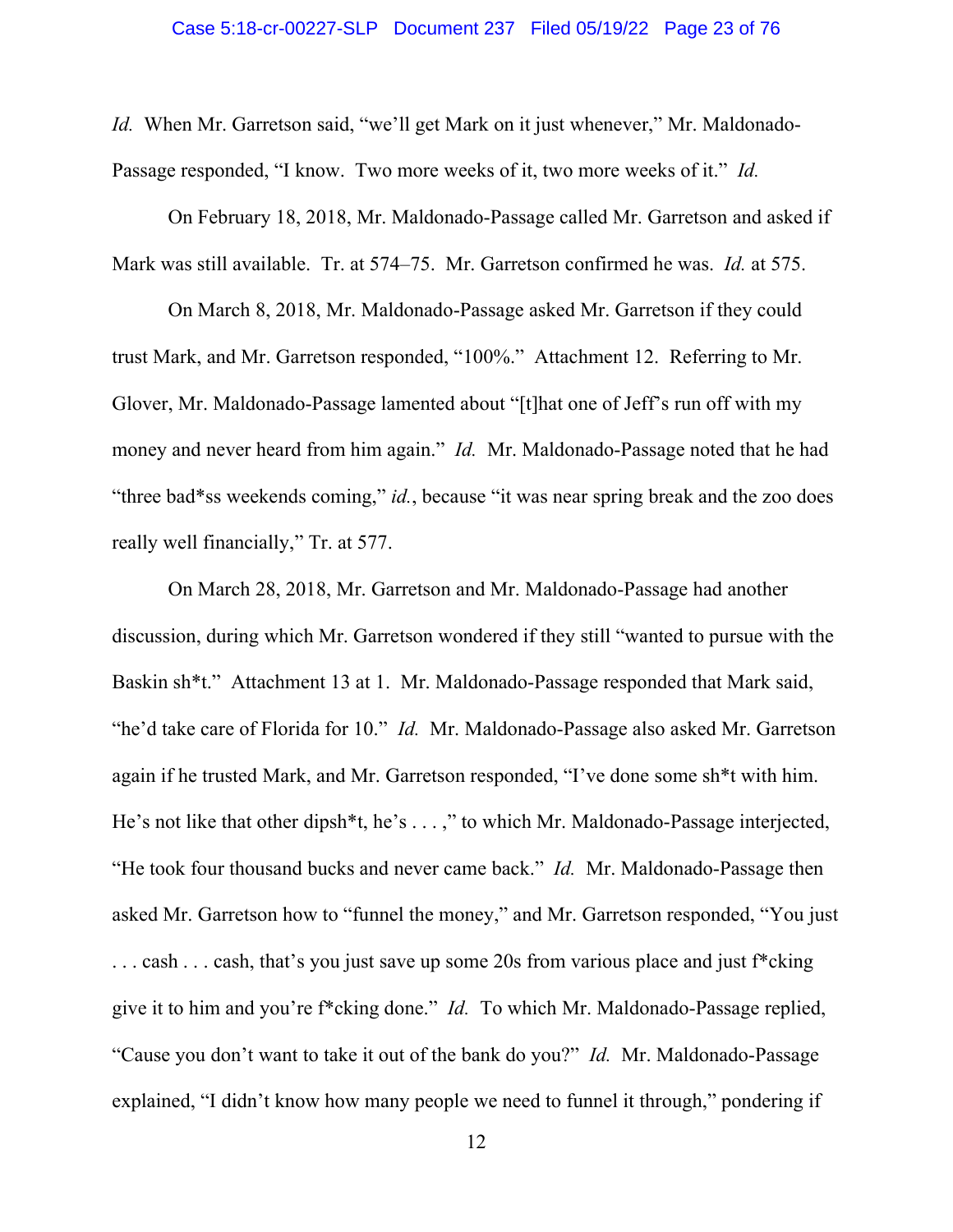*Id.* When Mr. Garretson said, "we'll get Mark on it just whenever," Mr. Maldonado-Passage responded, "I know. Two more weeks of it, two more weeks of it." *Id.*

On February 18, 2018, Mr. Maldonado-Passage called Mr. Garretson and asked if Mark was still available. Tr. at 574–75. Mr. Garretson confirmed he was. *Id.* at 575.

On March 8, 2018, Mr. Maldonado-Passage asked Mr. Garretson if they could trust Mark, and Mr. Garretson responded, "100%." Attachment 12. Referring to Mr. Glover, Mr. Maldonado-Passage lamented about "[t]hat one of Jeff's run off with my money and never heard from him again." *Id.* Mr. Maldonado-Passage noted that he had "three bad*ss weekends coming," *id.*, because "it was near spring break and the zoo does really well financially," Tr. at 577.

On March 28, 2018, Mr. Garretson and Mr. Maldonado-Passage had another discussion, during which Mr. Garretson wondered if they still "wanted to pursue with the Baskin sh*t." Attachment 13 at 1. Mr. Maldonado-Passage responded that Mark said, "he'd take care of Florida for 10." *Id.* Mr. Maldonado-Passage also asked Mr. Garretson again if he trusted Mark, and Mr. Garretson responded, "I've done some sh*t with him. He's not like that other dipsh*t, he's . . . ," to which Mr. Maldonado-Passage interjected, "He took four thousand bucks and never came back." *Id.* Mr. Maldonado-Passage then asked Mr. Garretson how to "funnel the money," and Mr. Garretson responded, "You just . . . cash . . . cash, that's you just save up some 20s from various place and just f*cking give it to him and you're f*cking done." *Id.* To which Mr. Maldonado-Passage replied, "Cause you don't want to take it out of the bank do you?" *Id.* Mr. Maldonado-Passage explained, "I didn't know how many people we need to funnel it through," pondering if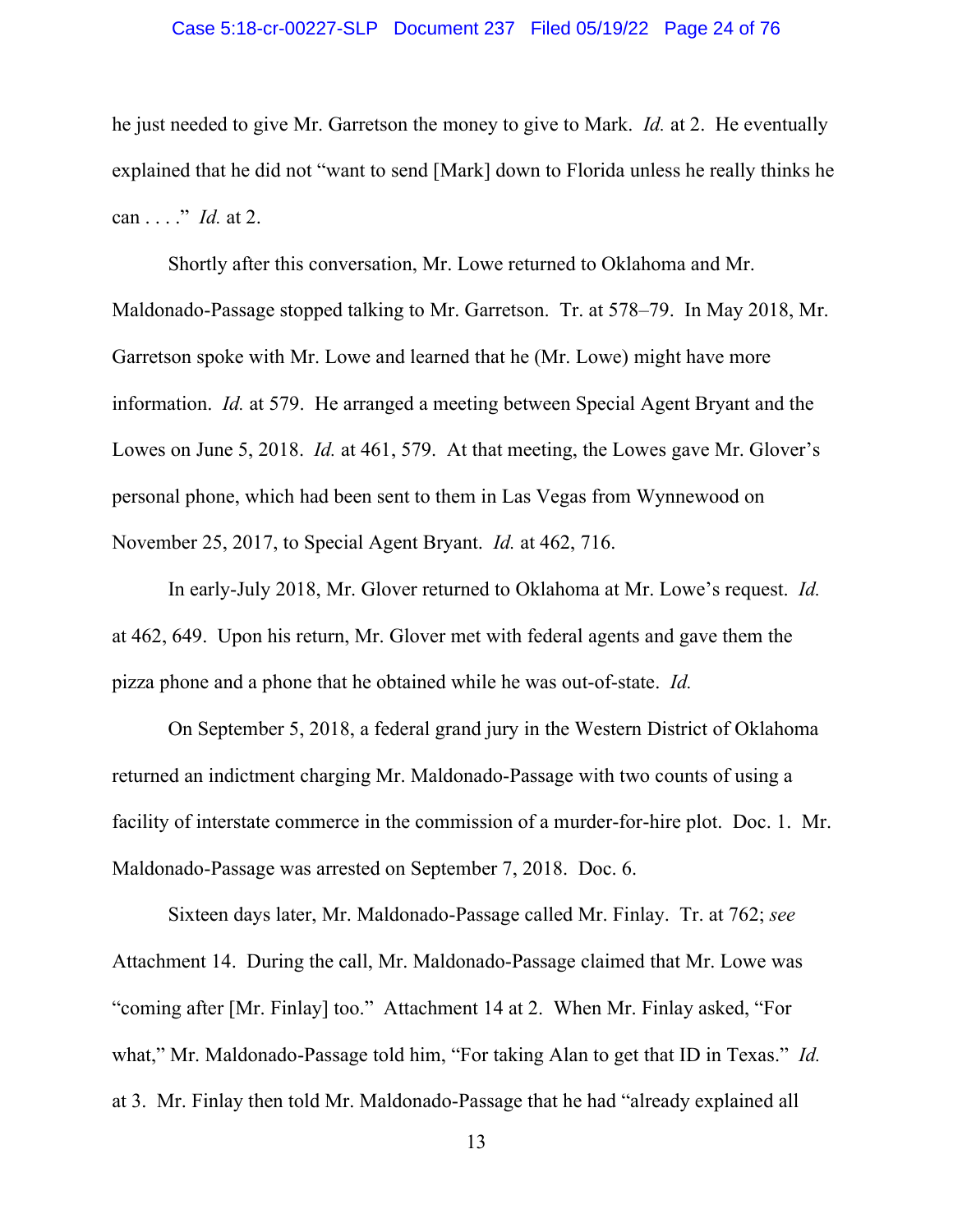he just needed to give Mr. Garretson the money to give to Mark. *Id.* at 2. He eventually explained that he did not "want to send [Mark] down to Florida unless he really thinks he can . . . ." *Id.* at 2.

Shortly after this conversation, Mr. Lowe returned to Oklahoma and Mr. Maldonado-Passage stopped talking to Mr. Garretson. Tr. at 578–79. In May 2018, Mr. Garretson spoke with Mr. Lowe and learned that he (Mr. Lowe) might have more information. *Id.* at 579. He arranged a meeting between Special Agent Bryant and the Lowes on June 5, 2018. *Id.* at 461, 579. At that meeting, the Lowes gave Mr. Glover's personal phone, which had been sent to them in Las Vegas from Wynnewood on November 25, 2017, to Special Agent Bryant. *Id.* at 462, 716.

In early-July 2018, Mr. Glover returned to Oklahoma at Mr. Lowe's request. *Id.* at 462, 649. Upon his return, Mr. Glover met with federal agents and gave them the pizza phone and a phone that he obtained while he was out-of-state. *Id.*

On September 5, 2018, a federal grand jury in the Western District of Oklahoma returned an indictment charging Mr. Maldonado-Passage with two counts of using a facility of interstate commerce in the commission of a murder-for-hire plot. Doc. 1. Mr. Maldonado-Passage was arrested on September 7, 2018. Doc. 6.

Sixteen days later, Mr. Maldonado-Passage called Mr. Finlay. Tr. at 762; *see* Attachment 14. During the call, Mr. Maldonado-Passage claimed that Mr. Lowe was "coming after [Mr. Finlay] too." Attachment 14 at 2. When Mr. Finlay asked, "For what," Mr. Maldonado-Passage told him, "For taking Alan to get that ID in Texas." *Id.* at 3. Mr. Finlay then told Mr. Maldonado-Passage that he had "already explained all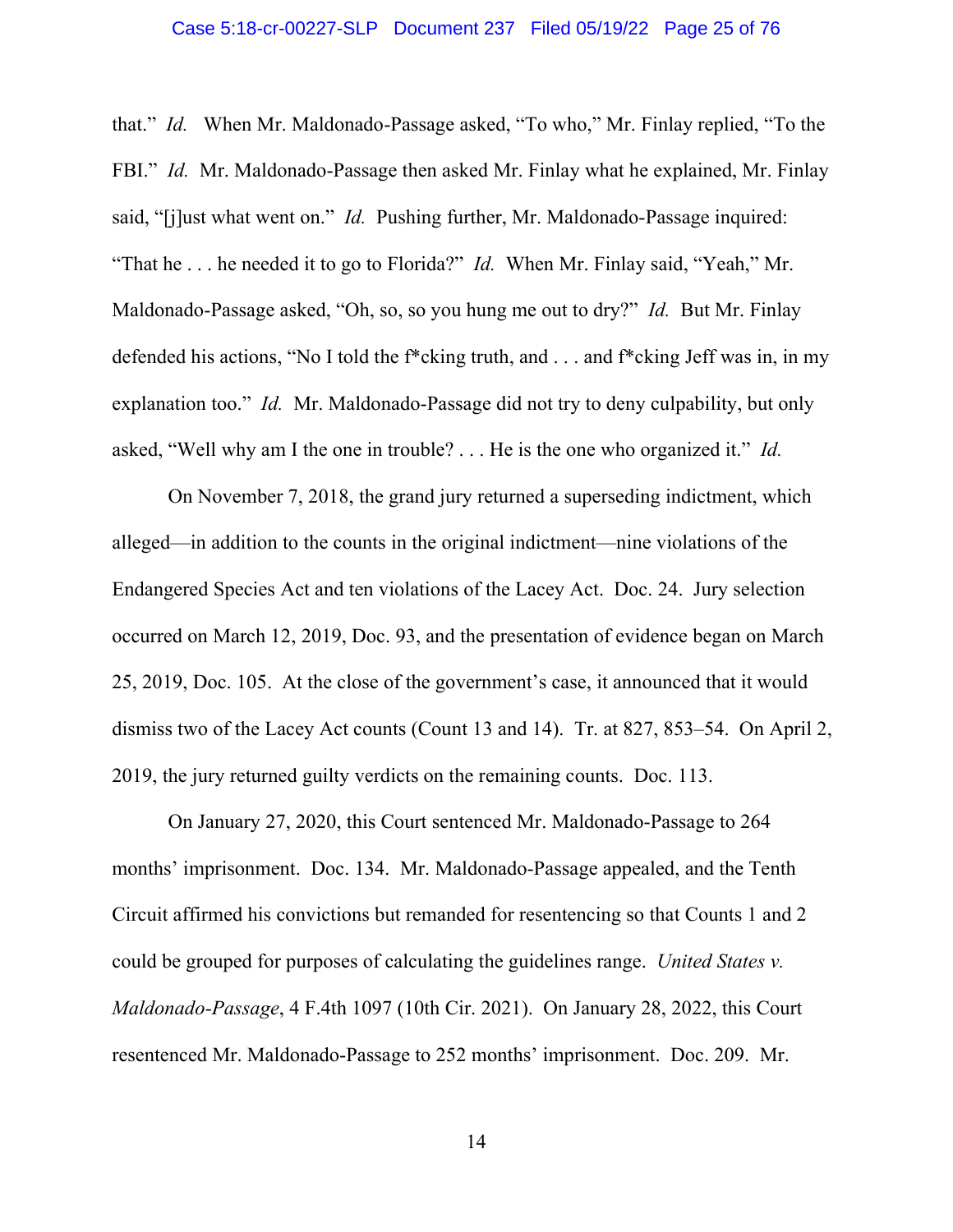that." *Id.* When Mr. Maldonado-Passage asked, "To who," Mr. Finlay replied, "To the FBI." *Id.* Mr. Maldonado-Passage then asked Mr. Finlay what he explained, Mr. Finlay said, "[j]ust what went on." *Id.* Pushing further, Mr. Maldonado-Passage inquired: "That he . . . he needed it to go to Florida?" *Id.* When Mr. Finlay said, "Yeah," Mr. Maldonado-Passage asked, "Oh, so, so you hung me out to dry?" *Id.* But Mr. Finlay defended his actions, "No I told the f*cking truth, and . . . and f*cking Jeff was in, in my explanation too." *Id.* Mr. Maldonado-Passage did not try to deny culpability, but only asked, "Well why am I the one in trouble? . . . He is the one who organized it." *Id.*

On November 7, 2018, the grand jury returned a superseding indictment, which alleged—in addition to the counts in the original indictment—nine violations of the Endangered Species Act and ten violations of the Lacey Act. Doc. 24. Jury selection occurred on March 12, 2019, Doc. 93, and the presentation of evidence began on March 25, 2019, Doc. 105. At the close of the government's case, it announced that it would dismiss two of the Lacey Act counts (Count 13 and 14). Tr. at 827, 853–54. On April 2, 2019, the jury returned guilty verdicts on the remaining counts. Doc. 113.

On January 27, 2020, this Court sentenced Mr. Maldonado-Passage to 264 months' imprisonment. Doc. 134. Mr. Maldonado-Passage appealed, and the Tenth Circuit affirmed his convictions but remanded for resentencing so that Counts 1 and 2 could be grouped for purposes of calculating the guidelines range. *United States v. Maldonado-Passage*, 4 F.4th 1097 (10th Cir. 2021). On January 28, 2022, this Court resentenced Mr. Maldonado-Passage to 252 months' imprisonment. Doc. 209. Mr.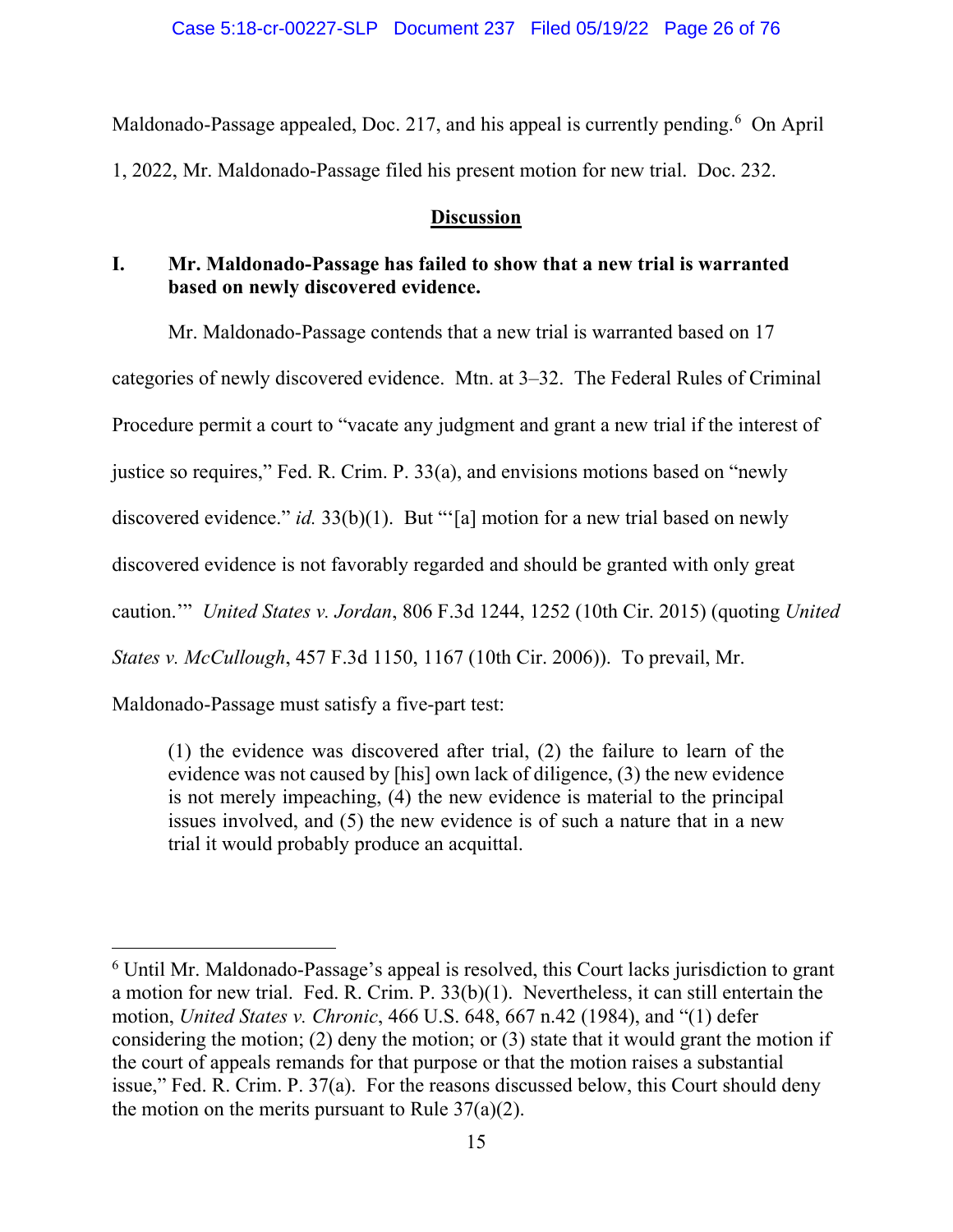Maldonado-Passage appealed, Doc. 217, and his appeal is currently pending.[6] On April 1, 2022, Mr. Maldonado-Passage filed his present motion for new trial. Doc. 232.

## Discussion

### I. Mr. Maldonado-Passage has failed to show that a new trial is warranted based on newly discovered evidence.

Mr. Maldonado-Passage contends that a new trial is warranted based on 17 categories of newly discovered evidence. Mtn. at 3–32. The Federal Rules of Criminal Procedure permit a court to "vacate any judgment and grant a new trial if the interest of justice so requires," Fed. R. Crim. P. 33(a), and envisions motions based on "newly discovered evidence." *id.* 33(b)(1). But "'[a] motion for a new trial based on newly discovered evidence is not favorably regarded and should be granted with only great caution.'" *United States v. Jordan*, 806 F.3d 1244, 1252 (10th Cir. 2015) (quoting *United States v. McCullough*, 457 F.3d 1150, 1167 (10th Cir. 2006)). To prevail, Mr. Maldonado-Passage must satisfy a five-part test:

> (1) the evidence was discovered after trial, (2) the failure to learn of the evidence was not caused by [his] own lack of diligence, (3) the new evidence is not merely impeaching, (4) the new evidence is material to the principal issues involved, and (5) the new evidence is of such a nature that in a new trial it would probably produce an acquittal.

---

[6] Until Mr. Maldonado-Passage's appeal is resolved, this Court lacks jurisdiction to grant a motion for new trial. Fed. R. Crim. P. 33(b)(1). Nevertheless, it can still entertain the motion, *United States v. Chronic*, 466 U.S. 648, 667 n.42 (1984), and "(1) defer considering the motion; (2) deny the motion; or (3) state that it would grant the motion if the court of appeals remands for that purpose or that the motion raises a substantial issue," Fed. R. Crim. P. 37(a). For the reasons discussed below, this Court should deny the motion on the merits pursuant to Rule 37(a)(2).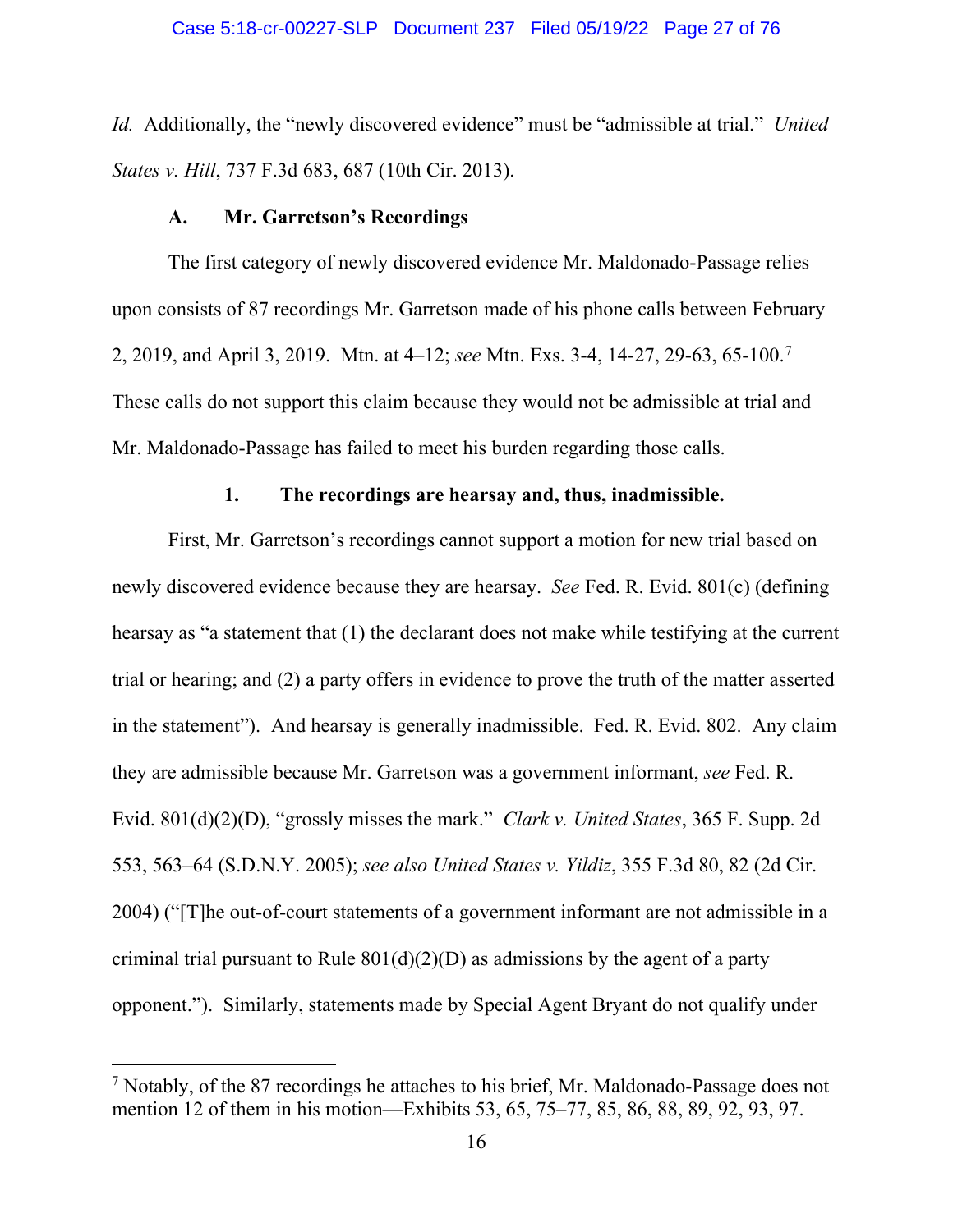*Id.* Additionally, the "newly discovered evidence" must be "admissible at trial." *United States v. Hill*, 737 F.3d 683, 687 (10th Cir. 2013).

### A. Mr. Garretson's Recordings

The first category of newly discovered evidence Mr. Maldonado-Passage relies upon consists of 87 recordings Mr. Garretson made of his phone calls between February 2, 2019, and April 3, 2019. Mtn. at 4–12; *see* Mtn. Exs. 3-4, 14-27, 29-63, 65-100.[7] These calls do not support this claim because they would not be admissible at trial and Mr. Maldonado-Passage has failed to meet his burden regarding those calls.

#### 1. The recordings are hearsay and, thus, inadmissible.

First, Mr. Garretson's recordings cannot support a motion for new trial based on newly discovered evidence because they are hearsay. *See* Fed. R. Evid. 801(c) (defining hearsay as "a statement that (1) the declarant does not make while testifying at the current trial or hearing; and (2) a party offers in evidence to prove the truth of the matter asserted in the statement"). And hearsay is generally inadmissible. Fed. R. Evid. 802. Any claim they are admissible because Mr. Garretson was a government informant, *see* Fed. R. Evid. 801(d)(2)(D), "grossly misses the mark." *Clark v. United States*, 365 F. Supp. 2d 553, 563–64 (S.D.N.Y. 2005); *see also United States v. Yildiz*, 355 F.3d 80, 82 (2d Cir. 2004) ("[T]he out-of-court statements of a government informant are not admissible in a criminal trial pursuant to Rule 801(d)(2)(D) as admissions by the agent of a party opponent."). Similarly, statements made by Special Agent Bryant do not qualify under

---

[7] Notably, of the 87 recordings he attaches to his brief, Mr. Maldonado-Passage does not mention 12 of them in his motion—Exhibits 53, 65, 75–77, 85, 86, 88, 89, 92, 93, 97.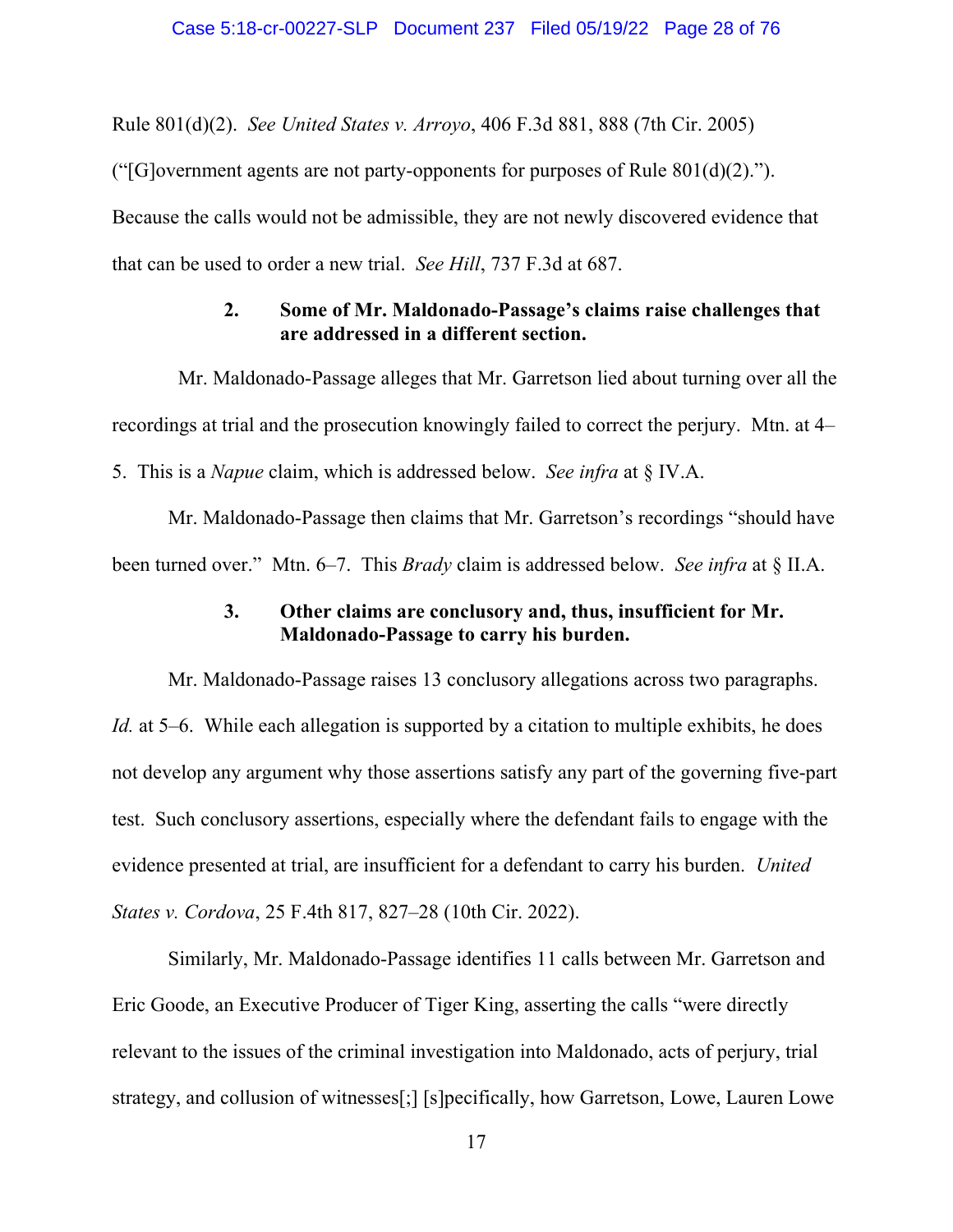Rule 801(d)(2). *See United States v. Arroyo*, 406 F.3d 881, 888 (7th Cir. 2005) ("[G]overnment agents are not party-opponents for purposes of Rule 801(d)(2)."). Because the calls would not be admissible, they are not newly discovered evidence that that can be used to order a new trial. *See Hill*, 737 F.3d at 687.

**2. Some of Mr. Maldonado-Passage's claims raise challenges that are addressed in a different section.**

Mr. Maldonado-Passage alleges that Mr. Garretson lied about turning over all the recordings at trial and the prosecution knowingly failed to correct the perjury. Mtn. at 4–5. This is a *Napue* claim, which is addressed below. *See infra* at § IV.A.

Mr. Maldonado-Passage then claims that Mr. Garretson's recordings "should have been turned over." Mtn. 6–7. This *Brady* claim is addressed below. *See infra* at § II.A.

**3. Other claims are conclusory and, thus, insufficient for Mr. Maldonado-Passage to carry his burden.**

Mr. Maldonado-Passage raises 13 conclusory allegations across two paragraphs. *Id.* at 5–6. While each allegation is supported by a citation to multiple exhibits, he does not develop any argument why those assertions satisfy any part of the governing five-part test. Such conclusory assertions, especially where the defendant fails to engage with the evidence presented at trial, are insufficient for a defendant to carry his burden. *United States v. Cordova*, 25 F.4th 817, 827–28 (10th Cir. 2022).

Similarly, Mr. Maldonado-Passage identifies 11 calls between Mr. Garretson and Eric Goode, an Executive Producer of Tiger King, asserting the calls "were directly relevant to the issues of the criminal investigation into Maldonado, acts of perjury, trial strategy, and collusion of witnesses[;] [s]pecifically, how Garretson, Lowe, Lauren Lowe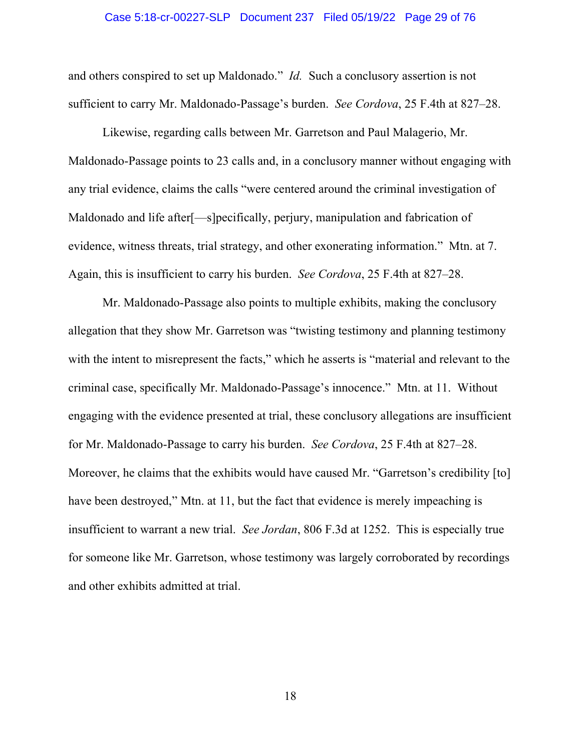and others conspired to set up Maldonado." *Id.* Such a conclusory assertion is not sufficient to carry Mr. Maldonado-Passage's burden. *See Cordova*, 25 F.4th at 827–28.

Likewise, regarding calls between Mr. Garretson and Paul Malagerio, Mr. Maldonado-Passage points to 23 calls and, in a conclusory manner without engaging with any trial evidence, claims the calls "were centered around the criminal investigation of Maldonado and life after[—s]pecifically, perjury, manipulation and fabrication of evidence, witness threats, trial strategy, and other exonerating information." Mtn. at 7. Again, this is insufficient to carry his burden. *See Cordova*, 25 F.4th at 827–28.

Mr. Maldonado-Passage also points to multiple exhibits, making the conclusory allegation that they show Mr. Garretson was "twisting testimony and planning testimony with the intent to misrepresent the facts," which he asserts is "material and relevant to the criminal case, specifically Mr. Maldonado-Passage's innocence." Mtn. at 11. Without engaging with the evidence presented at trial, these conclusory allegations are insufficient for Mr. Maldonado-Passage to carry his burden. *See Cordova*, 25 F.4th at 827–28. Moreover, he claims that the exhibits would have caused Mr. "Garretson's credibility [to] have been destroyed," Mtn. at 11, but the fact that evidence is merely impeaching is insufficient to warrant a new trial. *See Jordan*, 806 F.3d at 1252. This is especially true for someone like Mr. Garretson, whose testimony was largely corroborated by recordings and other exhibits admitted at trial.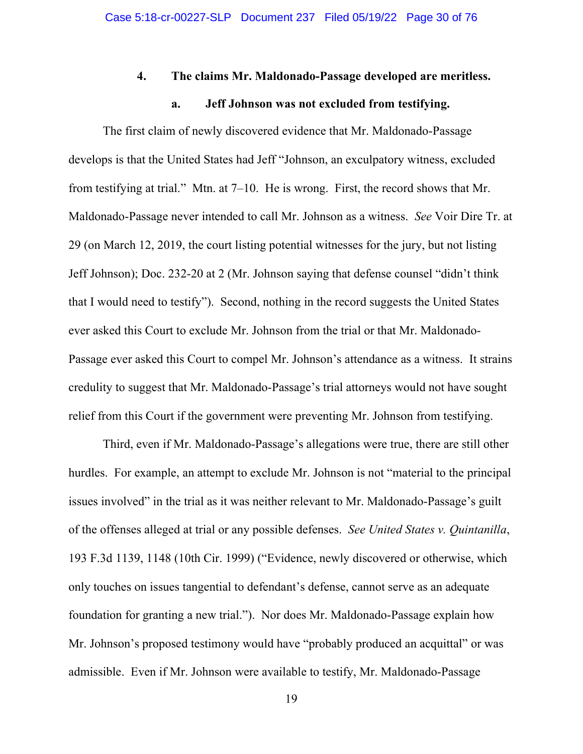#### 4. The claims Mr. Maldonado-Passage developed are meritless.

##### a. Jeff Johnson was not excluded from testifying.

The first claim of newly discovered evidence that Mr. Maldonado-Passage develops is that the United States had Jeff "Johnson, an exculpatory witness, excluded from testifying at trial." Mtn. at 7–10. He is wrong. First, the record shows that Mr. Maldonado-Passage never intended to call Mr. Johnson as a witness. *See* Voir Dire Tr. at 29 (on March 12, 2019, the court listing potential witnesses for the jury, but not listing Jeff Johnson); Doc. 232-20 at 2 (Mr. Johnson saying that defense counsel "didn't think that I would need to testify"). Second, nothing in the record suggests the United States ever asked this Court to exclude Mr. Johnson from the trial or that Mr. Maldonado-Passage ever asked this Court to compel Mr. Johnson's attendance as a witness. It strains credulity to suggest that Mr. Maldonado-Passage's trial attorneys would not have sought relief from this Court if the government were preventing Mr. Johnson from testifying.

Third, even if Mr. Maldonado-Passage's allegations were true, there are still other hurdles. For example, an attempt to exclude Mr. Johnson is not "material to the principal issues involved" in the trial as it was neither relevant to Mr. Maldonado-Passage's guilt of the offenses alleged at trial or any possible defenses. *See United States v. Quintanilla*, 193 F.3d 1139, 1148 (10th Cir. 1999) ("Evidence, newly discovered or otherwise, which only touches on issues tangential to defendant's defense, cannot serve as an adequate foundation for granting a new trial."). Nor does Mr. Maldonado-Passage explain how Mr. Johnson's proposed testimony would have "probably produced an acquittal" or was admissible. Even if Mr. Johnson were available to testify, Mr. Maldonado-Passage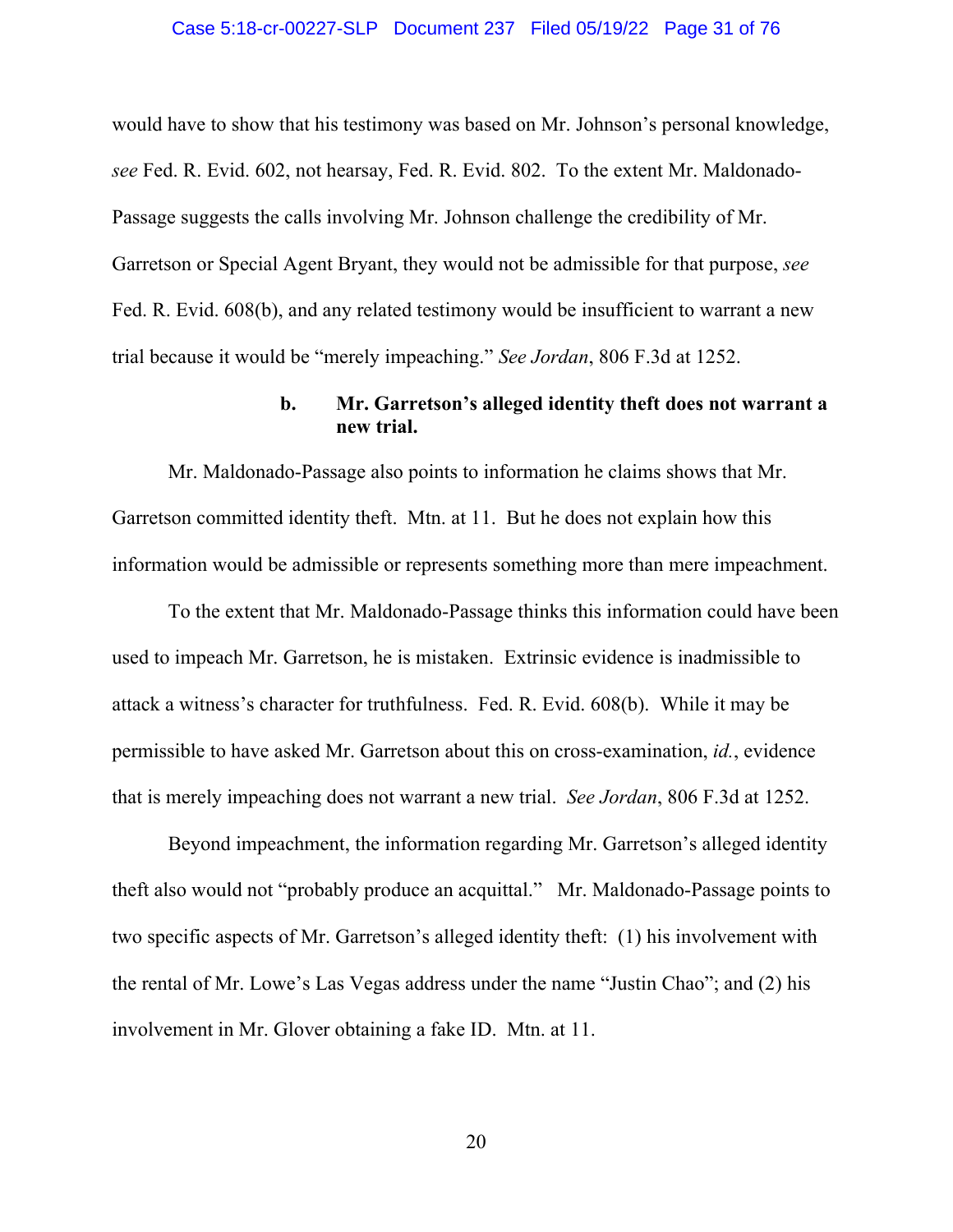would have to show that his testimony was based on Mr. Johnson's personal knowledge, *see* Fed. R. Evid. 602, not hearsay, Fed. R. Evid. 802. To the extent Mr. Maldonado-Passage suggests the calls involving Mr. Johnson challenge the credibility of Mr. Garretson or Special Agent Bryant, they would not be admissible for that purpose, *see* Fed. R. Evid. 608(b), and any related testimony would be insufficient to warrant a new trial because it would be "merely impeaching." *See Jordan*, 806 F.3d at 1252.

**b. Mr. Garretson's alleged identity theft does not warrant a new trial.**

Mr. Maldonado-Passage also points to information he claims shows that Mr. Garretson committed identity theft. Mtn. at 11. But he does not explain how this information would be admissible or represents something more than mere impeachment.

To the extent that Mr. Maldonado-Passage thinks this information could have been used to impeach Mr. Garretson, he is mistaken. Extrinsic evidence is inadmissible to attack a witness's character for truthfulness. Fed. R. Evid. 608(b). While it may be permissible to have asked Mr. Garretson about this on cross-examination, *id.*, evidence that is merely impeaching does not warrant a new trial. *See Jordan*, 806 F.3d at 1252.

Beyond impeachment, the information regarding Mr. Garretson's alleged identity theft also would not "probably produce an acquittal." Mr. Maldonado-Passage points to two specific aspects of Mr. Garretson's alleged identity theft: (1) his involvement with the rental of Mr. Lowe's Las Vegas address under the name "Justin Chao"; and (2) his involvement in Mr. Glover obtaining a fake ID. Mtn. at 11.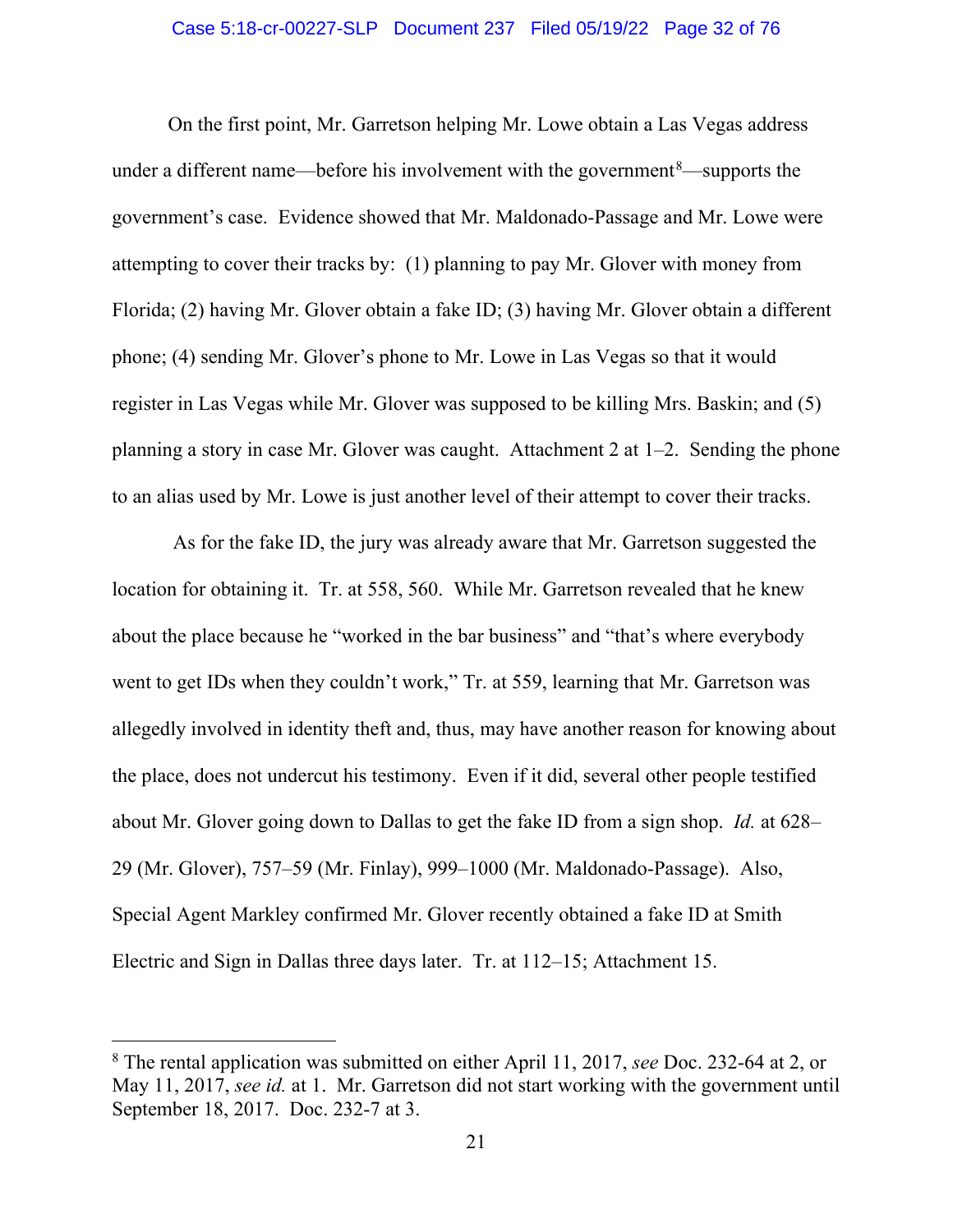On the first point, Mr. Garretson helping Mr. Lowe obtain a Las Vegas address under a different name—before his involvement with the government[8]—supports the government's case. Evidence showed that Mr. Maldonado-Passage and Mr. Lowe were attempting to cover their tracks by: (1) planning to pay Mr. Glover with money from Florida; (2) having Mr. Glover obtain a fake ID; (3) having Mr. Glover obtain a different phone; (4) sending Mr. Glover's phone to Mr. Lowe in Las Vegas so that it would register in Las Vegas while Mr. Glover was supposed to be killing Mrs. Baskin; and (5) planning a story in case Mr. Glover was caught. Attachment 2 at 1–2. Sending the phone to an alias used by Mr. Lowe is just another level of their attempt to cover their tracks.

As for the fake ID, the jury was already aware that Mr. Garretson suggested the location for obtaining it. Tr. at 558, 560. While Mr. Garretson revealed that he knew about the place because he "worked in the bar business" and "that's where everybody went to get IDs when they couldn't work," Tr. at 559, learning that Mr. Garretson was allegedly involved in identity theft and, thus, may have another reason for knowing about the place, does not undercut his testimony. Even if it did, several other people testified about Mr. Glover going down to Dallas to get the fake ID from a sign shop. *Id.* at 628–29 (Mr. Glover), 757–59 (Mr. Finlay), 999–1000 (Mr. Maldonado-Passage). Also, Special Agent Markley confirmed Mr. Glover recently obtained a fake ID at Smith Electric and Sign in Dallas three days later. Tr. at 112–15; Attachment 15.

---

[8] The rental application was submitted on either April 11, 2017, *see* Doc. 232-64 at 2, or May 11, 2017, *see id.* at 1. Mr. Garretson did not start working with the government until September 18, 2017. Doc. 232-7 at 3.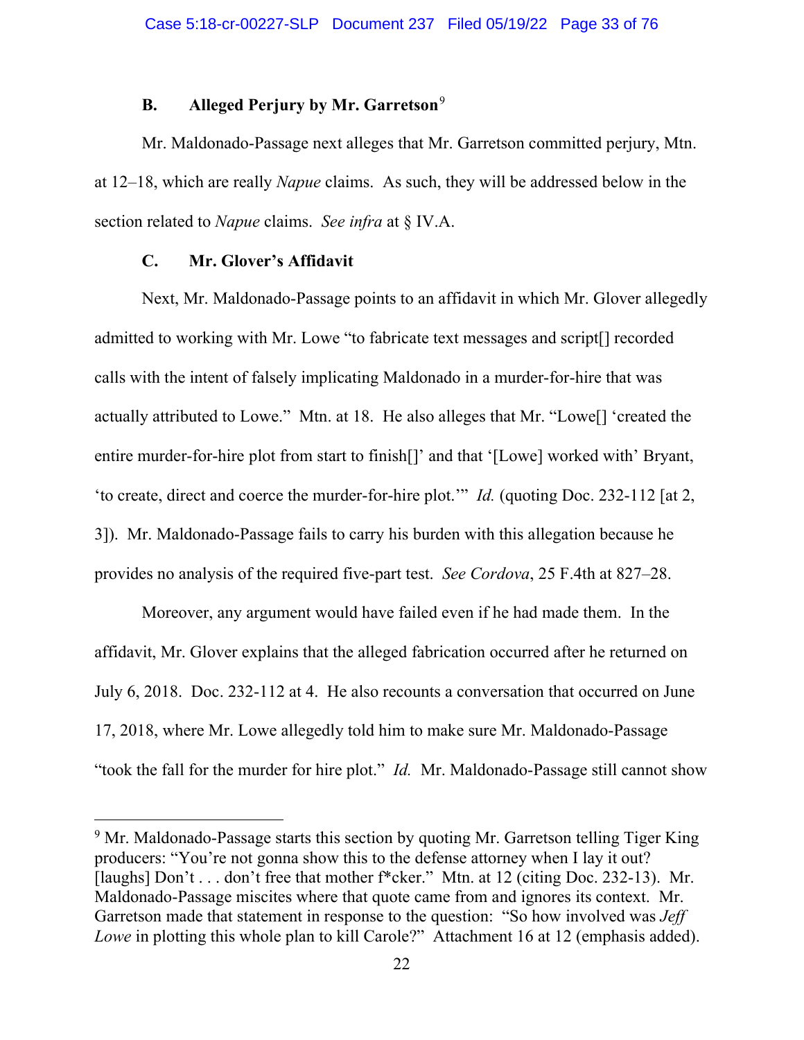### B. Alleged Perjury by Mr. Garretson[9]

Mr. Maldonado-Passage next alleges that Mr. Garretson committed perjury, Mtn. at 12–18, which are really *Napue* claims. As such, they will be addressed below in the section related to *Napue* claims. *See infra* at § IV.A.

### C. Mr. Glover's Affidavit

Next, Mr. Maldonado-Passage points to an affidavit in which Mr. Glover allegedly admitted to working with Mr. Lowe "to fabricate text messages and script[] recorded calls with the intent of falsely implicating Maldonado in a murder-for-hire that was actually attributed to Lowe." Mtn. at 18. He also alleges that Mr. "Lowe[] 'created the entire murder-for-hire plot from start to finish[]' and that '[Lowe] worked with' Bryant, 'to create, direct and coerce the murder-for-hire plot.'" *Id.* (quoting Doc. 232-112 [at 2, 3]). Mr. Maldonado-Passage fails to carry his burden with this allegation because he provides no analysis of the required five-part test. *See Cordova*, 25 F.4th at 827–28.

Moreover, any argument would have failed even if he had made them. In the affidavit, Mr. Glover explains that the alleged fabrication occurred after he returned on July 6, 2018. Doc. 232-112 at 4. He also recounts a conversation that occurred on June 17, 2018, where Mr. Lowe allegedly told him to make sure Mr. Maldonado-Passage "took the fall for the murder for hire plot." *Id.* Mr. Maldonado-Passage still cannot show

---

[9] Mr. Maldonado-Passage starts this section by quoting Mr. Garretson telling Tiger King producers: "You're not gonna show this to the defense attorney when I lay it out? [laughs] Don't . . . don't free that mother f*cker." Mtn. at 12 (citing Doc. 232-13). Mr. Maldonado-Passage miscites where that quote came from and ignores its context. Mr. Garretson made that statement in response to the question: "So how involved was *Jeff Lowe* in plotting this whole plan to kill Carole?" Attachment 16 at 12 (emphasis added).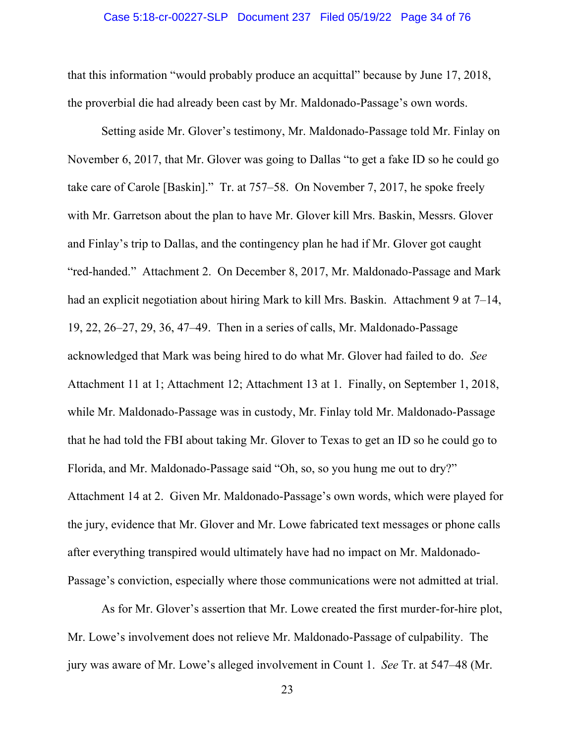that this information "would probably produce an acquittal" because by June 17, 2018, the proverbial die had already been cast by Mr. Maldonado-Passage's own words.

Setting aside Mr. Glover's testimony, Mr. Maldonado-Passage told Mr. Finlay on November 6, 2017, that Mr. Glover was going to Dallas "to get a fake ID so he could go take care of Carole [Baskin]." Tr. at 757–58. On November 7, 2017, he spoke freely with Mr. Garretson about the plan to have Mr. Glover kill Mrs. Baskin, Messrs. Glover and Finlay's trip to Dallas, and the contingency plan he had if Mr. Glover got caught "red-handed." Attachment 2. On December 8, 2017, Mr. Maldonado-Passage and Mark had an explicit negotiation about hiring Mark to kill Mrs. Baskin. Attachment 9 at 7–14, 19, 22, 26–27, 29, 36, 47–49. Then in a series of calls, Mr. Maldonado-Passage acknowledged that Mark was being hired to do what Mr. Glover had failed to do. *See* Attachment 11 at 1; Attachment 12; Attachment 13 at 1. Finally, on September 1, 2018, while Mr. Maldonado-Passage was in custody, Mr. Finlay told Mr. Maldonado-Passage that he had told the FBI about taking Mr. Glover to Texas to get an ID so he could go to Florida, and Mr. Maldonado-Passage said "Oh, so, so you hung me out to dry?" Attachment 14 at 2. Given Mr. Maldonado-Passage's own words, which were played for the jury, evidence that Mr. Glover and Mr. Lowe fabricated text messages or phone calls after everything transpired would ultimately have had no impact on Mr. Maldonado-Passage's conviction, especially where those communications were not admitted at trial.

As for Mr. Glover's assertion that Mr. Lowe created the first murder-for-hire plot, Mr. Lowe's involvement does not relieve Mr. Maldonado-Passage of culpability. The jury was aware of Mr. Lowe's alleged involvement in Count 1. *See* Tr. at 547–48 (Mr.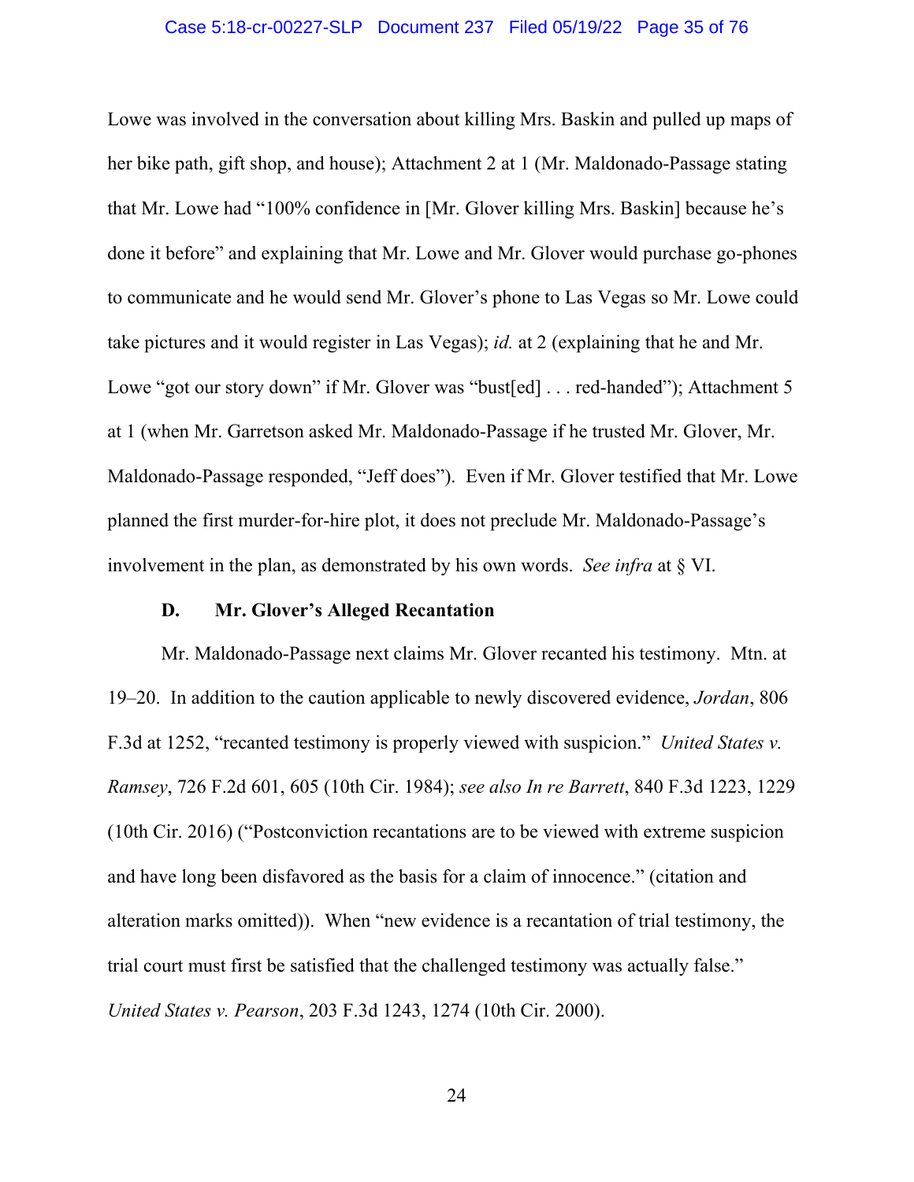Lowe was involved in the conversation about killing Mrs. Baskin and pulled up maps of her bike path, gift shop, and house); Attachment 2 at 1 (Mr. Maldonado-Passage stating that Mr. Lowe had "100% confidence in [Mr. Glover killing Mrs. Baskin] because he's done it before" and explaining that Mr. Lowe and Mr. Glover would purchase go-phones to communicate and he would send Mr. Glover's phone to Las Vegas so Mr. Lowe could take pictures and it would register in Las Vegas); *id.* at 2 (explaining that he and Mr. Lowe "got our story down" if Mr. Glover was "bust[ed] . . . red-handed"); Attachment 5 at 1 (when Mr. Garretson asked Mr. Maldonado-Passage if he trusted Mr. Glover, Mr. Maldonado-Passage responded, "Jeff does"). Even if Mr. Glover testified that Mr. Lowe planned the first murder-for-hire plot, it does not preclude Mr. Maldonado-Passage's involvement in the plan, as demonstrated by his own words. *See infra* at § VI.

### D. Mr. Glover's Alleged Recantation

Mr. Maldonado-Passage next claims Mr. Glover recanted his testimony. Mtn. at 19–20. In addition to the caution applicable to newly discovered evidence, *Jordan*, 806 F.3d at 1252, "recanted testimony is properly viewed with suspicion." *United States v. Ramsey*, 726 F.2d 601, 605 (10th Cir. 1984); *see also In re Barrett*, 840 F.3d 1223, 1229 (10th Cir. 2016) ("Postconviction recantations are to be viewed with extreme suspicion and have long been disfavored as the basis for a claim of innocence." (citation and alteration marks omitted)). When "new evidence is a recantation of trial testimony, the trial court must first be satisfied that the challenged testimony was actually false." *United States v. Pearson*, 203 F.3d 1243, 1274 (10th Cir. 2000).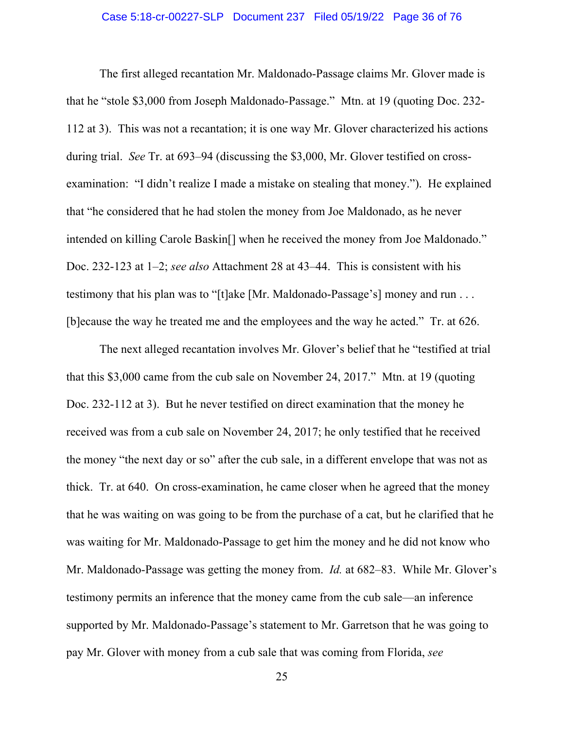The first alleged recantation Mr. Maldonado-Passage claims Mr. Glover made is that he "stole $3,000 from Joseph Maldonado-Passage." Mtn. at 19 (quoting Doc. 232-112 at 3). This was not a recantation; it is one way Mr. Glover characterized his actions during trial. *See* Tr. at 693–94 (discussing the $3,000, Mr. Glover testified on cross-examination: "I didn't realize I made a mistake on stealing that money."). He explained that "he considered that he had stolen the money from Joe Maldonado, as he never intended on killing Carole Baskin[] when he received the money from Joe Maldonado." Doc. 232-123 at 1–2; *see also* Attachment 28 at 43–44. This is consistent with his testimony that his plan was to "[t]ake [Mr. Maldonado-Passage's] money and run . . . [b]ecause the way he treated me and the employees and the way he acted." Tr. at 626.

The next alleged recantation involves Mr. Glover's belief that he "testified at trial that this $3,000 came from the cub sale on November 24, 2017." Mtn. at 19 (quoting Doc. 232-112 at 3). But he never testified on direct examination that the money he received was from a cub sale on November 24, 2017; he only testified that he received the money "the next day or so" after the cub sale, in a different envelope that was not as thick. Tr. at 640. On cross-examination, he came closer when he agreed that the money that he was waiting on was going to be from the purchase of a cat, but he clarified that he was waiting for Mr. Maldonado-Passage to get him the money and he did not know who Mr. Maldonado-Passage was getting the money from. *Id.* at 682–83. While Mr. Glover's testimony permits an inference that the money came from the cub sale—an inference supported by Mr. Maldonado-Passage's statement to Mr. Garretson that he was going to pay Mr. Glover with money from a cub sale that was coming from Florida, *see*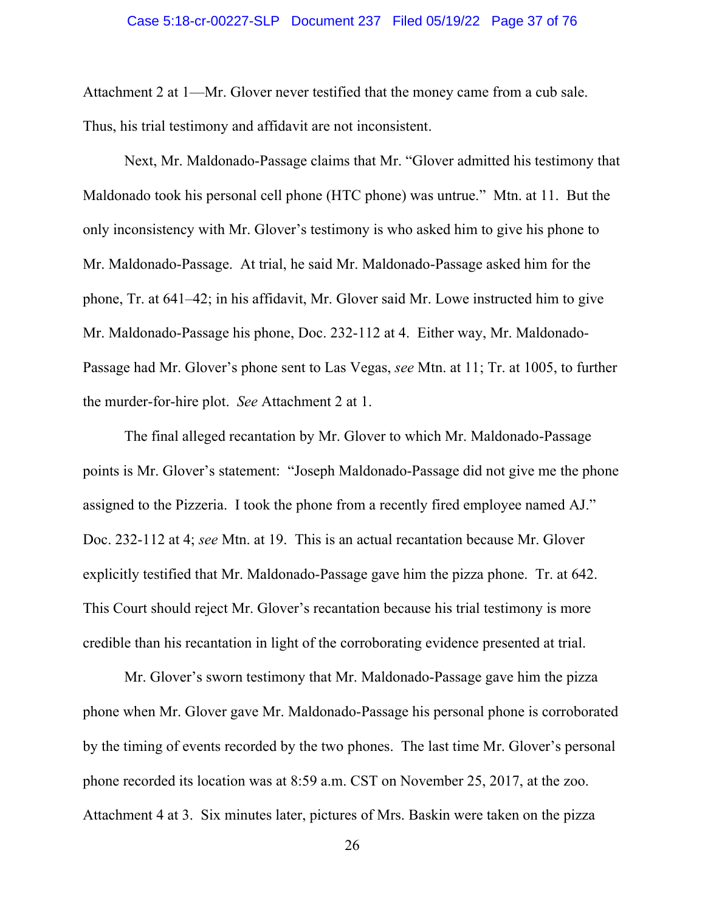Attachment 2 at 1—Mr. Glover never testified that the money came from a cub sale. Thus, his trial testimony and affidavit are not inconsistent.

Next, Mr. Maldonado-Passage claims that Mr. "Glover admitted his testimony that Maldonado took his personal cell phone (HTC phone) was untrue." Mtn. at 11. But the only inconsistency with Mr. Glover's testimony is who asked him to give his phone to Mr. Maldonado-Passage. At trial, he said Mr. Maldonado-Passage asked him for the phone, Tr. at 641–42; in his affidavit, Mr. Glover said Mr. Lowe instructed him to give Mr. Maldonado-Passage his phone, Doc. 232-112 at 4. Either way, Mr. Maldonado-Passage had Mr. Glover's phone sent to Las Vegas, *see* Mtn. at 11; Tr. at 1005, to further the murder-for-hire plot. *See* Attachment 2 at 1.

The final alleged recantation by Mr. Glover to which Mr. Maldonado-Passage points is Mr. Glover's statement: "Joseph Maldonado-Passage did not give me the phone assigned to the Pizzeria. I took the phone from a recently fired employee named AJ." Doc. 232-112 at 4; *see* Mtn. at 19. This is an actual recantation because Mr. Glover explicitly testified that Mr. Maldonado-Passage gave him the pizza phone. Tr. at 642. This Court should reject Mr. Glover's recantation because his trial testimony is more credible than his recantation in light of the corroborating evidence presented at trial.

Mr. Glover's sworn testimony that Mr. Maldonado-Passage gave him the pizza phone when Mr. Glover gave Mr. Maldonado-Passage his personal phone is corroborated by the timing of events recorded by the two phones. The last time Mr. Glover's personal phone recorded its location was at 8:59 a.m. CST on November 25, 2017, at the zoo. Attachment 4 at 3. Six minutes later, pictures of Mrs. Baskin were taken on the pizza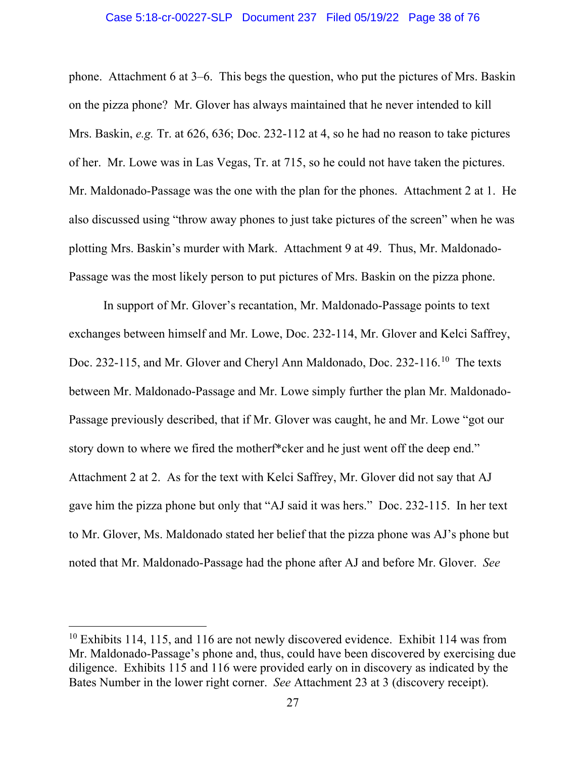phone. Attachment 6 at 3–6. This begs the question, who put the pictures of Mrs. Baskin on the pizza phone? Mr. Glover has always maintained that he never intended to kill Mrs. Baskin, *e.g.* Tr. at 626, 636; Doc. 232-112 at 4, so he had no reason to take pictures of her. Mr. Lowe was in Las Vegas, Tr. at 715, so he could not have taken the pictures. Mr. Maldonado-Passage was the one with the plan for the phones. Attachment 2 at 1. He also discussed using "throw away phones to just take pictures of the screen" when he was plotting Mrs. Baskin's murder with Mark. Attachment 9 at 49. Thus, Mr. Maldonado-Passage was the most likely person to put pictures of Mrs. Baskin on the pizza phone.

In support of Mr. Glover's recantation, Mr. Maldonado-Passage points to text exchanges between himself and Mr. Lowe, Doc. 232-114, Mr. Glover and Kelci Saffrey, Doc. 232-115, and Mr. Glover and Cheryl Ann Maldonado, Doc. 232-116.[10] The texts between Mr. Maldonado-Passage and Mr. Lowe simply further the plan Mr. Maldonado-Passage previously described, that if Mr. Glover was caught, he and Mr. Lowe "got our story down to where we fired the motherf*cker and he just went off the deep end." Attachment 2 at 2. As for the text with Kelci Saffrey, Mr. Glover did not say that AJ gave him the pizza phone but only that "AJ said it was hers." Doc. 232-115. In her text to Mr. Glover, Ms. Maldonado stated her belief that the pizza phone was AJ's phone but noted that Mr. Maldonado-Passage had the phone after AJ and before Mr. Glover. *See*

[10] Exhibits 114, 115, and 116 are not newly discovered evidence. Exhibit 114 was from Mr. Maldonado-Passage's phone and, thus, could have been discovered by exercising due diligence. Exhibits 115 and 116 were provided early on in discovery as indicated by the Bates Number in the lower right corner. *See* Attachment 23 at 3 (discovery receipt).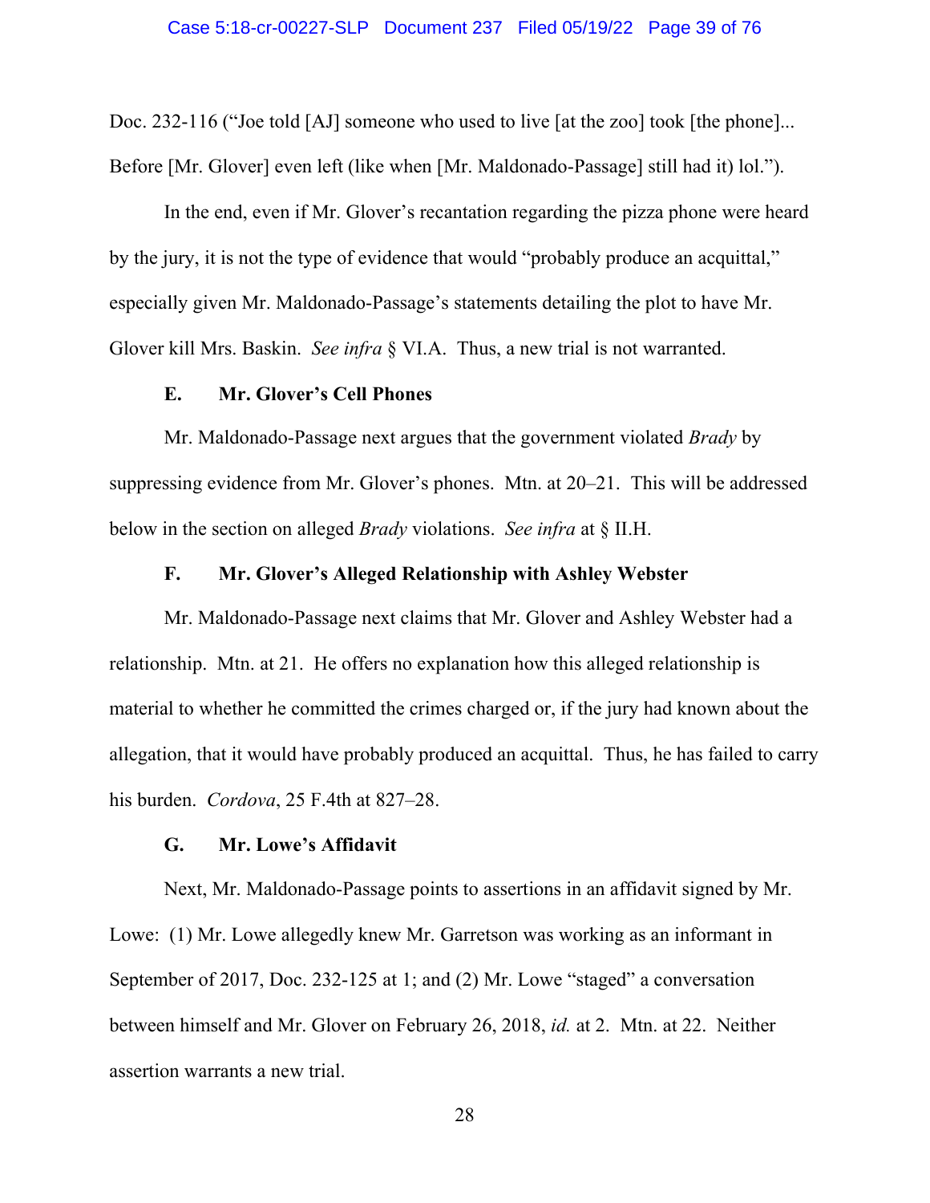Doc. 232-116 ("Joe told [AJ] someone who used to live [at the zoo] took [the phone]... Before [Mr. Glover] even left (like when [Mr. Maldonado-Passage] still had it) lol.").

In the end, even if Mr. Glover's recantation regarding the pizza phone were heard by the jury, it is not the type of evidence that would "probably produce an acquittal," especially given Mr. Maldonado-Passage's statements detailing the plot to have Mr. Glover kill Mrs. Baskin. *See infra* § VI.A. Thus, a new trial is not warranted.

### E. Mr. Glover's Cell Phones

Mr. Maldonado-Passage next argues that the government violated *Brady* by suppressing evidence from Mr. Glover's phones. Mtn. at 20–21. This will be addressed below in the section on alleged *Brady* violations. *See infra* at § II.H.

### F. Mr. Glover's Alleged Relationship with Ashley Webster

Mr. Maldonado-Passage next claims that Mr. Glover and Ashley Webster had a relationship. Mtn. at 21. He offers no explanation how this alleged relationship is material to whether he committed the crimes charged or, if the jury had known about the allegation, that it would have probably produced an acquittal. Thus, he has failed to carry his burden. *Cordova*, 25 F.4th at 827–28.

### G. Mr. Lowe's Affidavit

Next, Mr. Maldonado-Passage points to assertions in an affidavit signed by Mr. Lowe: (1) Mr. Lowe allegedly knew Mr. Garretson was working as an informant in September of 2017, Doc. 232-125 at 1; and (2) Mr. Lowe "staged" a conversation between himself and Mr. Glover on February 26, 2018, *id.* at 2. Mtn. at 22. Neither assertion warrants a new trial.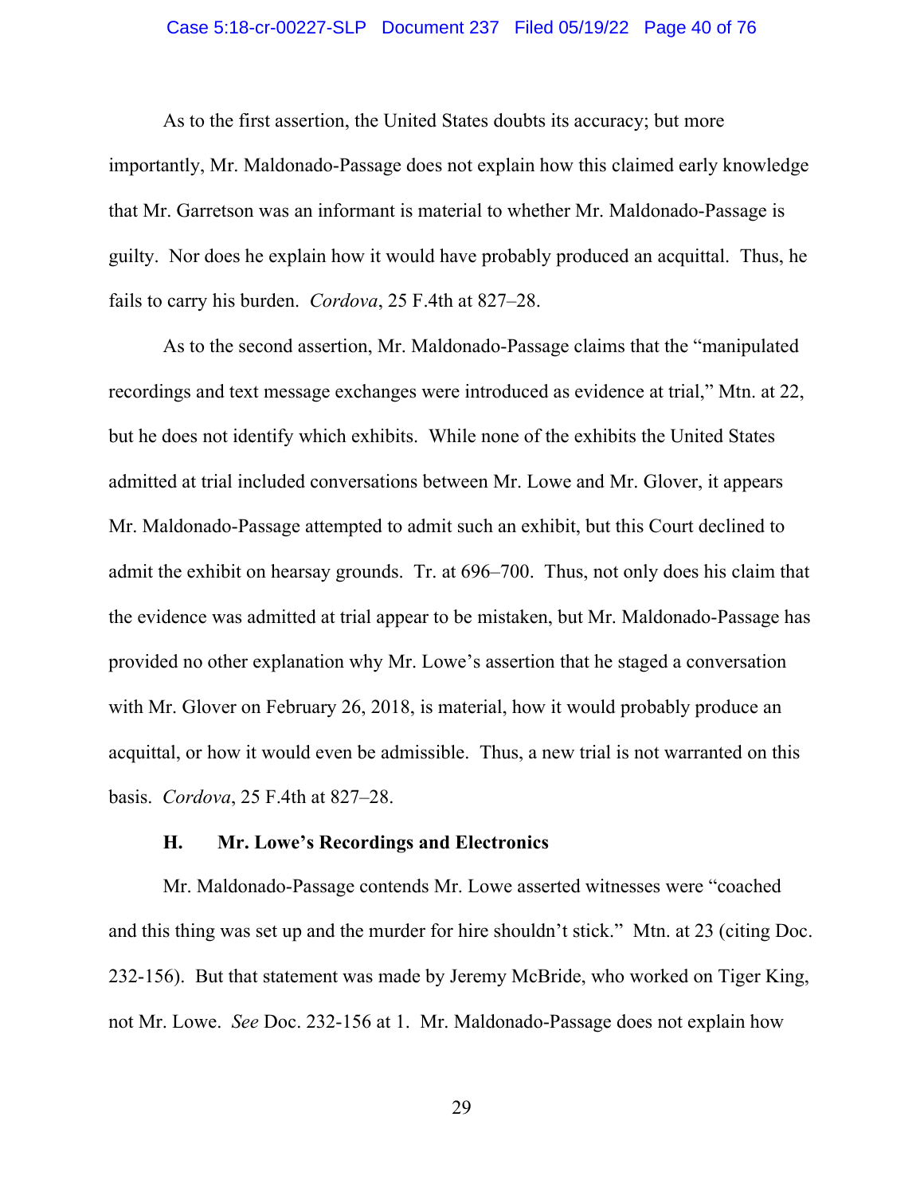As to the first assertion, the United States doubts its accuracy; but more importantly, Mr. Maldonado-Passage does not explain how this claimed early knowledge that Mr. Garretson was an informant is material to whether Mr. Maldonado-Passage is guilty. Nor does he explain how it would have probably produced an acquittal. Thus, he fails to carry his burden. *Cordova*, 25 F.4th at 827–28.

As to the second assertion, Mr. Maldonado-Passage claims that the "manipulated recordings and text message exchanges were introduced as evidence at trial," Mtn. at 22, but he does not identify which exhibits. While none of the exhibits the United States admitted at trial included conversations between Mr. Lowe and Mr. Glover, it appears Mr. Maldonado-Passage attempted to admit such an exhibit, but this Court declined to admit the exhibit on hearsay grounds. Tr. at 696–700. Thus, not only does his claim that the evidence was admitted at trial appear to be mistaken, but Mr. Maldonado-Passage has provided no other explanation why Mr. Lowe's assertion that he staged a conversation with Mr. Glover on February 26, 2018, is material, how it would probably produce an acquittal, or how it would even be admissible. Thus, a new trial is not warranted on this basis. *Cordova*, 25 F.4th at 827–28.

### H. Mr. Lowe's Recordings and Electronics

Mr. Maldonado-Passage contends Mr. Lowe asserted witnesses were "coached and this thing was set up and the murder for hire shouldn't stick." Mtn. at 23 (citing Doc. 232-156). But that statement was made by Jeremy McBride, who worked on Tiger King, not Mr. Lowe. *See* Doc. 232-156 at 1. Mr. Maldonado-Passage does not explain how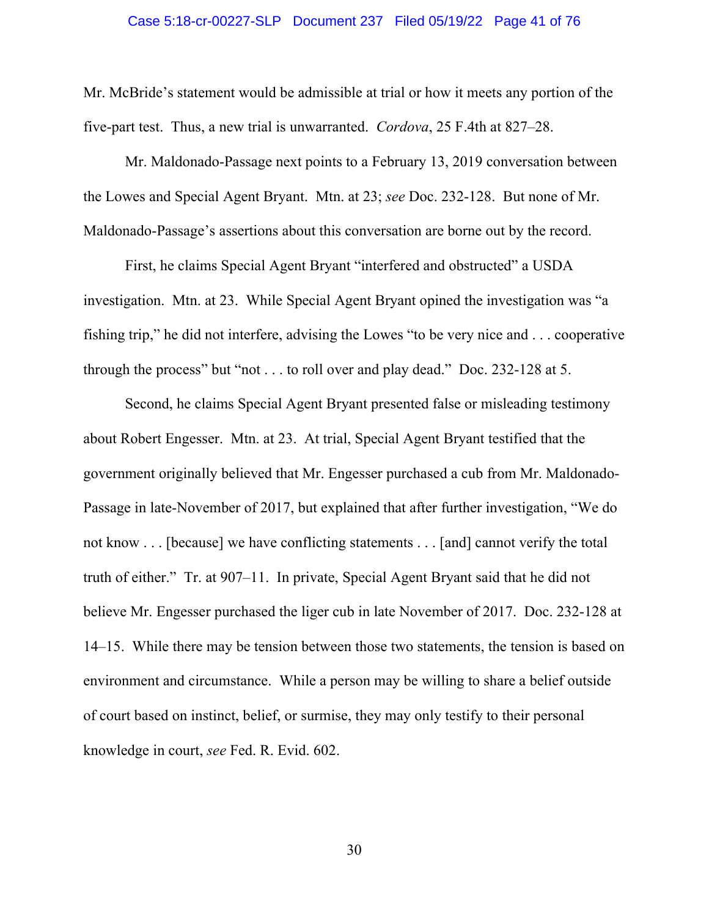Mr. McBride's statement would be admissible at trial or how it meets any portion of the five-part test. Thus, a new trial is unwarranted. *Cordova*, 25 F.4th at 827–28.

Mr. Maldonado-Passage next points to a February 13, 2019 conversation between the Lowes and Special Agent Bryant. Mtn. at 23; *see* Doc. 232-128. But none of Mr. Maldonado-Passage's assertions about this conversation are borne out by the record.

First, he claims Special Agent Bryant "interfered and obstructed" a USDA investigation. Mtn. at 23. While Special Agent Bryant opined the investigation was "a fishing trip," he did not interfere, advising the Lowes "to be very nice and . . . cooperative through the process" but "not . . . to roll over and play dead." Doc. 232-128 at 5.

Second, he claims Special Agent Bryant presented false or misleading testimony about Robert Engesser. Mtn. at 23. At trial, Special Agent Bryant testified that the government originally believed that Mr. Engesser purchased a cub from Mr. Maldonado-Passage in late-November of 2017, but explained that after further investigation, "We do not know . . . [because] we have conflicting statements . . . [and] cannot verify the total truth of either." Tr. at 907–11. In private, Special Agent Bryant said that he did not believe Mr. Engesser purchased the liger cub in late November of 2017. Doc. 232-128 at 14–15. While there may be tension between those two statements, the tension is based on environment and circumstance. While a person may be willing to share a belief outside of court based on instinct, belief, or surmise, they may only testify to their personal knowledge in court, *see* Fed. R. Evid. 602.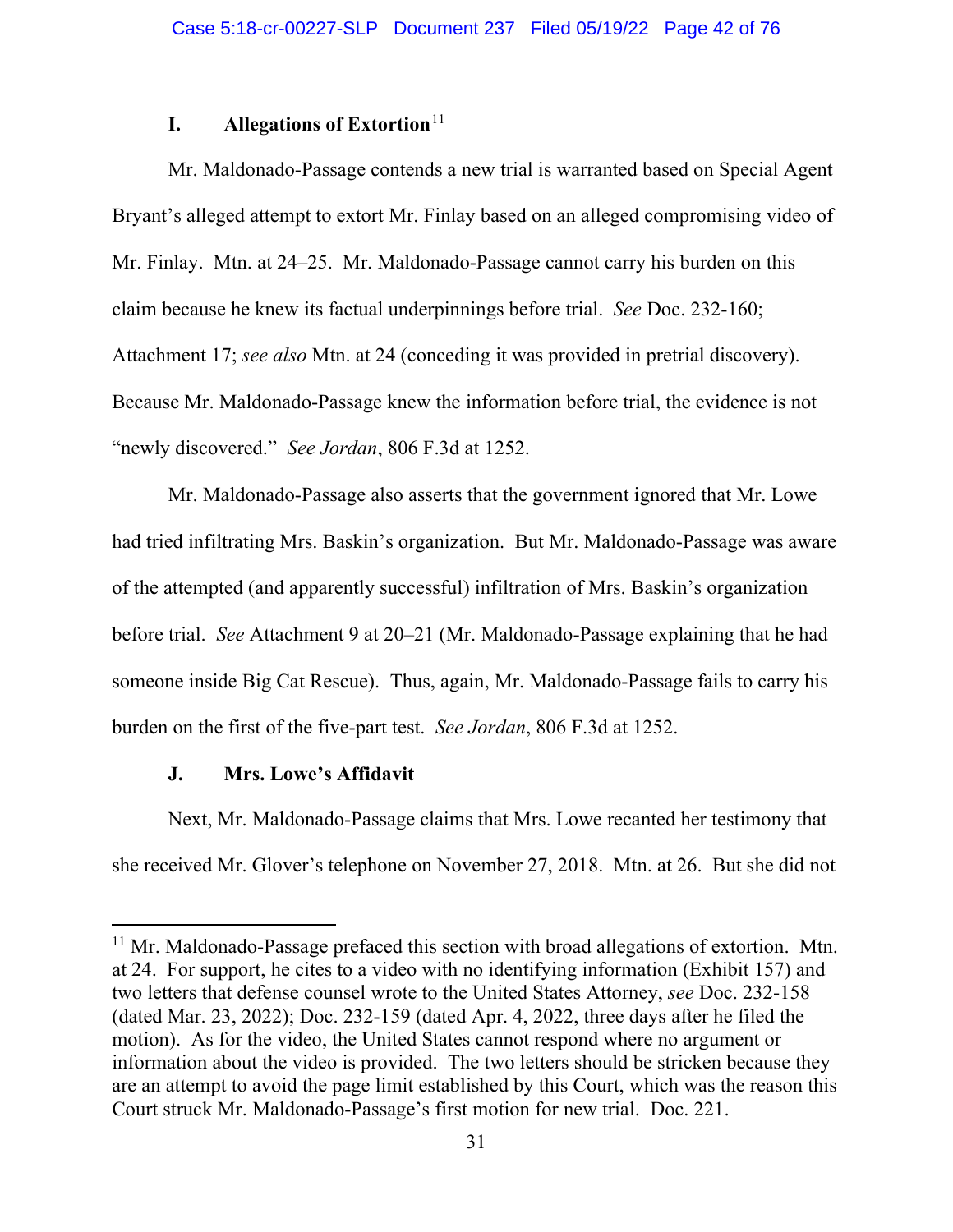### I. Allegations of Extortion[11]

Mr. Maldonado-Passage contends a new trial is warranted based on Special Agent Bryant's alleged attempt to extort Mr. Finlay based on an alleged compromising video of Mr. Finlay. Mtn. at 24–25. Mr. Maldonado-Passage cannot carry his burden on this claim because he knew its factual underpinnings before trial. *See* Doc. 232-160; Attachment 17; *see also* Mtn. at 24 (conceding it was provided in pretrial discovery). Because Mr. Maldonado-Passage knew the information before trial, the evidence is not "newly discovered." *See Jordan*, 806 F.3d at 1252.

Mr. Maldonado-Passage also asserts that the government ignored that Mr. Lowe had tried infiltrating Mrs. Baskin's organization. But Mr. Maldonado-Passage was aware of the attempted (and apparently successful) infiltration of Mrs. Baskin's organization before trial. *See* Attachment 9 at 20–21 (Mr. Maldonado-Passage explaining that he had someone inside Big Cat Rescue). Thus, again, Mr. Maldonado-Passage fails to carry his burden on the first of the five-part test. *See Jordan*, 806 F.3d at 1252.

### J. Mrs. Lowe's Affidavit

Next, Mr. Maldonado-Passage claims that Mrs. Lowe recanted her testimony that she received Mr. Glover's telephone on November 27, 2018. Mtn. at 26. But she did not

---

[11] Mr. Maldonado-Passage prefaced this section with broad allegations of extortion. Mtn. at 24. For support, he cites to a video with no identifying information (Exhibit 157) and two letters that defense counsel wrote to the United States Attorney, *see* Doc. 232-158 (dated Mar. 23, 2022); Doc. 232-159 (dated Apr. 4, 2022, three days after he filed the motion). As for the video, the United States cannot respond where no argument or information about the video is provided. The two letters should be stricken because they are an attempt to avoid the page limit established by this Court, which was the reason this Court struck Mr. Maldonado-Passage's first motion for new trial. Doc. 221.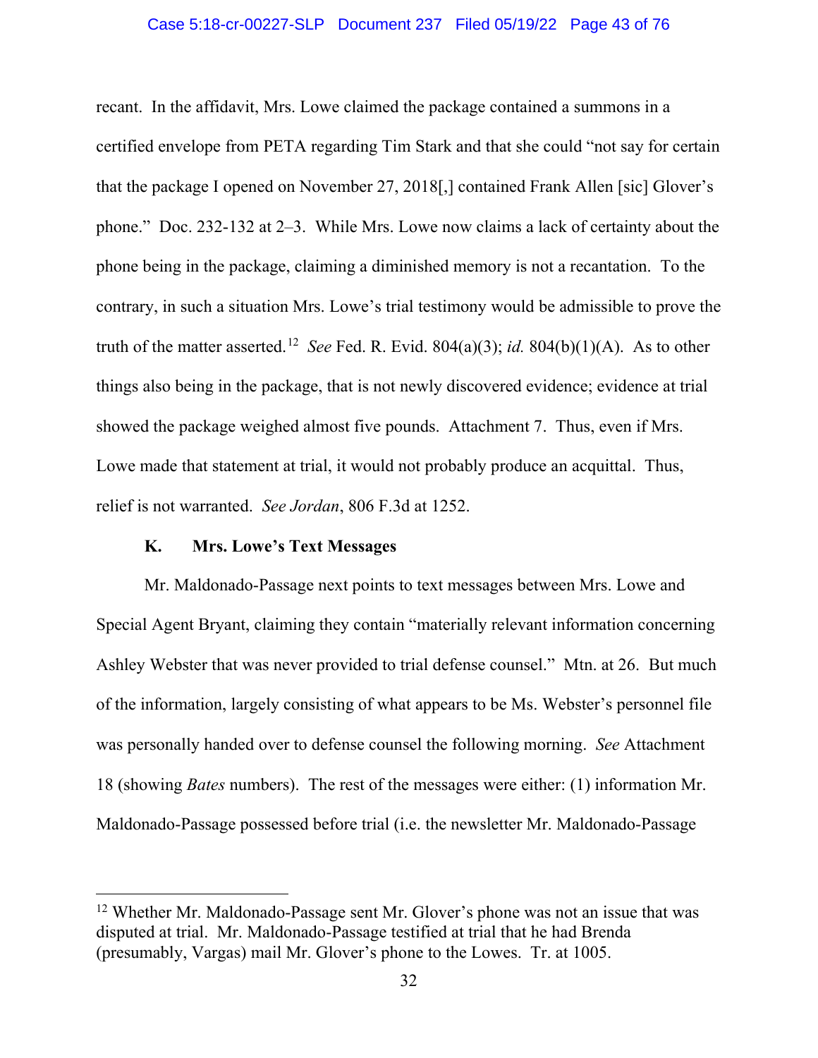recant. In the affidavit, Mrs. Lowe claimed the package contained a summons in a certified envelope from PETA regarding Tim Stark and that she could "not say for certain that the package I opened on November 27, 2018[,] contained Frank Allen [sic] Glover's phone." Doc. 232-132 at 2–3. While Mrs. Lowe now claims a lack of certainty about the phone being in the package, claiming a diminished memory is not a recantation. To the contrary, in such a situation Mrs. Lowe's trial testimony would be admissible to prove the truth of the matter asserted.[12] *See* Fed. R. Evid. 804(a)(3); *id.* 804(b)(1)(A). As to other things also being in the package, that is not newly discovered evidence; evidence at trial showed the package weighed almost five pounds. Attachment 7. Thus, even if Mrs. Lowe made that statement at trial, it would not probably produce an acquittal. Thus, relief is not warranted. *See Jordan*, 806 F.3d at 1252.

### K. Mrs. Lowe's Text Messages

Mr. Maldonado-Passage next points to text messages between Mrs. Lowe and Special Agent Bryant, claiming they contain "materially relevant information concerning Ashley Webster that was never provided to trial defense counsel." Mtn. at 26. But much of the information, largely consisting of what appears to be Ms. Webster's personnel file was personally handed over to defense counsel the following morning. *See* Attachment 18 (showing *Bates* numbers). The rest of the messages were either: (1) information Mr. Maldonado-Passage possessed before trial (i.e. the newsletter Mr. Maldonado-Passage

---

[12] Whether Mr. Maldonado-Passage sent Mr. Glover's phone was not an issue that was disputed at trial. Mr. Maldonado-Passage testified at trial that he had Brenda (presumably, Vargas) mail Mr. Glover's phone to the Lowes. Tr. at 1005.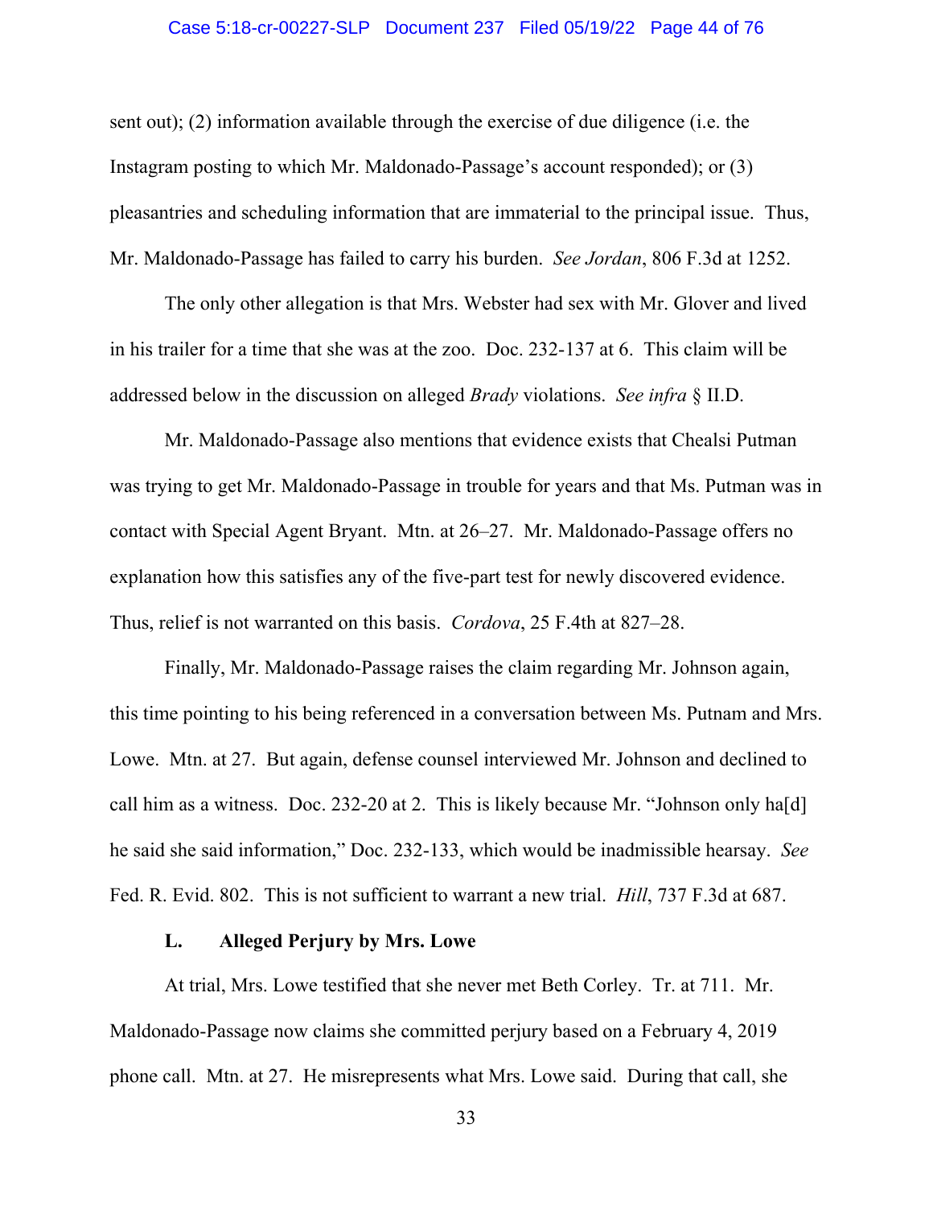sent out); (2) information available through the exercise of due diligence (i.e. the Instagram posting to which Mr. Maldonado-Passage's account responded); or (3) pleasantries and scheduling information that are immaterial to the principal issue. Thus, Mr. Maldonado-Passage has failed to carry his burden. *See Jordan*, 806 F.3d at 1252.

The only other allegation is that Mrs. Webster had sex with Mr. Glover and lived in his trailer for a time that she was at the zoo. Doc. 232-137 at 6. This claim will be addressed below in the discussion on alleged *Brady* violations. *See infra* § II.D.

Mr. Maldonado-Passage also mentions that evidence exists that Chealsi Putman was trying to get Mr. Maldonado-Passage in trouble for years and that Ms. Putman was in contact with Special Agent Bryant. Mtn. at 26–27. Mr. Maldonado-Passage offers no explanation how this satisfies any of the five-part test for newly discovered evidence. Thus, relief is not warranted on this basis. *Cordova*, 25 F.4th at 827–28.

Finally, Mr. Maldonado-Passage raises the claim regarding Mr. Johnson again, this time pointing to his being referenced in a conversation between Ms. Putnam and Mrs. Lowe. Mtn. at 27. But again, defense counsel interviewed Mr. Johnson and declined to call him as a witness. Doc. 232-20 at 2. This is likely because Mr. "Johnson only ha[d] he said she said information," Doc. 232-133, which would be inadmissible hearsay. *See* Fed. R. Evid. 802. This is not sufficient to warrant a new trial. *Hill*, 737 F.3d at 687.

### L. Alleged Perjury by Mrs. Lowe

At trial, Mrs. Lowe testified that she never met Beth Corley. Tr. at 711. Mr. Maldonado-Passage now claims she committed perjury based on a February 4, 2019 phone call. Mtn. at 27. He misrepresents what Mrs. Lowe said. During that call, she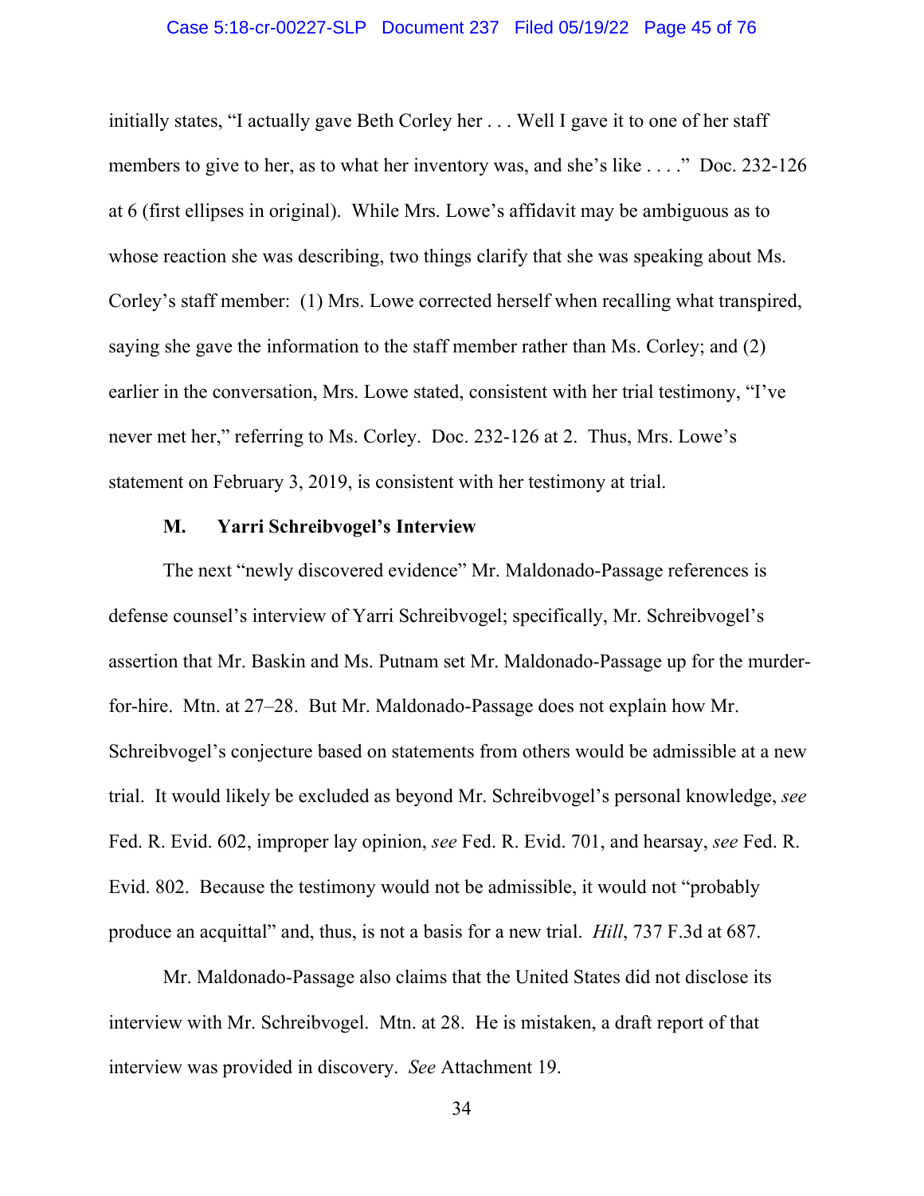initially states, "I actually gave Beth Corley her . . . Well I gave it to one of her staff members to give to her, as to what her inventory was, and she's like . . . ." Doc. 232-126 at 6 (first ellipses in original). While Mrs. Lowe's affidavit may be ambiguous as to whose reaction she was describing, two things clarify that she was speaking about Ms. Corley's staff member: (1) Mrs. Lowe corrected herself when recalling what transpired, saying she gave the information to the staff member rather than Ms. Corley; and (2) earlier in the conversation, Mrs. Lowe stated, consistent with her trial testimony, "I've never met her," referring to Ms. Corley. Doc. 232-126 at 2. Thus, Mrs. Lowe's statement on February 3, 2019, is consistent with her testimony at trial.

### M. Yarri Schreibvogel's Interview

The next "newly discovered evidence" Mr. Maldonado-Passage references is defense counsel's interview of Yarri Schreibvogel; specifically, Mr. Schreibvogel's assertion that Mr. Baskin and Ms. Putnam set Mr. Maldonado-Passage up for the murder-for-hire. Mtn. at 27–28. But Mr. Maldonado-Passage does not explain how Mr. Schreibvogel's conjecture based on statements from others would be admissible at a new trial. It would likely be excluded as beyond Mr. Schreibvogel's personal knowledge, *see* Fed. R. Evid. 602, improper lay opinion, *see* Fed. R. Evid. 701, and hearsay, *see* Fed. R. Evid. 802. Because the testimony would not be admissible, it would not "probably produce an acquittal" and, thus, is not a basis for a new trial. *Hill*, 737 F.3d at 687.

Mr. Maldonado-Passage also claims that the United States did not disclose its interview with Mr. Schreibvogel. Mtn. at 28. He is mistaken, a draft report of that interview was provided in discovery. *See* Attachment 19.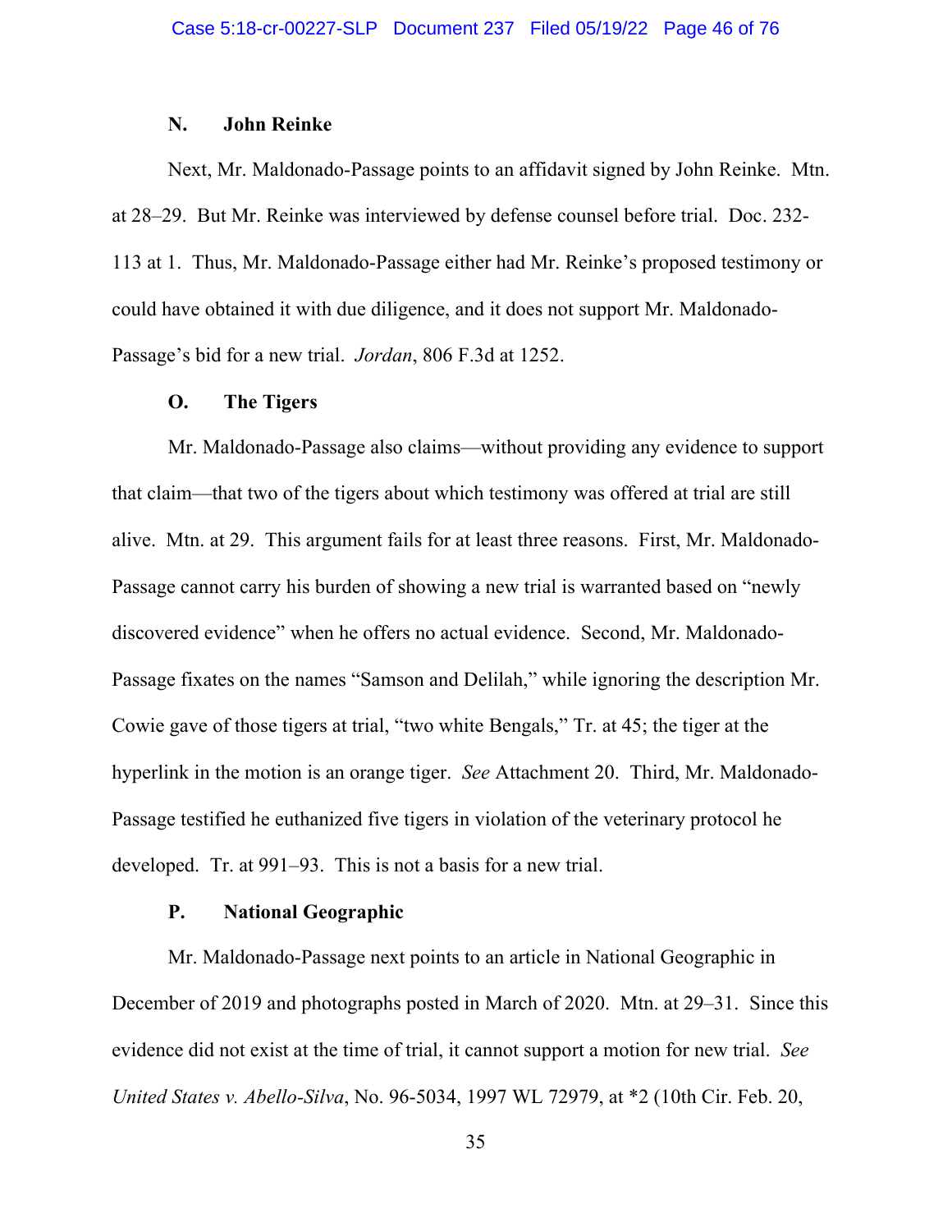### N. John Reinke

Next, Mr. Maldonado-Passage points to an affidavit signed by John Reinke. Mtn. at 28–29. But Mr. Reinke was interviewed by defense counsel before trial. Doc. 232-113 at 1. Thus, Mr. Maldonado-Passage either had Mr. Reinke's proposed testimony or could have obtained it with due diligence, and it does not support Mr. Maldonado-Passage's bid for a new trial. *Jordan*, 806 F.3d at 1252.

### O. The Tigers

Mr. Maldonado-Passage also claims—without providing any evidence to support that claim—that two of the tigers about which testimony was offered at trial are still alive. Mtn. at 29. This argument fails for at least three reasons. First, Mr. Maldonado-Passage cannot carry his burden of showing a new trial is warranted based on "newly discovered evidence" when he offers no actual evidence. Second, Mr. Maldonado-Passage fixates on the names "Samson and Delilah," while ignoring the description Mr. Cowie gave of those tigers at trial, "two white Bengals," Tr. at 45; the tiger at the hyperlink in the motion is an orange tiger. *See* Attachment 20. Third, Mr. Maldonado-Passage testified he euthanized five tigers in violation of the veterinary protocol he developed. Tr. at 991–93. This is not a basis for a new trial.

### P. National Geographic

Mr. Maldonado-Passage next points to an article in National Geographic in December of 2019 and photographs posted in March of 2020. Mtn. at 29–31. Since this evidence did not exist at the time of trial, it cannot support a motion for new trial. *See United States v. Abello-Silva*, No. 96-5034, 1997 WL 72979, at *2 (10th Cir. Feb. 20,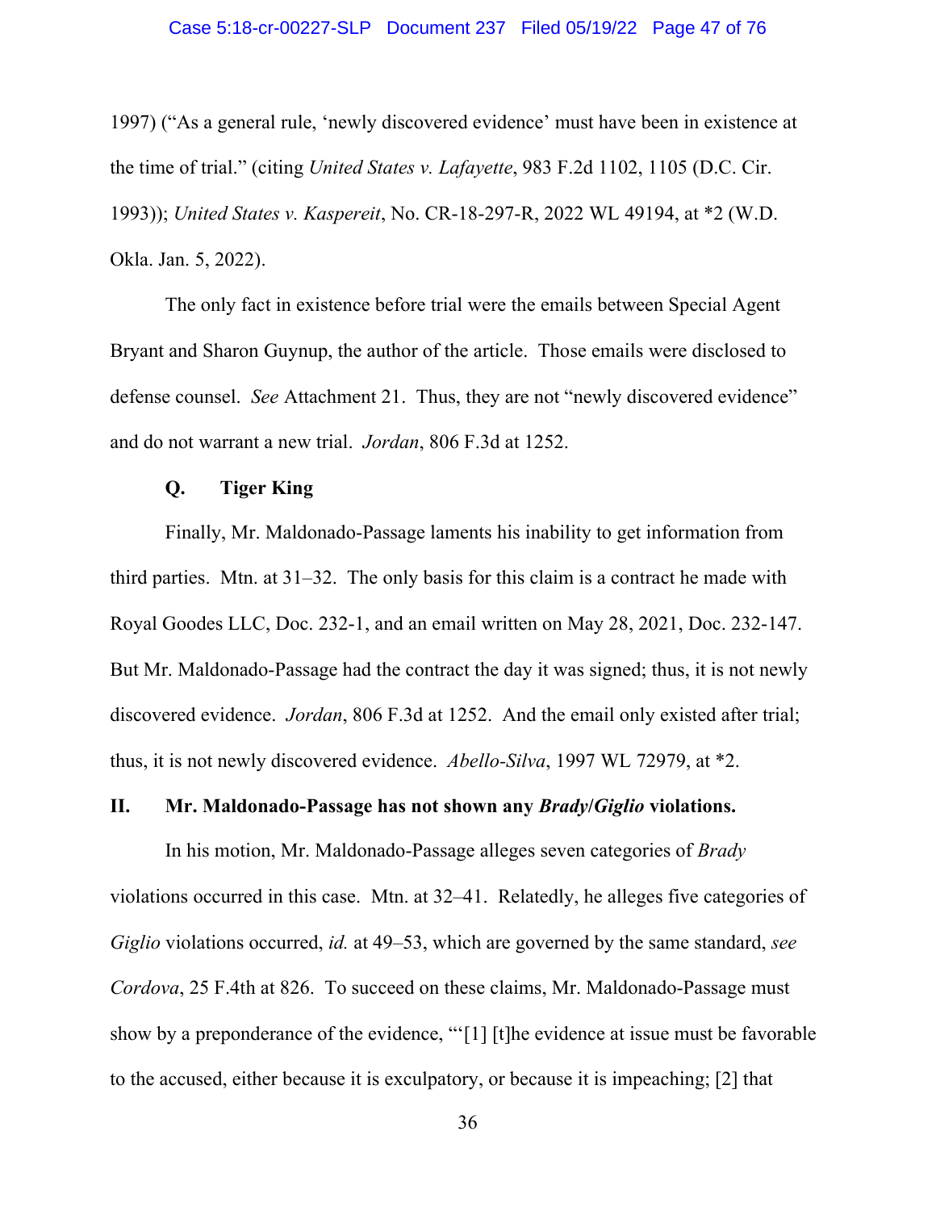1997) ("As a general rule, 'newly discovered evidence' must have been in existence at the time of trial." (citing *United States v. Lafayette*, 983 F.2d 1102, 1105 (D.C. Cir. 1993)); *United States v. Kaspereit*, No. CR-18-297-R, 2022 WL 49194, at *2 (W.D. Okla. Jan. 5, 2022).

The only fact in existence before trial were the emails between Special Agent Bryant and Sharon Guynup, the author of the article. Those emails were disclosed to defense counsel. *See* Attachment 21. Thus, they are not "newly discovered evidence" and do not warrant a new trial. *Jordan*, 806 F.3d at 1252.

### Q. Tiger King

Finally, Mr. Maldonado-Passage laments his inability to get information from third parties. Mtn. at 31–32. The only basis for this claim is a contract he made with Royal Goodes LLC, Doc. 232-1, and an email written on May 28, 2021, Doc. 232-147. But Mr. Maldonado-Passage had the contract the day it was signed; thus, it is not newly discovered evidence. *Jordan*, 806 F.3d at 1252. And the email only existed after trial; thus, it is not newly discovered evidence. *Abello-Silva*, 1997 WL 72979, at *2.

## II. Mr. Maldonado-Passage has not shown any *Brady*/*Giglio* violations.

In his motion, Mr. Maldonado-Passage alleges seven categories of *Brady* violations occurred in this case. Mtn. at 32–41. Relatedly, he alleges five categories of *Giglio* violations occurred, *id.* at 49–53, which are governed by the same standard, *see Cordova*, 25 F.4th at 826. To succeed on these claims, Mr. Maldonado-Passage must show by a preponderance of the evidence, "'[1] [t]he evidence at issue must be favorable to the accused, either because it is exculpatory, or because it is impeaching; [2] that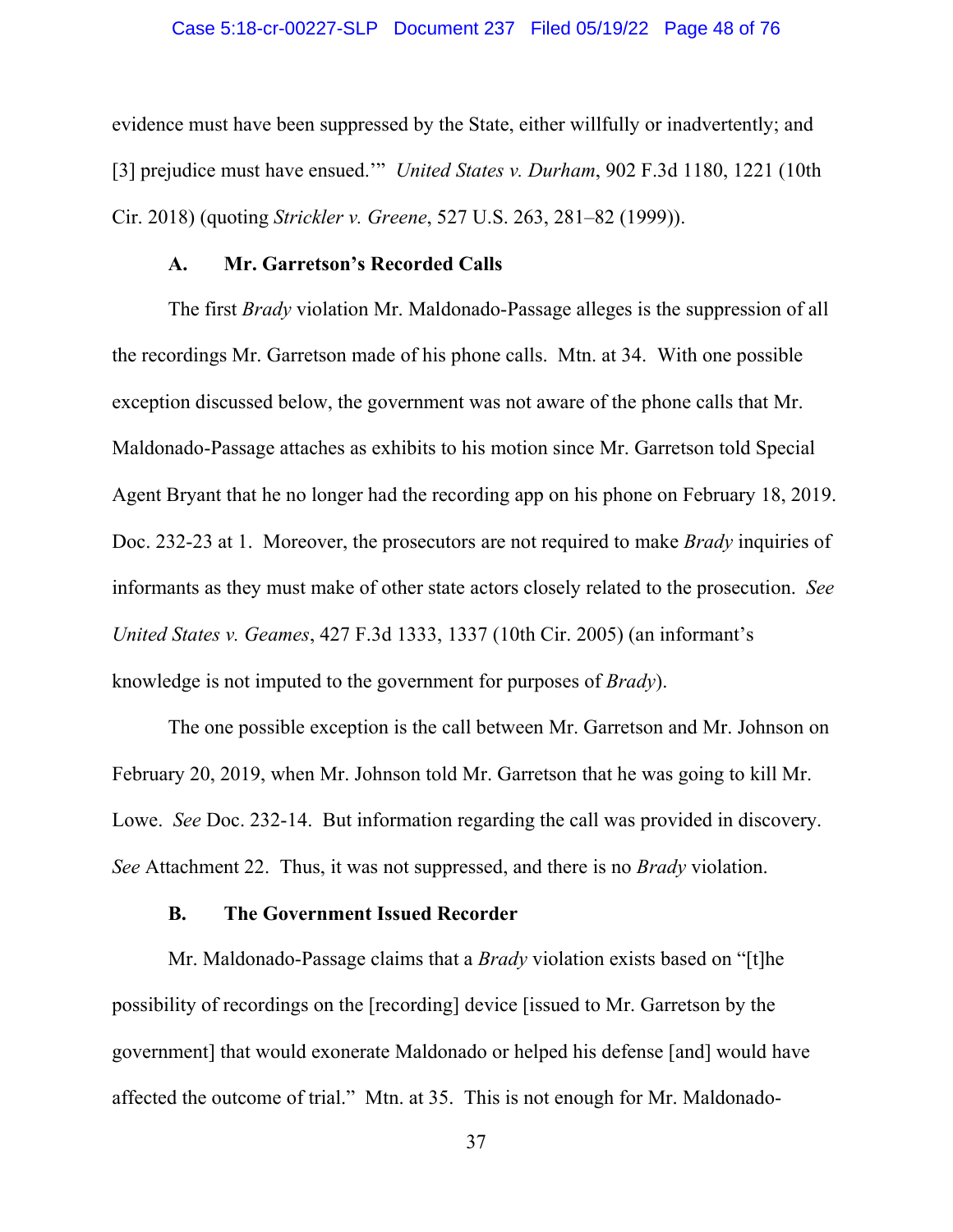evidence must have been suppressed by the State, either willfully or inadvertently; and [3] prejudice must have ensued.'" *United States v. Durham*, 902 F.3d 1180, 1221 (10th Cir. 2018) (quoting *Strickler v. Greene*, 527 U.S. 263, 281–82 (1999)).

### A. Mr. Garretson's Recorded Calls

The first *Brady* violation Mr. Maldonado-Passage alleges is the suppression of all the recordings Mr. Garretson made of his phone calls. Mtn. at 34. With one possible exception discussed below, the government was not aware of the phone calls that Mr. Maldonado-Passage attaches as exhibits to his motion since Mr. Garretson told Special Agent Bryant that he no longer had the recording app on his phone on February 18, 2019. Doc. 232-23 at 1. Moreover, the prosecutors are not required to make *Brady* inquiries of informants as they must make of other state actors closely related to the prosecution. *See United States v. Geames*, 427 F.3d 1333, 1337 (10th Cir. 2005) (an informant's knowledge is not imputed to the government for purposes of *Brady*).

The one possible exception is the call between Mr. Garretson and Mr. Johnson on February 20, 2019, when Mr. Johnson told Mr. Garretson that he was going to kill Mr. Lowe. *See* Doc. 232-14. But information regarding the call was provided in discovery. *See* Attachment 22. Thus, it was not suppressed, and there is no *Brady* violation.

### B. The Government Issued Recorder

Mr. Maldonado-Passage claims that a *Brady* violation exists based on "[t]he possibility of recordings on the [recording] device [issued to Mr. Garretson by the government] that would exonerate Maldonado or helped his defense [and] would have affected the outcome of trial." Mtn. at 35. This is not enough for Mr. Maldonado-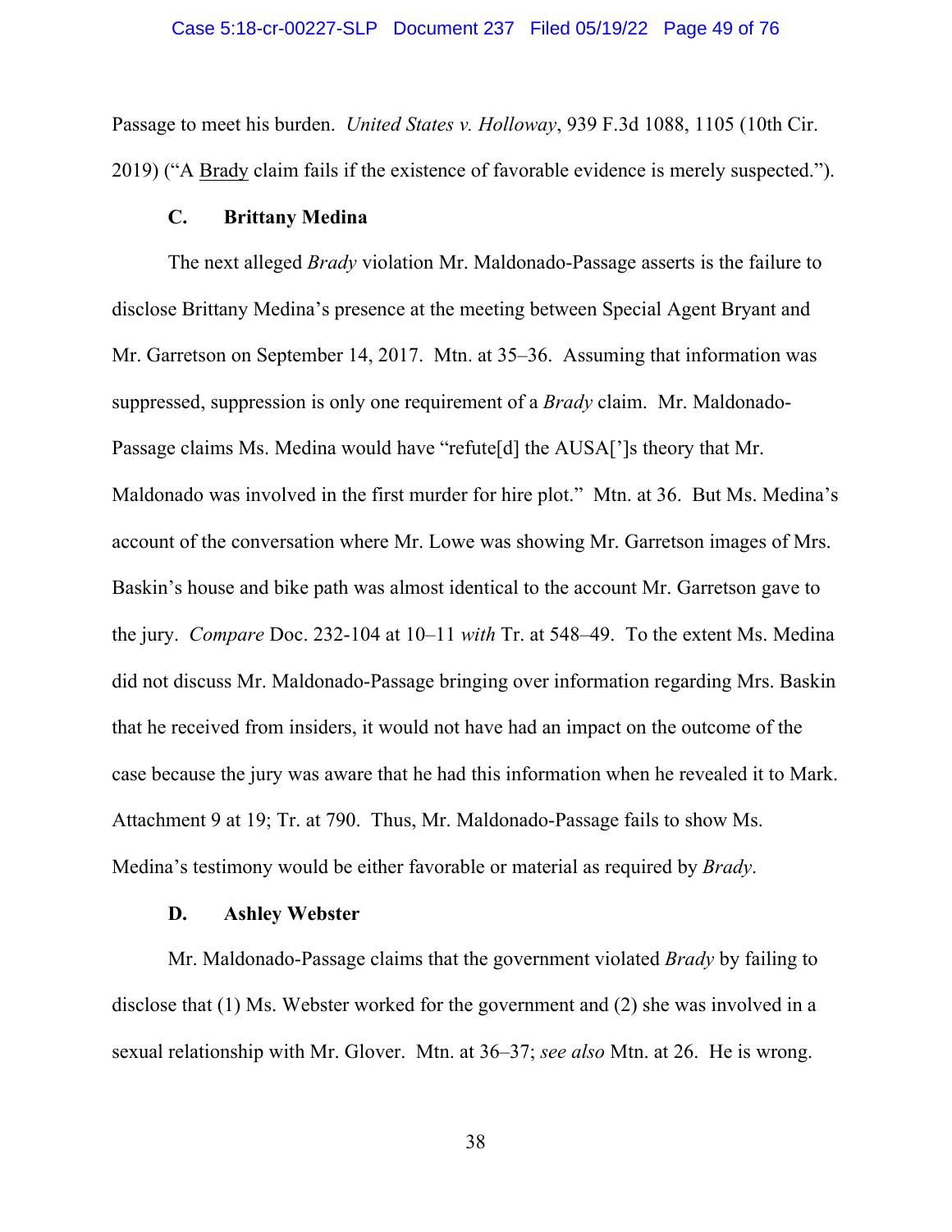Passage to meet his burden. *United States v. Holloway*, 939 F.3d 1088, 1105 (10th Cir. 2019) ("A Brady claim fails if the existence of favorable evidence is merely suspected.").

### C. Brittany Medina

The next alleged *Brady* violation Mr. Maldonado-Passage asserts is the failure to disclose Brittany Medina's presence at the meeting between Special Agent Bryant and Mr. Garretson on September 14, 2017. Mtn. at 35–36. Assuming that information was suppressed, suppression is only one requirement of a *Brady* claim. Mr. Maldonado-Passage claims Ms. Medina would have "refute[d] the AUSA[']s theory that Mr. Maldonado was involved in the first murder for hire plot." Mtn. at 36. But Ms. Medina's account of the conversation where Mr. Lowe was showing Mr. Garretson images of Mrs. Baskin's house and bike path was almost identical to the account Mr. Garretson gave to the jury. *Compare* Doc. 232-104 at 10–11 *with* Tr. at 548–49. To the extent Ms. Medina did not discuss Mr. Maldonado-Passage bringing over information regarding Mrs. Baskin that he received from insiders, it would not have had an impact on the outcome of the case because the jury was aware that he had this information when he revealed it to Mark. Attachment 9 at 19; Tr. at 790. Thus, Mr. Maldonado-Passage fails to show Ms. Medina's testimony would be either favorable or material as required by *Brady*.

### D. Ashley Webster

Mr. Maldonado-Passage claims that the government violated *Brady* by failing to disclose that (1) Ms. Webster worked for the government and (2) she was involved in a sexual relationship with Mr. Glover. Mtn. at 36–37; *see also* Mtn. at 26. He is wrong.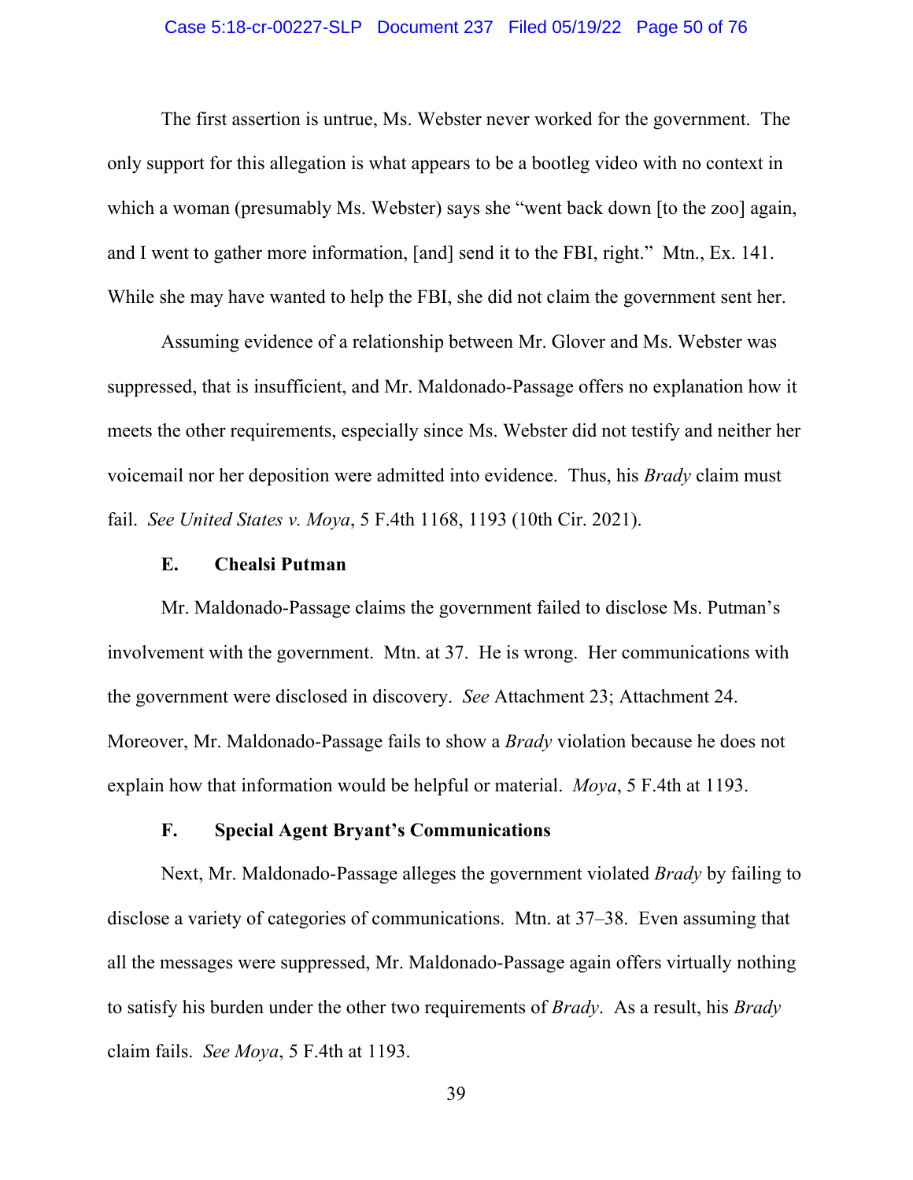The first assertion is untrue, Ms. Webster never worked for the government. The only support for this allegation is what appears to be a bootleg video with no context in which a woman (presumably Ms. Webster) says she "went back down [to the zoo] again, and I went to gather more information, [and] send it to the FBI, right." Mtn., Ex. 141. While she may have wanted to help the FBI, she did not claim the government sent her.

Assuming evidence of a relationship between Mr. Glover and Ms. Webster was suppressed, that is insufficient, and Mr. Maldonado-Passage offers no explanation how it meets the other requirements, especially since Ms. Webster did not testify and neither her voicemail nor her deposition were admitted into evidence. Thus, his *Brady* claim must fail. *See United States v. Moya*, 5 F.4th 1168, 1193 (10th Cir. 2021).

### E. Chealsi Putman

Mr. Maldonado-Passage claims the government failed to disclose Ms. Putman's involvement with the government. Mtn. at 37. He is wrong. Her communications with the government were disclosed in discovery. *See* Attachment 23; Attachment 24. Moreover, Mr. Maldonado-Passage fails to show a *Brady* violation because he does not explain how that information would be helpful or material. *Moya*, 5 F.4th at 1193.

### F. Special Agent Bryant's Communications

Next, Mr. Maldonado-Passage alleges the government violated *Brady* by failing to disclose a variety of categories of communications. Mtn. at 37–38. Even assuming that all the messages were suppressed, Mr. Maldonado-Passage again offers virtually nothing to satisfy his burden under the other two requirements of *Brady*. As a result, his *Brady* claim fails. *See Moya*, 5 F.4th at 1193.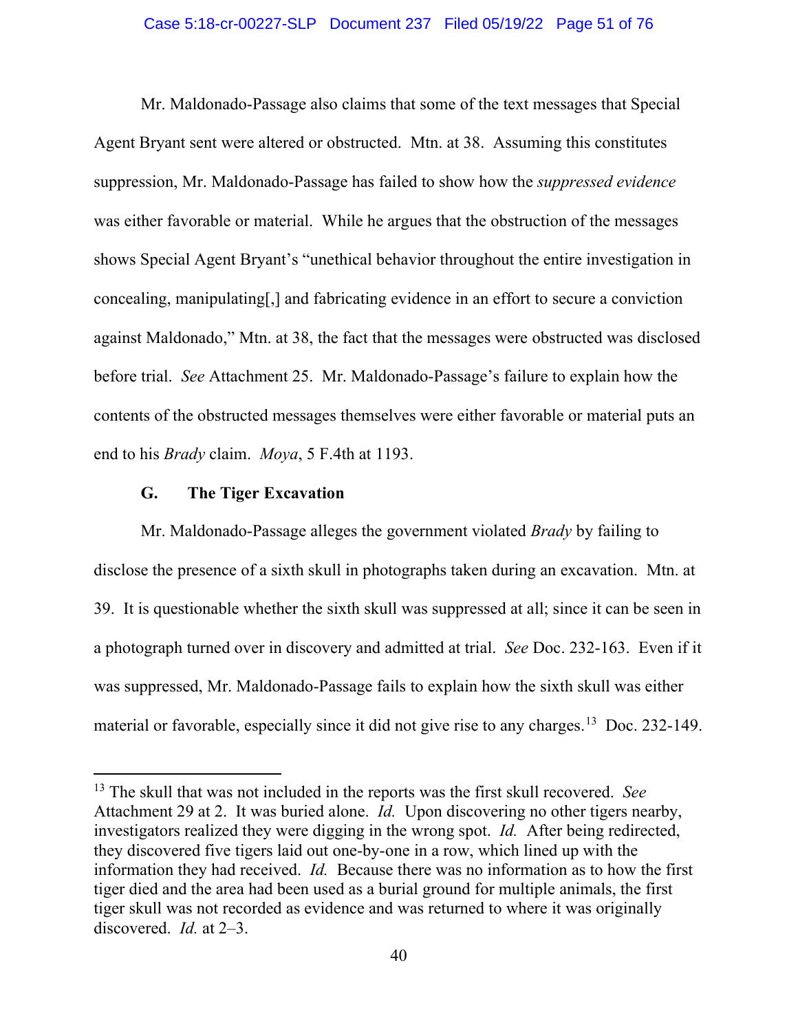Mr. Maldonado-Passage also claims that some of the text messages that Special Agent Bryant sent were altered or obstructed. Mtn. at 38. Assuming this constitutes suppression, Mr. Maldonado-Passage has failed to show how the *suppressed evidence* was either favorable or material. While he argues that the obstruction of the messages shows Special Agent Bryant's "unethical behavior throughout the entire investigation in concealing, manipulating[,] and fabricating evidence in an effort to secure a conviction against Maldonado," Mtn. at 38, the fact that the messages were obstructed was disclosed before trial. *See* Attachment 25. Mr. Maldonado-Passage's failure to explain how the contents of the obstructed messages themselves were either favorable or material puts an end to his *Brady* claim. *Moya*, 5 F.4th at 1193.

### G. The Tiger Excavation

Mr. Maldonado-Passage alleges the government violated *Brady* by failing to disclose the presence of a sixth skull in photographs taken during an excavation. Mtn. at 39. It is questionable whether the sixth skull was suppressed at all; since it can be seen in a photograph turned over in discovery and admitted at trial. *See* Doc. 232-163. Even if it was suppressed, Mr. Maldonado-Passage fails to explain how the sixth skull was either material or favorable, especially since it did not give rise to any charges.[13] Doc. 232-149.

---

[13] The skull that was not included in the reports was the first skull recovered. *See* Attachment 29 at 2. It was buried alone. *Id.* Upon discovering no other tigers nearby, investigators realized they were digging in the wrong spot. *Id.* After being redirected, they discovered five tigers laid out one-by-one in a row, which lined up with the information they had received. *Id.* Because there was no information as to how the first tiger died and the area had been used as a burial ground for multiple animals, the first tiger skull was not recorded as evidence and was returned to where it was originally discovered. *Id.* at 2–3.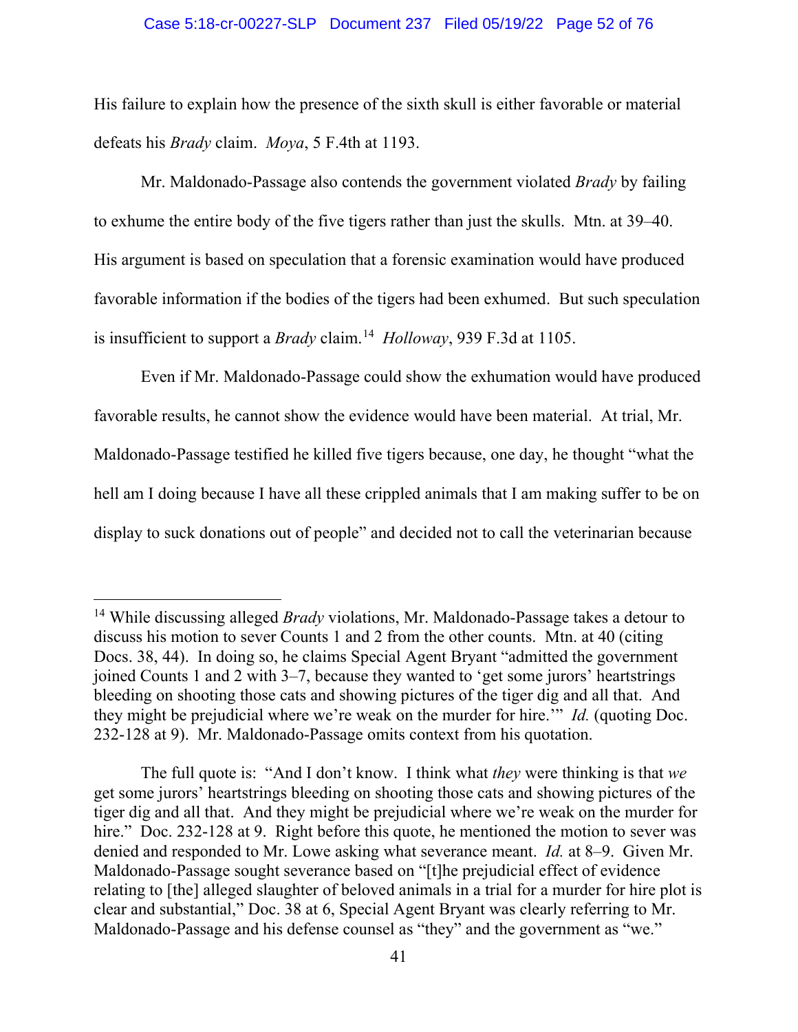His failure to explain how the presence of the sixth skull is either favorable or material defeats his *Brady* claim. *Moya*, 5 F.4th at 1193.

Mr. Maldonado-Passage also contends the government violated *Brady* by failing to exhume the entire body of the five tigers rather than just the skulls. Mtn. at 39–40. His argument is based on speculation that a forensic examination would have produced favorable information if the bodies of the tigers had been exhumed. But such speculation is insufficient to support a *Brady* claim.[14] *Holloway*, 939 F.3d at 1105.

Even if Mr. Maldonado-Passage could show the exhumation would have produced favorable results, he cannot show the evidence would have been material. At trial, Mr. Maldonado-Passage testified he killed five tigers because, one day, he thought "what the hell am I doing because I have all these crippled animals that I am making suffer to be on display to suck donations out of people" and decided not to call the veterinarian because

---

[14] While discussing alleged *Brady* violations, Mr. Maldonado-Passage takes a detour to discuss his motion to sever Counts 1 and 2 from the other counts. Mtn. at 40 (citing Docs. 38, 44). In doing so, he claims Special Agent Bryant "admitted the government joined Counts 1 and 2 with 3–7, because they wanted to 'get some jurors' heartstrings bleeding on shooting those cats and showing pictures of the tiger dig and all that. And they might be prejudicial where we're weak on the murder for hire.'" *Id.* (quoting Doc. 232-128 at 9). Mr. Maldonado-Passage omits context from his quotation.

The full quote is: "And I don't know. I think what *they* were thinking is that *we* get some jurors' heartstrings bleeding on shooting those cats and showing pictures of the tiger dig and all that. And they might be prejudicial where we're weak on the murder for hire." Doc. 232-128 at 9. Right before this quote, he mentioned the motion to sever was denied and responded to Mr. Lowe asking what severance meant. *Id.* at 8–9. Given Mr. Maldonado-Passage sought severance based on "[t]he prejudicial effect of evidence relating to [the] alleged slaughter of beloved animals in a trial for a murder for hire plot is clear and substantial," Doc. 38 at 6, Special Agent Bryant was clearly referring to Mr. Maldonado-Passage and his defense counsel as "they" and the government as "we."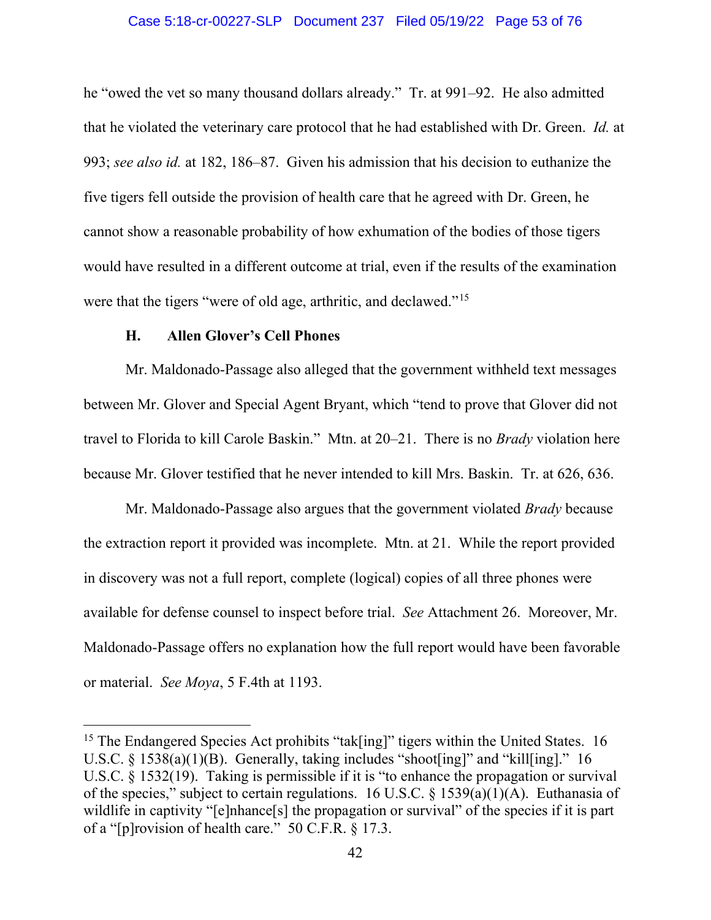he "owed the vet so many thousand dollars already." Tr. at 991–92. He also admitted that he violated the veterinary care protocol that he had established with Dr. Green. *Id.* at 993; *see also id.* at 182, 186–87. Given his admission that his decision to euthanize the five tigers fell outside the provision of health care that he agreed with Dr. Green, he cannot show a reasonable probability of how exhumation of the bodies of those tigers would have resulted in a different outcome at trial, even if the results of the examination were that the tigers "were of old age, arthritic, and declawed."[15]

### H. Allen Glover's Cell Phones

Mr. Maldonado-Passage also alleged that the government withheld text messages between Mr. Glover and Special Agent Bryant, which "tend to prove that Glover did not travel to Florida to kill Carole Baskin." Mtn. at 20–21. There is no *Brady* violation here because Mr. Glover testified that he never intended to kill Mrs. Baskin. Tr. at 626, 636.

Mr. Maldonado-Passage also argues that the government violated *Brady* because the extraction report it provided was incomplete. Mtn. at 21. While the report provided in discovery was not a full report, complete (logical) copies of all three phones were available for defense counsel to inspect before trial. *See* Attachment 26. Moreover, Mr. Maldonado-Passage offers no explanation how the full report would have been favorable or material. *See Moya*, 5 F.4th at 1193.

---

[15] The Endangered Species Act prohibits "tak[ing]" tigers within the United States. 16 U.S.C. § 1538(a)(1)(B). Generally, taking includes "shoot[ing]" and "kill[ing]." 16 U.S.C. § 1532(19). Taking is permissible if it is "to enhance the propagation or survival of the species," subject to certain regulations. 16 U.S.C. § 1539(a)(1)(A). Euthanasia of wildlife in captivity "[e]nhance[s] the propagation or survival" of the species if it is part of a "[p]rovision of health care." 50 C.F.R. § 17.3.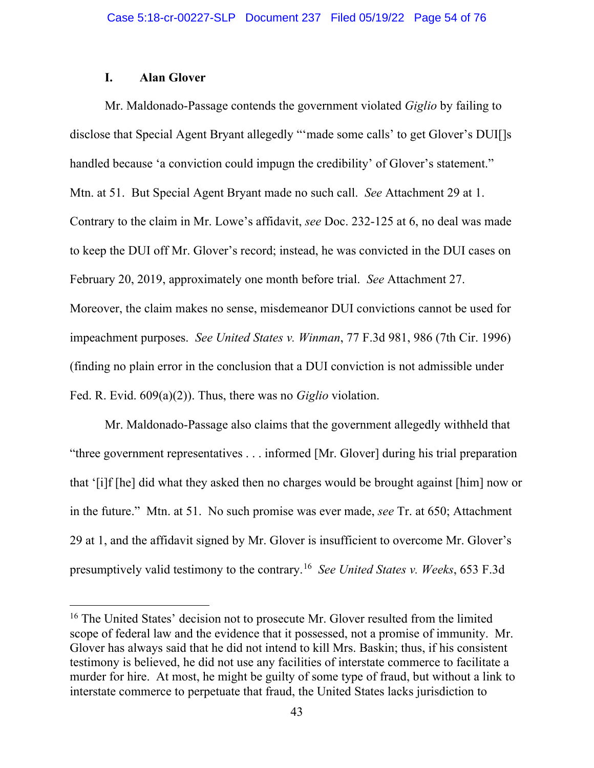### I. Alan Glover

Mr. Maldonado-Passage contends the government violated *Giglio* by failing to disclose that Special Agent Bryant allegedly "'made some calls' to get Glover's DUI[]s handled because 'a conviction could impugn the credibility' of Glover's statement." Mtn. at 51. But Special Agent Bryant made no such call. *See* Attachment 29 at 1. Contrary to the claim in Mr. Lowe's affidavit, *see* Doc. 232-125 at 6, no deal was made to keep the DUI off Mr. Glover's record; instead, he was convicted in the DUI cases on February 20, 2019, approximately one month before trial. *See* Attachment 27. Moreover, the claim makes no sense, misdemeanor DUI convictions cannot be used for impeachment purposes. *See United States v. Winman*, 77 F.3d 981, 986 (7th Cir. 1996) (finding no plain error in the conclusion that a DUI conviction is not admissible under Fed. R. Evid. 609(a)(2)). Thus, there was no *Giglio* violation.

Mr. Maldonado-Passage also claims that the government allegedly withheld that "three government representatives . . . informed [Mr. Glover] during his trial preparation that '[i]f [he] did what they asked then no charges would be brought against [him] now or in the future." Mtn. at 51. No such promise was ever made, *see* Tr. at 650; Attachment 29 at 1, and the affidavit signed by Mr. Glover is insufficient to overcome Mr. Glover's presumptively valid testimony to the contrary.[16] *See United States v. Weeks*, 653 F.3d

[16] The United States' decision not to prosecute Mr. Glover resulted from the limited scope of federal law and the evidence that it possessed, not a promise of immunity. Mr. Glover has always said that he did not intend to kill Mrs. Baskin; thus, if his consistent testimony is believed, he did not use any facilities of interstate commerce to facilitate a murder for hire. At most, he might be guilty of some type of fraud, but without a link to interstate commerce to perpetuate that fraud, the United States lacks jurisdiction to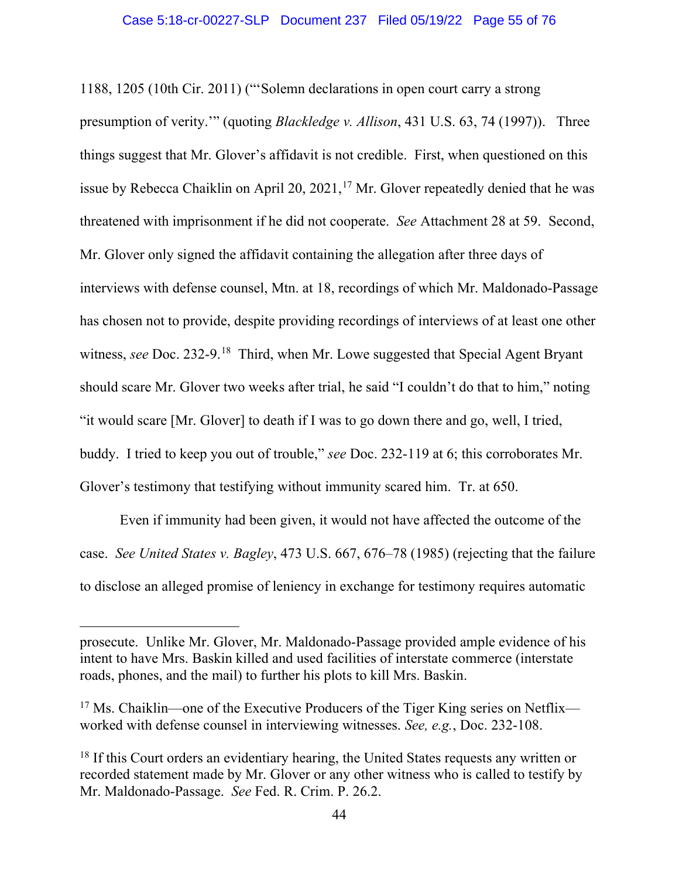1188, 1205 (10th Cir. 2011) ("'Solemn declarations in open court carry a strong presumption of verity.'" (quoting *Blackledge v. Allison*, 431 U.S. 63, 74 (1997)). Three things suggest that Mr. Glover's affidavit is not credible. First, when questioned on this issue by Rebecca Chaiklin on April 20, 2021,[17] Mr. Glover repeatedly denied that he was threatened with imprisonment if he did not cooperate. *See* Attachment 28 at 59. Second, Mr. Glover only signed the affidavit containing the allegation after three days of interviews with defense counsel, Mtn. at 18, recordings of which Mr. Maldonado-Passage has chosen not to provide, despite providing recordings of interviews of at least one other witness, *see* Doc. 232-9.[18] Third, when Mr. Lowe suggested that Special Agent Bryant should scare Mr. Glover two weeks after trial, he said "I couldn't do that to him," noting "it would scare [Mr. Glover] to death if I was to go down there and go, well, I tried, buddy. I tried to keep you out of trouble," *see* Doc. 232-119 at 6; this corroborates Mr. Glover's testimony that testifying without immunity scared him. Tr. at 650.

Even if immunity had been given, it would not have affected the outcome of the case. *See United States v. Bagley*, 473 U.S. 667, 676–78 (1985) (rejecting that the failure to disclose an alleged promise of leniency in exchange for testimony requires automatic

---

prosecute. Unlike Mr. Glover, Mr. Maldonado-Passage provided ample evidence of his intent to have Mrs. Baskin killed and used facilities of interstate commerce (interstate roads, phones, and the mail) to further his plots to kill Mrs. Baskin.

[17] Ms. Chaiklin—one of the Executive Producers of the Tiger King series on Netflix—worked with defense counsel in interviewing witnesses. *See, e.g.*, Doc. 232-108.

[18] If this Court orders an evidentiary hearing, the United States requests any written or recorded statement made by Mr. Glover or any other witness who is called to testify by Mr. Maldonado-Passage. *See* Fed. R. Crim. P. 26.2.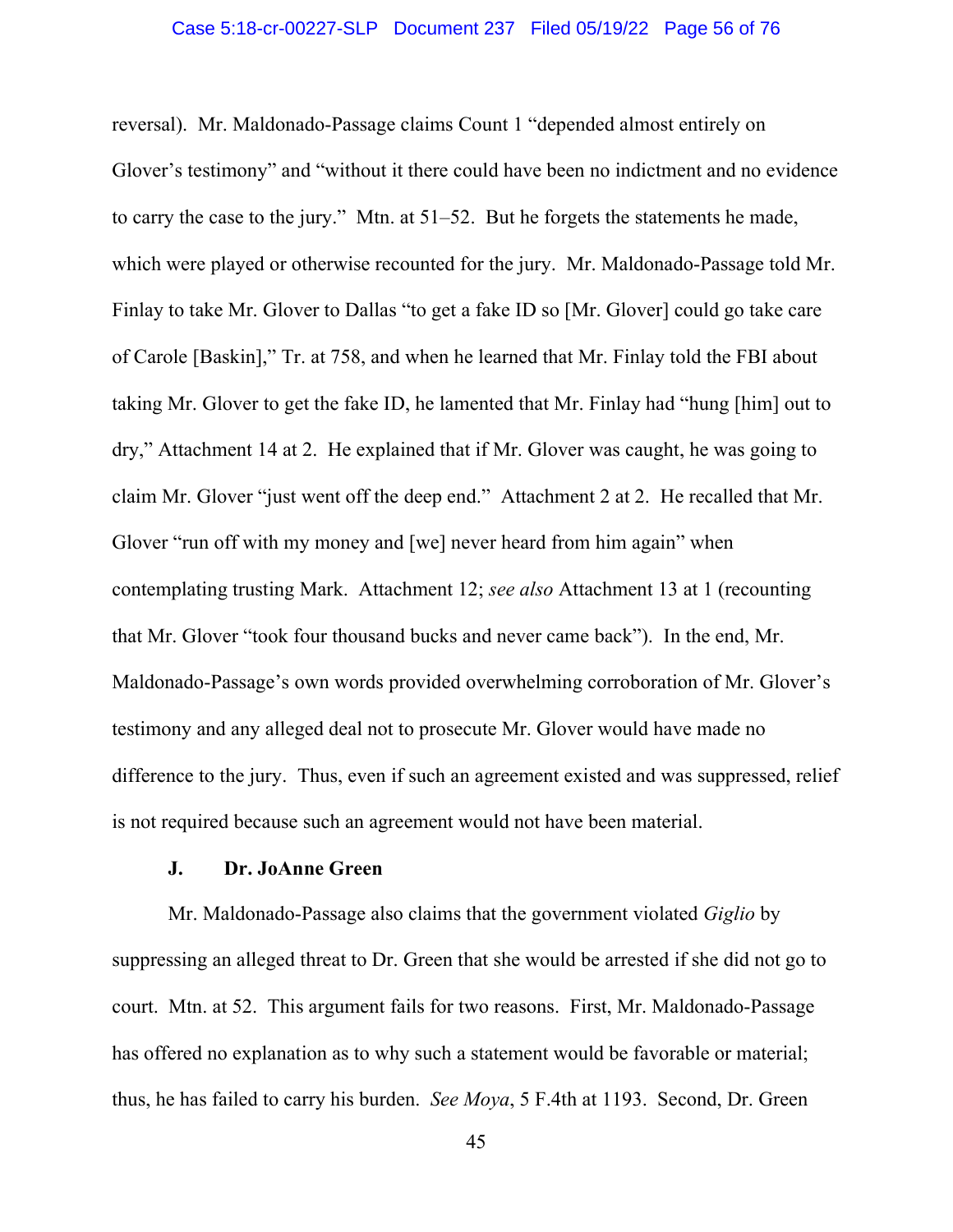reversal). Mr. Maldonado-Passage claims Count 1 "depended almost entirely on Glover's testimony" and "without it there could have been no indictment and no evidence to carry the case to the jury." Mtn. at 51–52. But he forgets the statements he made, which were played or otherwise recounted for the jury. Mr. Maldonado-Passage told Mr. Finlay to take Mr. Glover to Dallas "to get a fake ID so [Mr. Glover] could go take care of Carole [Baskin]," Tr. at 758, and when he learned that Mr. Finlay told the FBI about taking Mr. Glover to get the fake ID, he lamented that Mr. Finlay had "hung [him] out to dry," Attachment 14 at 2. He explained that if Mr. Glover was caught, he was going to claim Mr. Glover "just went off the deep end." Attachment 2 at 2. He recalled that Mr. Glover "run off with my money and [we] never heard from him again" when contemplating trusting Mark. Attachment 12; *see also* Attachment 13 at 1 (recounting that Mr. Glover "took four thousand bucks and never came back"). In the end, Mr. Maldonado-Passage's own words provided overwhelming corroboration of Mr. Glover's testimony and any alleged deal not to prosecute Mr. Glover would have made no difference to the jury. Thus, even if such an agreement existed and was suppressed, relief is not required because such an agreement would not have been material.

### J. Dr. JoAnne Green

Mr. Maldonado-Passage also claims that the government violated *Giglio* by suppressing an alleged threat to Dr. Green that she would be arrested if she did not go to court. Mtn. at 52. This argument fails for two reasons. First, Mr. Maldonado-Passage has offered no explanation as to why such a statement would be favorable or material; thus, he has failed to carry his burden. *See Moya*, 5 F.4th at 1193. Second, Dr. Green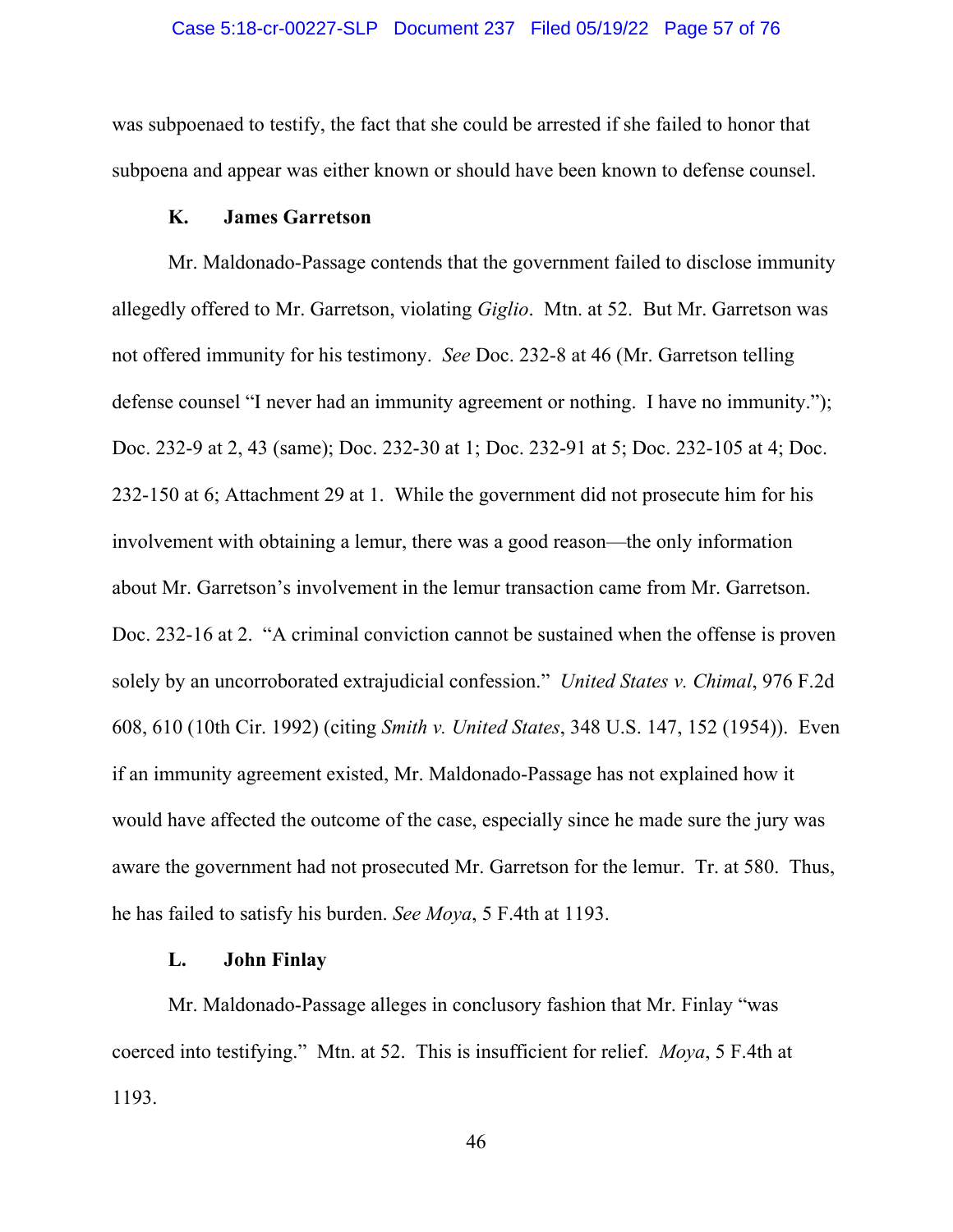was subpoenaed to testify, the fact that she could be arrested if she failed to honor that subpoena and appear was either known or should have been known to defense counsel.

### K. James Garretson

Mr. Maldonado-Passage contends that the government failed to disclose immunity allegedly offered to Mr. Garretson, violating *Giglio*. Mtn. at 52. But Mr. Garretson was not offered immunity for his testimony. *See* Doc. 232-8 at 46 (Mr. Garretson telling defense counsel "I never had an immunity agreement or nothing. I have no immunity."); Doc. 232-9 at 2, 43 (same); Doc. 232-30 at 1; Doc. 232-91 at 5; Doc. 232-105 at 4; Doc. 232-150 at 6; Attachment 29 at 1. While the government did not prosecute him for his involvement with obtaining a lemur, there was a good reason—the only information about Mr. Garretson's involvement in the lemur transaction came from Mr. Garretson. Doc. 232-16 at 2. "A criminal conviction cannot be sustained when the offense is proven solely by an uncorroborated extrajudicial confession." *United States v. Chimal*, 976 F.2d 608, 610 (10th Cir. 1992) (citing *Smith v. United States*, 348 U.S. 147, 152 (1954)). Even if an immunity agreement existed, Mr. Maldonado-Passage has not explained how it would have affected the outcome of the case, especially since he made sure the jury was aware the government had not prosecuted Mr. Garretson for the lemur. Tr. at 580. Thus, he has failed to satisfy his burden. *See Moya*, 5 F.4th at 1193.

### L. John Finlay

Mr. Maldonado-Passage alleges in conclusory fashion that Mr. Finlay "was coerced into testifying." Mtn. at 52. This is insufficient for relief. *Moya*, 5 F.4th at 1193.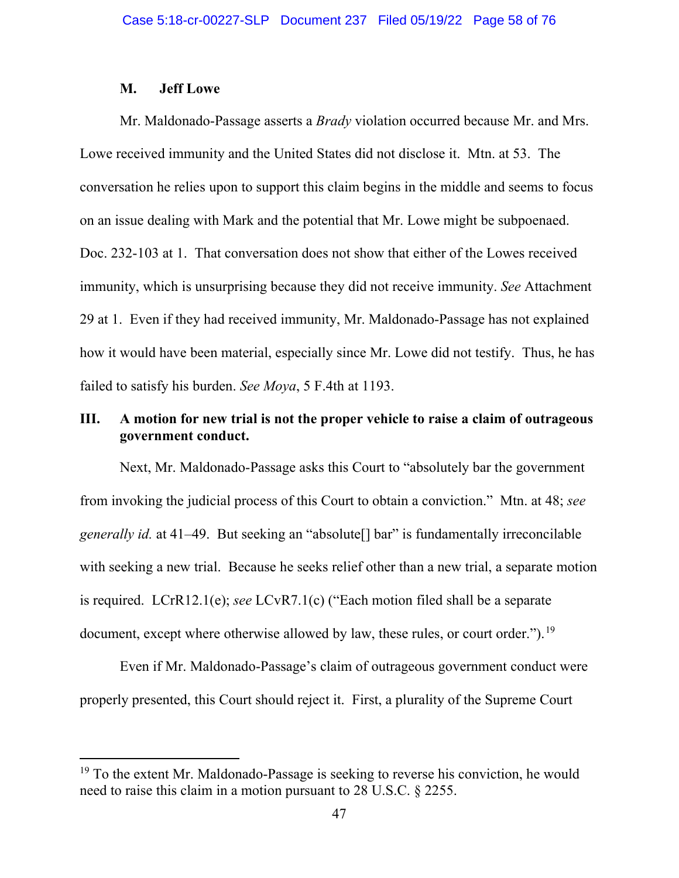### M. Jeff Lowe

Mr. Maldonado-Passage asserts a *Brady* violation occurred because Mr. and Mrs. Lowe received immunity and the United States did not disclose it. Mtn. at 53. The conversation he relies upon to support this claim begins in the middle and seems to focus on an issue dealing with Mark and the potential that Mr. Lowe might be subpoenaed. Doc. 232-103 at 1. That conversation does not show that either of the Lowes received immunity, which is unsurprising because they did not receive immunity. *See* Attachment 29 at 1. Even if they had received immunity, Mr. Maldonado-Passage has not explained how it would have been material, especially since Mr. Lowe did not testify. Thus, he has failed to satisfy his burden. *See Moya*, 5 F.4th at 1193.

## III. A motion for new trial is not the proper vehicle to raise a claim of outrageous government conduct.

Next, Mr. Maldonado-Passage asks this Court to "absolutely bar the government from invoking the judicial process of this Court to obtain a conviction." Mtn. at 48; *see generally id.* at 41–49. But seeking an "absolute[] bar" is fundamentally irreconcilable with seeking a new trial. Because he seeks relief other than a new trial, a separate motion is required. LCrR12.1(e); *see* LCvR7.1(c) ("Each motion filed shall be a separate document, except where otherwise allowed by law, these rules, or court order.").[19]

Even if Mr. Maldonado-Passage's claim of outrageous government conduct were properly presented, this Court should reject it. First, a plurality of the Supreme Court

---

[19] To the extent Mr. Maldonado-Passage is seeking to reverse his conviction, he would need to raise this claim in a motion pursuant to 28 U.S.C. § 2255.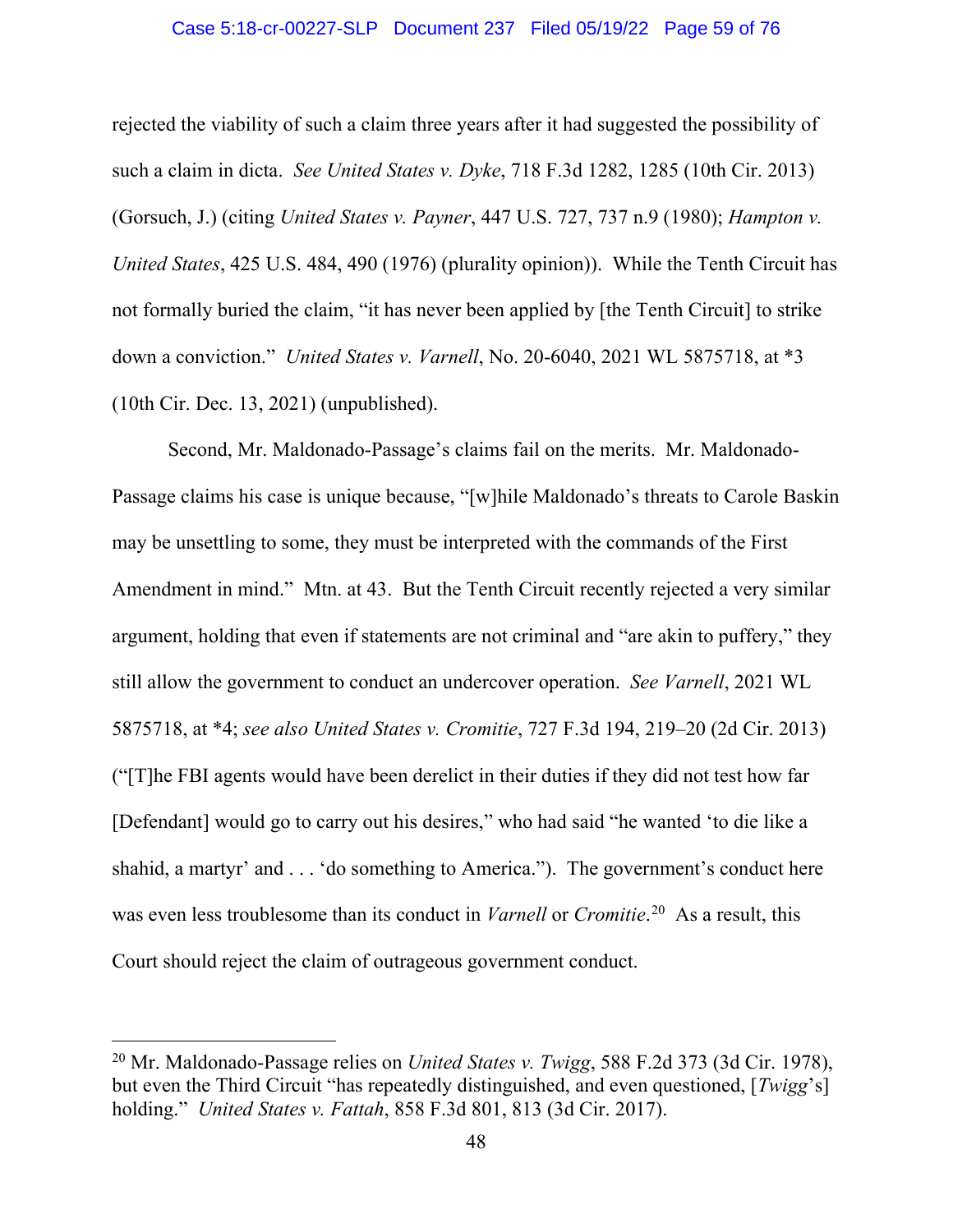rejected the viability of such a claim three years after it had suggested the possibility of such a claim in dicta. *See United States v. Dyke*, 718 F.3d 1282, 1285 (10th Cir. 2013) (Gorsuch, J.) (citing *United States v. Payner*, 447 U.S. 727, 737 n.9 (1980); *Hampton v. United States*, 425 U.S. 484, 490 (1976) (plurality opinion)). While the Tenth Circuit has not formally buried the claim, "it has never been applied by [the Tenth Circuit] to strike down a conviction." *United States v. Varnell*, No. 20-6040, 2021 WL 5875718, at *3 (10th Cir. Dec. 13, 2021) (unpublished).

Second, Mr. Maldonado-Passage's claims fail on the merits. Mr. Maldonado-Passage claims his case is unique because, "[w]hile Maldonado's threats to Carole Baskin may be unsettling to some, they must be interpreted with the commands of the First Amendment in mind." Mtn. at 43. But the Tenth Circuit recently rejected a very similar argument, holding that even if statements are not criminal and "are akin to puffery," they still allow the government to conduct an undercover operation. *See Varnell*, 2021 WL 5875718, at *4; *see also United States v. Cromitie*, 727 F.3d 194, 219–20 (2d Cir. 2013) ("[T]he FBI agents would have been derelict in their duties if they did not test how far [Defendant] would go to carry out his desires," who had said "he wanted 'to die like a shahid, a martyr' and . . . 'do something to America."). The government's conduct here was even less troublesome than its conduct in *Varnell* or *Cromitie*.[20] As a result, this Court should reject the claim of outrageous government conduct.

[20] Mr. Maldonado-Passage relies on *United States v. Twigg*, 588 F.2d 373 (3d Cir. 1978), but even the Third Circuit "has repeatedly distinguished, and even questioned, [*Twigg*'s] holding." *United States v. Fattah*, 858 F.3d 801, 813 (3d Cir. 2017).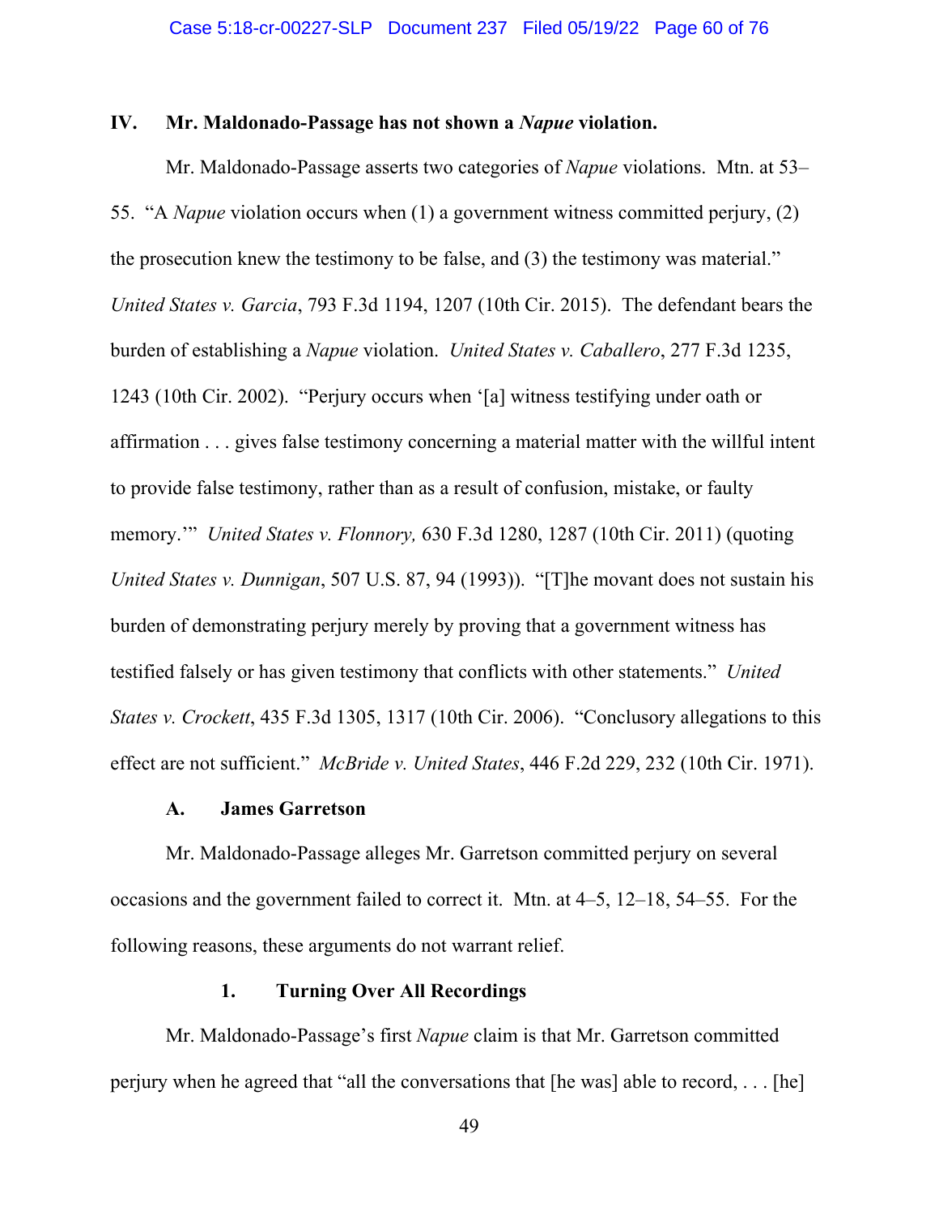## IV. Mr. Maldonado-Passage has not shown a *Napue* violation.

Mr. Maldonado-Passage asserts two categories of *Napue* violations. Mtn. at 53–55. "A *Napue* violation occurs when (1) a government witness committed perjury, (2) the prosecution knew the testimony to be false, and (3) the testimony was material." *United States v. Garcia*, 793 F.3d 1194, 1207 (10th Cir. 2015). The defendant bears the burden of establishing a *Napue* violation. *United States v. Caballero*, 277 F.3d 1235, 1243 (10th Cir. 2002). "Perjury occurs when '[a] witness testifying under oath or affirmation . . . gives false testimony concerning a material matter with the willful intent to provide false testimony, rather than as a result of confusion, mistake, or faulty memory.'" *United States v. Flonnory,* 630 F.3d 1280, 1287 (10th Cir. 2011) (quoting *United States v. Dunnigan*, 507 U.S. 87, 94 (1993)). "[T]he movant does not sustain his burden of demonstrating perjury merely by proving that a government witness has testified falsely or has given testimony that conflicts with other statements." *United States v. Crockett*, 435 F.3d 1305, 1317 (10th Cir. 2006). "Conclusory allegations to this effect are not sufficient." *McBride v. United States*, 446 F.2d 229, 232 (10th Cir. 1971).

### A. James Garretson

Mr. Maldonado-Passage alleges Mr. Garretson committed perjury on several occasions and the government failed to correct it. Mtn. at 4–5, 12–18, 54–55. For the following reasons, these arguments do not warrant relief.

#### 1. Turning Over All Recordings

Mr. Maldonado-Passage's first *Napue* claim is that Mr. Garretson committed perjury when he agreed that "all the conversations that [he was] able to record, . . . [he]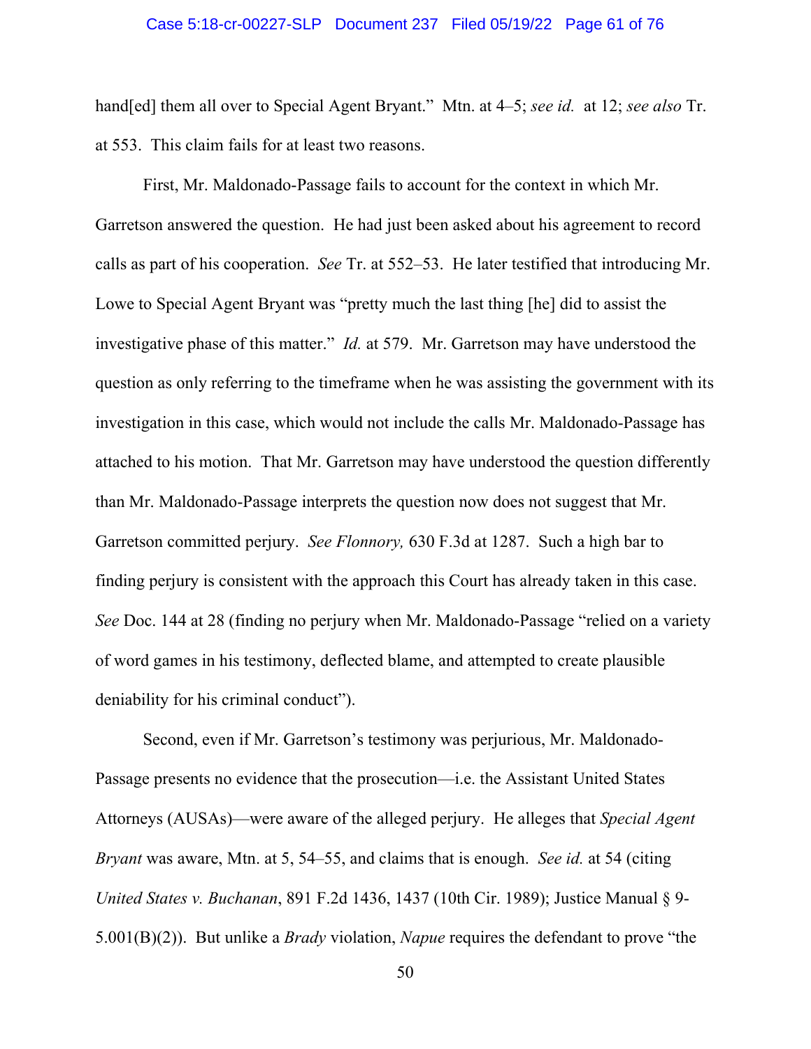hand[ed] them all over to Special Agent Bryant." Mtn. at 4–5; *see id.* at 12; *see also* Tr. at 553. This claim fails for at least two reasons.

First, Mr. Maldonado-Passage fails to account for the context in which Mr. Garretson answered the question. He had just been asked about his agreement to record calls as part of his cooperation. *See* Tr. at 552–53. He later testified that introducing Mr. Lowe to Special Agent Bryant was "pretty much the last thing [he] did to assist the investigative phase of this matter." *Id.* at 579. Mr. Garretson may have understood the question as only referring to the timeframe when he was assisting the government with its investigation in this case, which would not include the calls Mr. Maldonado-Passage has attached to his motion. That Mr. Garretson may have understood the question differently than Mr. Maldonado-Passage interprets the question now does not suggest that Mr. Garretson committed perjury. *See Flonnory,* 630 F.3d at 1287. Such a high bar to finding perjury is consistent with the approach this Court has already taken in this case. *See* Doc. 144 at 28 (finding no perjury when Mr. Maldonado-Passage "relied on a variety of word games in his testimony, deflected blame, and attempted to create plausible deniability for his criminal conduct").

Second, even if Mr. Garretson's testimony was perjurious, Mr. Maldonado-Passage presents no evidence that the prosecution—i.e. the Assistant United States Attorneys (AUSAs)—were aware of the alleged perjury. He alleges that *Special Agent Bryant* was aware, Mtn. at 5, 54–55, and claims that is enough. *See id.* at 54 (citing *United States v. Buchanan*, 891 F.2d 1436, 1437 (10th Cir. 1989); Justice Manual § 9-5.001(B)(2)). But unlike a *Brady* violation, *Napue* requires the defendant to prove "the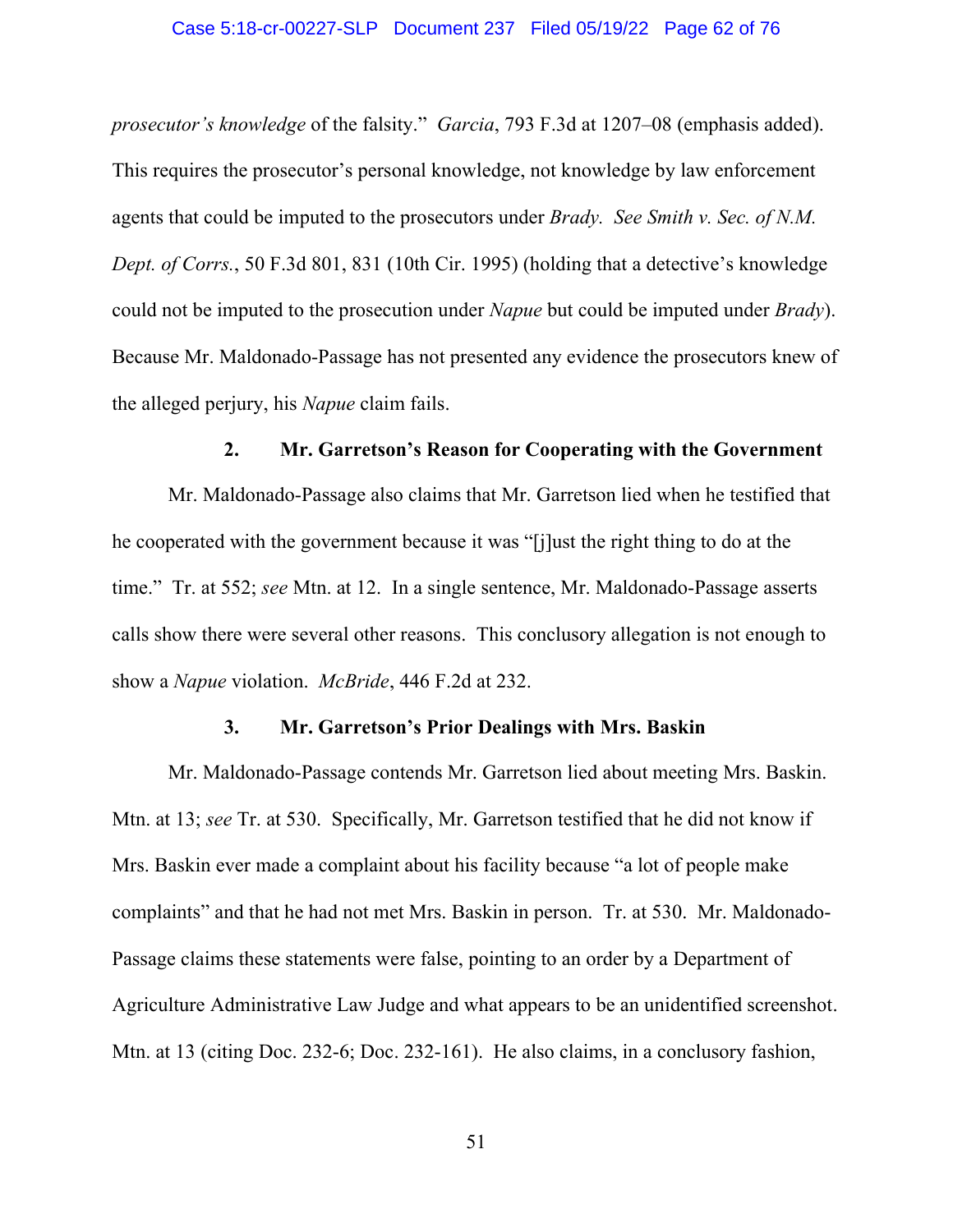*prosecutor's knowledge* of the falsity." *Garcia*, 793 F.3d at 1207–08 (emphasis added). This requires the prosecutor's personal knowledge, not knowledge by law enforcement agents that could be imputed to the prosecutors under *Brady*. *See Smith v. Sec. of N.M. Dept. of Corrs.*, 50 F.3d 801, 831 (10th Cir. 1995) (holding that a detective's knowledge could not be imputed to the prosecution under *Napue* but could be imputed under *Brady*). Because Mr. Maldonado-Passage has not presented any evidence the prosecutors knew of the alleged perjury, his *Napue* claim fails.

### 2. Mr. Garretson's Reason for Cooperating with the Government

Mr. Maldonado-Passage also claims that Mr. Garretson lied when he testified that he cooperated with the government because it was "[j]ust the right thing to do at the time." Tr. at 552; *see* Mtn. at 12. In a single sentence, Mr. Maldonado-Passage asserts calls show there were several other reasons. This conclusory allegation is not enough to show a *Napue* violation. *McBride*, 446 F.2d at 232.

### 3. Mr. Garretson's Prior Dealings with Mrs. Baskin

Mr. Maldonado-Passage contends Mr. Garretson lied about meeting Mrs. Baskin. Mtn. at 13; *see* Tr. at 530. Specifically, Mr. Garretson testified that he did not know if Mrs. Baskin ever made a complaint about his facility because "a lot of people make complaints" and that he had not met Mrs. Baskin in person. Tr. at 530. Mr. Maldonado-Passage claims these statements were false, pointing to an order by a Department of Agriculture Administrative Law Judge and what appears to be an unidentified screenshot. Mtn. at 13 (citing Doc. 232-6; Doc. 232-161). He also claims, in a conclusory fashion,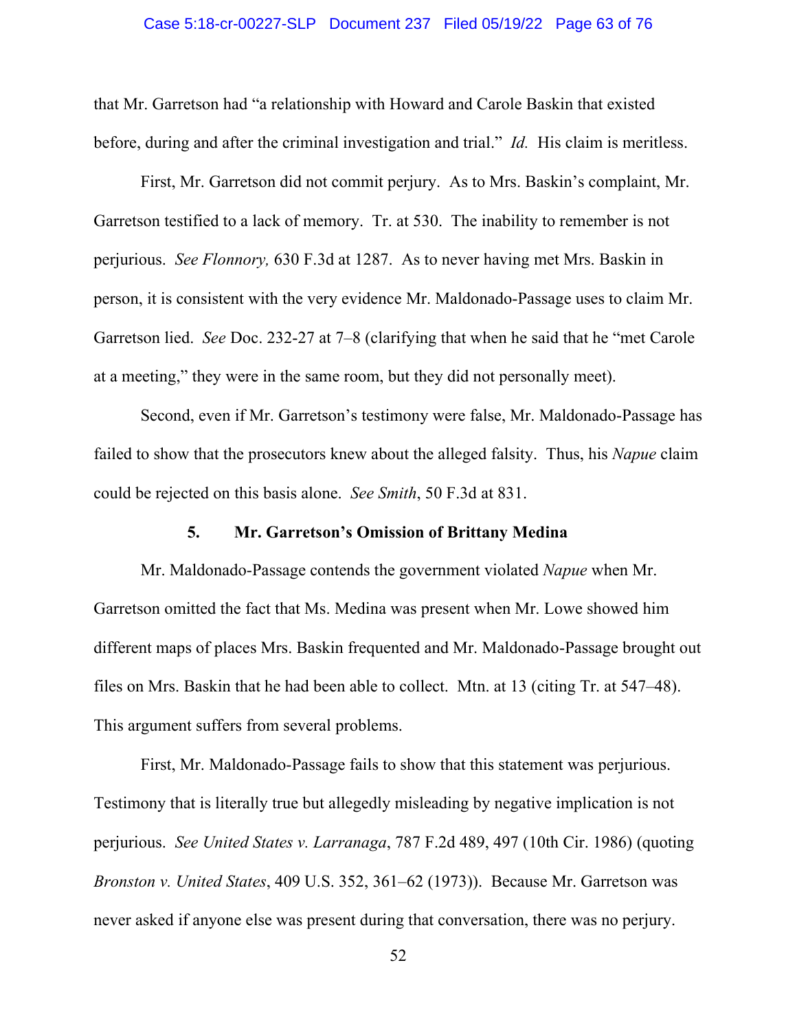that Mr. Garretson had "a relationship with Howard and Carole Baskin that existed before, during and after the criminal investigation and trial." *Id.* His claim is meritless.

First, Mr. Garretson did not commit perjury. As to Mrs. Baskin's complaint, Mr. Garretson testified to a lack of memory. Tr. at 530. The inability to remember is not perjurious. *See Flonnory,* 630 F.3d at 1287. As to never having met Mrs. Baskin in person, it is consistent with the very evidence Mr. Maldonado-Passage uses to claim Mr. Garretson lied. *See* Doc. 232-27 at 7–8 (clarifying that when he said that he "met Carole at a meeting," they were in the same room, but they did not personally meet).

Second, even if Mr. Garretson's testimony were false, Mr. Maldonado-Passage has failed to show that the prosecutors knew about the alleged falsity. Thus, his *Napue* claim could be rejected on this basis alone. *See Smith*, 50 F.3d at 831.

### 5. Mr. Garretson's Omission of Brittany Medina

Mr. Maldonado-Passage contends the government violated *Napue* when Mr. Garretson omitted the fact that Ms. Medina was present when Mr. Lowe showed him different maps of places Mrs. Baskin frequented and Mr. Maldonado-Passage brought out files on Mrs. Baskin that he had been able to collect. Mtn. at 13 (citing Tr. at 547–48). This argument suffers from several problems.

First, Mr. Maldonado-Passage fails to show that this statement was perjurious. Testimony that is literally true but allegedly misleading by negative implication is not perjurious. *See United States v. Larranaga*, 787 F.2d 489, 497 (10th Cir. 1986) (quoting *Bronston v. United States*, 409 U.S. 352, 361–62 (1973)). Because Mr. Garretson was never asked if anyone else was present during that conversation, there was no perjury.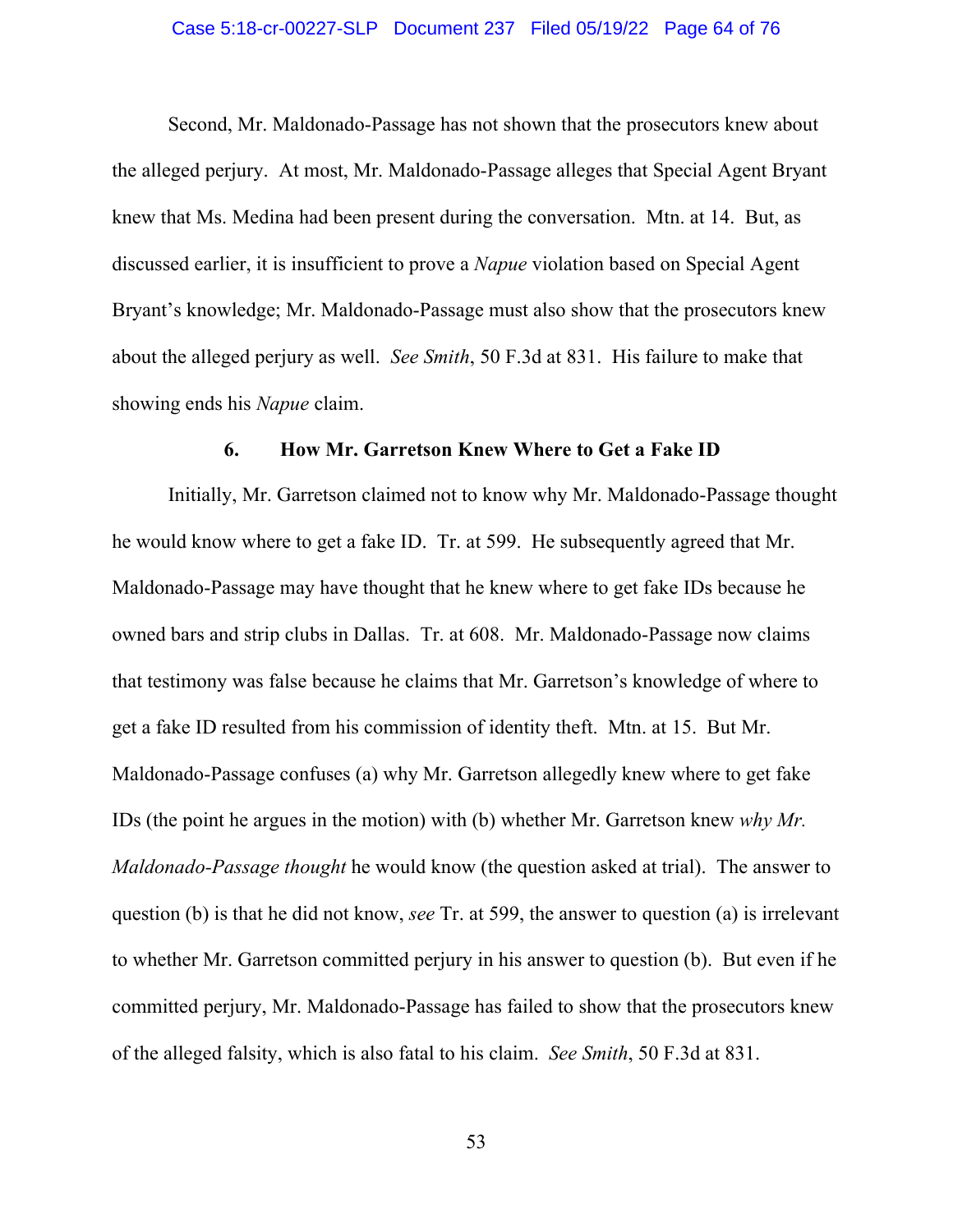Second, Mr. Maldonado-Passage has not shown that the prosecutors knew about the alleged perjury. At most, Mr. Maldonado-Passage alleges that Special Agent Bryant knew that Ms. Medina had been present during the conversation. Mtn. at 14. But, as discussed earlier, it is insufficient to prove a *Napue* violation based on Special Agent Bryant's knowledge; Mr. Maldonado-Passage must also show that the prosecutors knew about the alleged perjury as well. *See Smith*, 50 F.3d at 831. His failure to make that showing ends his *Napue* claim.

### 6. How Mr. Garretson Knew Where to Get a Fake ID

Initially, Mr. Garretson claimed not to know why Mr. Maldonado-Passage thought he would know where to get a fake ID. Tr. at 599. He subsequently agreed that Mr. Maldonado-Passage may have thought that he knew where to get fake IDs because he owned bars and strip clubs in Dallas. Tr. at 608. Mr. Maldonado-Passage now claims that testimony was false because he claims that Mr. Garretson's knowledge of where to get a fake ID resulted from his commission of identity theft. Mtn. at 15. But Mr. Maldonado-Passage confuses (a) why Mr. Garretson allegedly knew where to get fake IDs (the point he argues in the motion) with (b) whether Mr. Garretson knew *why Mr. Maldonado-Passage thought* he would know (the question asked at trial). The answer to question (b) is that he did not know, *see* Tr. at 599, the answer to question (a) is irrelevant to whether Mr. Garretson committed perjury in his answer to question (b). But even if he committed perjury, Mr. Maldonado-Passage has failed to show that the prosecutors knew of the alleged falsity, which is also fatal to his claim. *See Smith*, 50 F.3d at 831.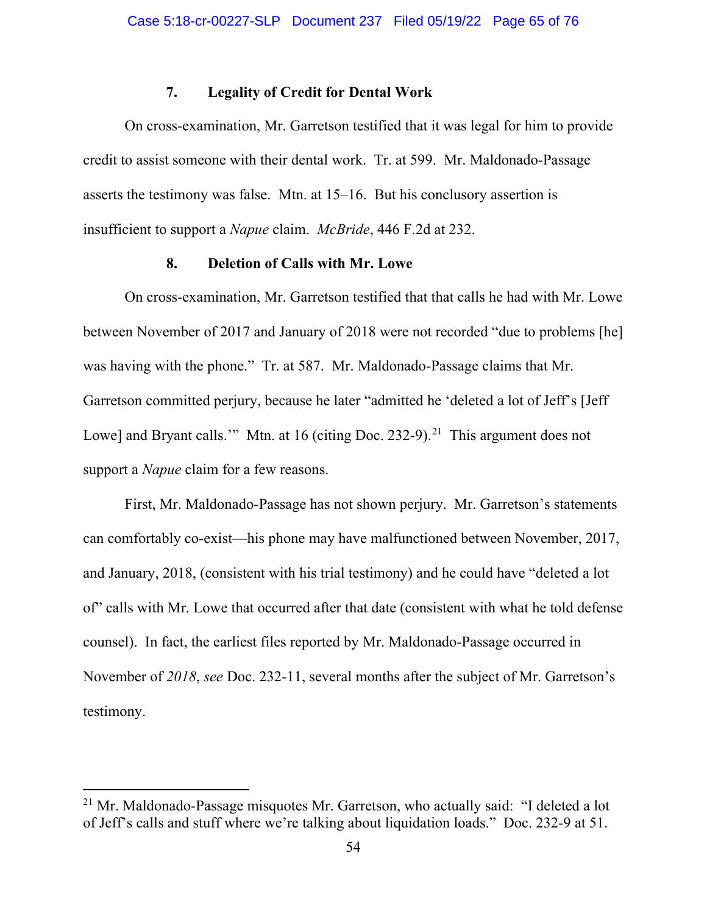#### 7. Legality of Credit for Dental Work

On cross-examination, Mr. Garretson testified that it was legal for him to provide credit to assist someone with their dental work. Tr. at 599. Mr. Maldonado-Passage asserts the testimony was false. Mtn. at 15–16. But his conclusory assertion is insufficient to support a *Napue* claim. *McBride*, 446 F.2d at 232.

#### 8. Deletion of Calls with Mr. Lowe

On cross-examination, Mr. Garretson testified that that calls he had with Mr. Lowe between November of 2017 and January of 2018 were not recorded "due to problems [he] was having with the phone." Tr. at 587. Mr. Maldonado-Passage claims that Mr. Garretson committed perjury, because he later "admitted he 'deleted a lot of Jeff's [Jeff Lowe] and Bryant calls.'" Mtn. at 16 (citing Doc. 232-9).[21] This argument does not support a *Napue* claim for a few reasons.

First, Mr. Maldonado-Passage has not shown perjury. Mr. Garretson's statements can comfortably co-exist—his phone may have malfunctioned between November, 2017, and January, 2018, (consistent with his trial testimony) and he could have "deleted a lot of" calls with Mr. Lowe that occurred after that date (consistent with what he told defense counsel). In fact, the earliest files reported by Mr. Maldonado-Passage occurred in November of *2018*, *see* Doc. 232-11, several months after the subject of Mr. Garretson's testimony.

[21] Mr. Maldonado-Passage misquotes Mr. Garretson, who actually said: "I deleted a lot of Jeff's calls and stuff where we're talking about liquidation loads." Doc. 232-9 at 51.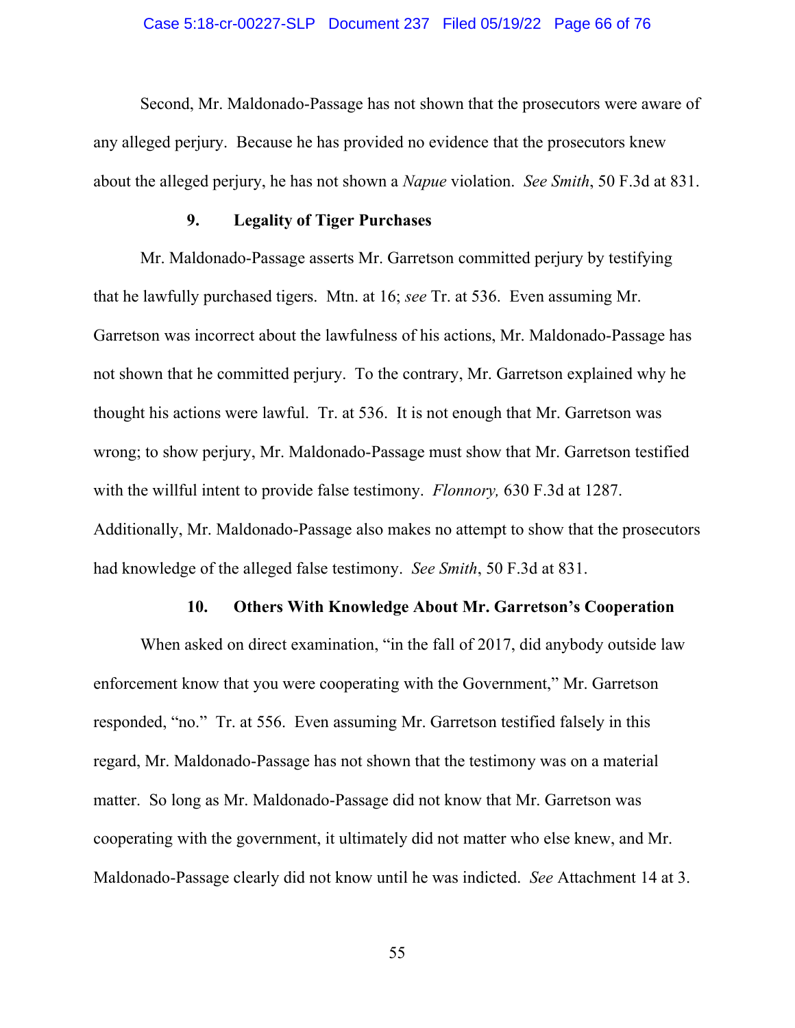Second, Mr. Maldonado-Passage has not shown that the prosecutors were aware of any alleged perjury. Because he has provided no evidence that the prosecutors knew about the alleged perjury, he has not shown a *Napue* violation. *See Smith*, 50 F.3d at 831.

### 9. Legality of Tiger Purchases

Mr. Maldonado-Passage asserts Mr. Garretson committed perjury by testifying that he lawfully purchased tigers. Mtn. at 16; *see* Tr. at 536. Even assuming Mr. Garretson was incorrect about the lawfulness of his actions, Mr. Maldonado-Passage has not shown that he committed perjury. To the contrary, Mr. Garretson explained why he thought his actions were lawful. Tr. at 536. It is not enough that Mr. Garretson was wrong; to show perjury, Mr. Maldonado-Passage must show that Mr. Garretson testified with the willful intent to provide false testimony. *Flonnory,* 630 F.3d at 1287. Additionally, Mr. Maldonado-Passage also makes no attempt to show that the prosecutors had knowledge of the alleged false testimony. *See Smith*, 50 F.3d at 831.

### 10. Others With Knowledge About Mr. Garretson's Cooperation

When asked on direct examination, "in the fall of 2017, did anybody outside law enforcement know that you were cooperating with the Government," Mr. Garretson responded, "no." Tr. at 556. Even assuming Mr. Garretson testified falsely in this regard, Mr. Maldonado-Passage has not shown that the testimony was on a material matter. So long as Mr. Maldonado-Passage did not know that Mr. Garretson was cooperating with the government, it ultimately did not matter who else knew, and Mr. Maldonado-Passage clearly did not know until he was indicted. *See* Attachment 14 at 3.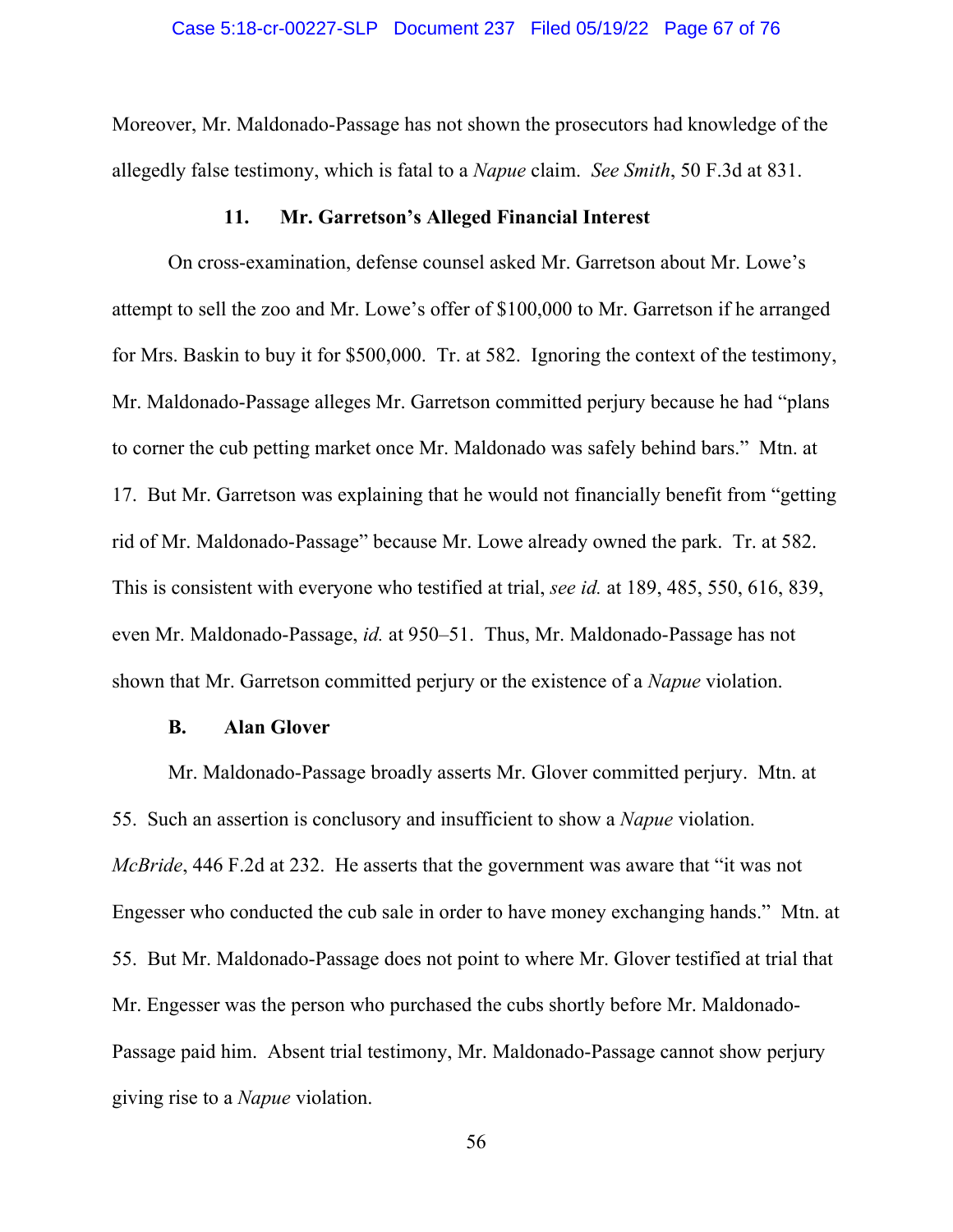Moreover, Mr. Maldonado-Passage has not shown the prosecutors had knowledge of the allegedly false testimony, which is fatal to a *Napue* claim. *See Smith*, 50 F.3d at 831.

#### 11. Mr. Garretson's Alleged Financial Interest

On cross-examination, defense counsel asked Mr. Garretson about Mr. Lowe's attempt to sell the zoo and Mr. Lowe's offer of $100,000 to Mr. Garretson if he arranged for Mrs. Baskin to buy it for $500,000. Tr. at 582. Ignoring the context of the testimony, Mr. Maldonado-Passage alleges Mr. Garretson committed perjury because he had "plans to corner the cub petting market once Mr. Maldonado was safely behind bars." Mtn. at 17. But Mr. Garretson was explaining that he would not financially benefit from "getting rid of Mr. Maldonado-Passage" because Mr. Lowe already owned the park. Tr. at 582. This is consistent with everyone who testified at trial, *see id.* at 189, 485, 550, 616, 839, even Mr. Maldonado-Passage, *id.* at 950–51. Thus, Mr. Maldonado-Passage has not shown that Mr. Garretson committed perjury or the existence of a *Napue* violation.

### B. Alan Glover

Mr. Maldonado-Passage broadly asserts Mr. Glover committed perjury. Mtn. at 55. Such an assertion is conclusory and insufficient to show a *Napue* violation. *McBride*, 446 F.2d at 232. He asserts that the government was aware that "it was not Engesser who conducted the cub sale in order to have money exchanging hands." Mtn. at 55. But Mr. Maldonado-Passage does not point to where Mr. Glover testified at trial that Mr. Engesser was the person who purchased the cubs shortly before Mr. Maldonado-Passage paid him. Absent trial testimony, Mr. Maldonado-Passage cannot show perjury giving rise to a *Napue* violation.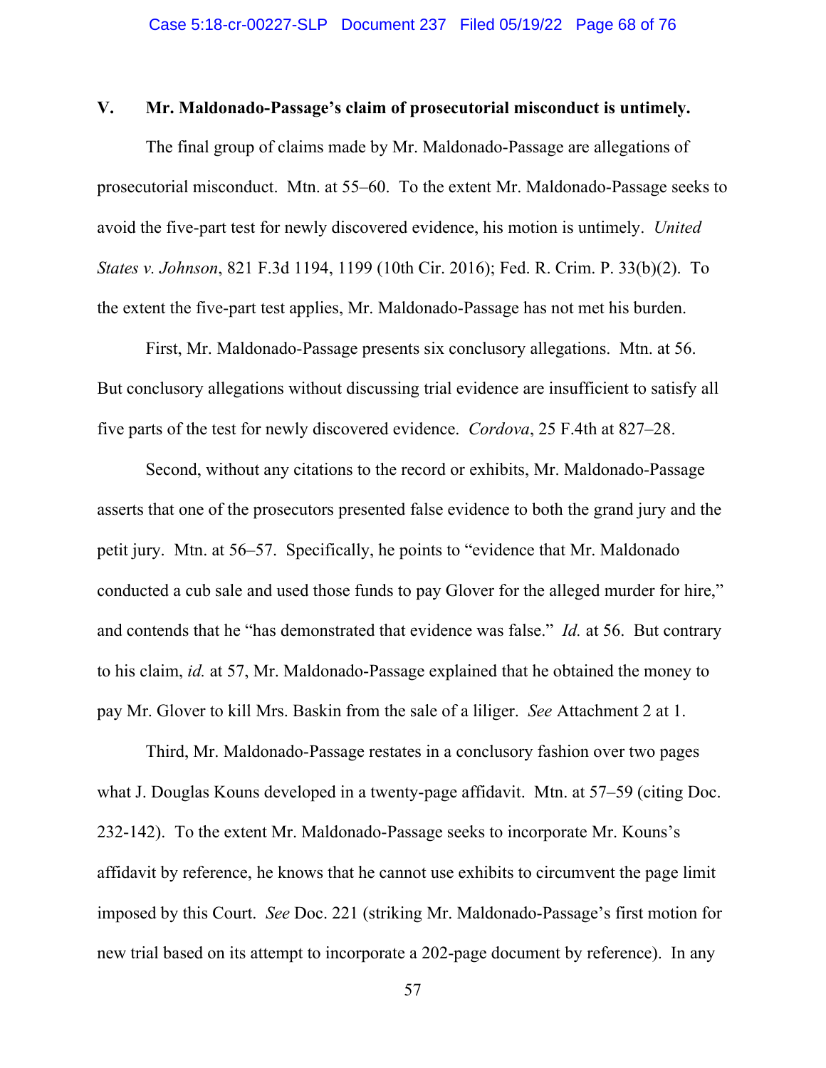## V. Mr. Maldonado-Passage's claim of prosecutorial misconduct is untimely.

The final group of claims made by Mr. Maldonado-Passage are allegations of prosecutorial misconduct. Mtn. at 55–60. To the extent Mr. Maldonado-Passage seeks to avoid the five-part test for newly discovered evidence, his motion is untimely. *United States v. Johnson*, 821 F.3d 1194, 1199 (10th Cir. 2016); Fed. R. Crim. P. 33(b)(2). To the extent the five-part test applies, Mr. Maldonado-Passage has not met his burden.

First, Mr. Maldonado-Passage presents six conclusory allegations. Mtn. at 56. But conclusory allegations without discussing trial evidence are insufficient to satisfy all five parts of the test for newly discovered evidence. *Cordova*, 25 F.4th at 827–28.

Second, without any citations to the record or exhibits, Mr. Maldonado-Passage asserts that one of the prosecutors presented false evidence to both the grand jury and the petit jury. Mtn. at 56–57. Specifically, he points to "evidence that Mr. Maldonado conducted a cub sale and used those funds to pay Glover for the alleged murder for hire," and contends that he "has demonstrated that evidence was false." *Id.* at 56. But contrary to his claim, *id.* at 57, Mr. Maldonado-Passage explained that he obtained the money to pay Mr. Glover to kill Mrs. Baskin from the sale of a liliger. *See* Attachment 2 at 1.

Third, Mr. Maldonado-Passage restates in a conclusory fashion over two pages what J. Douglas Kouns developed in a twenty-page affidavit. Mtn. at 57–59 (citing Doc. 232-142). To the extent Mr. Maldonado-Passage seeks to incorporate Mr. Kouns's affidavit by reference, he knows that he cannot use exhibits to circumvent the page limit imposed by this Court. *See* Doc. 221 (striking Mr. Maldonado-Passage's first motion for new trial based on its attempt to incorporate a 202-page document by reference). In any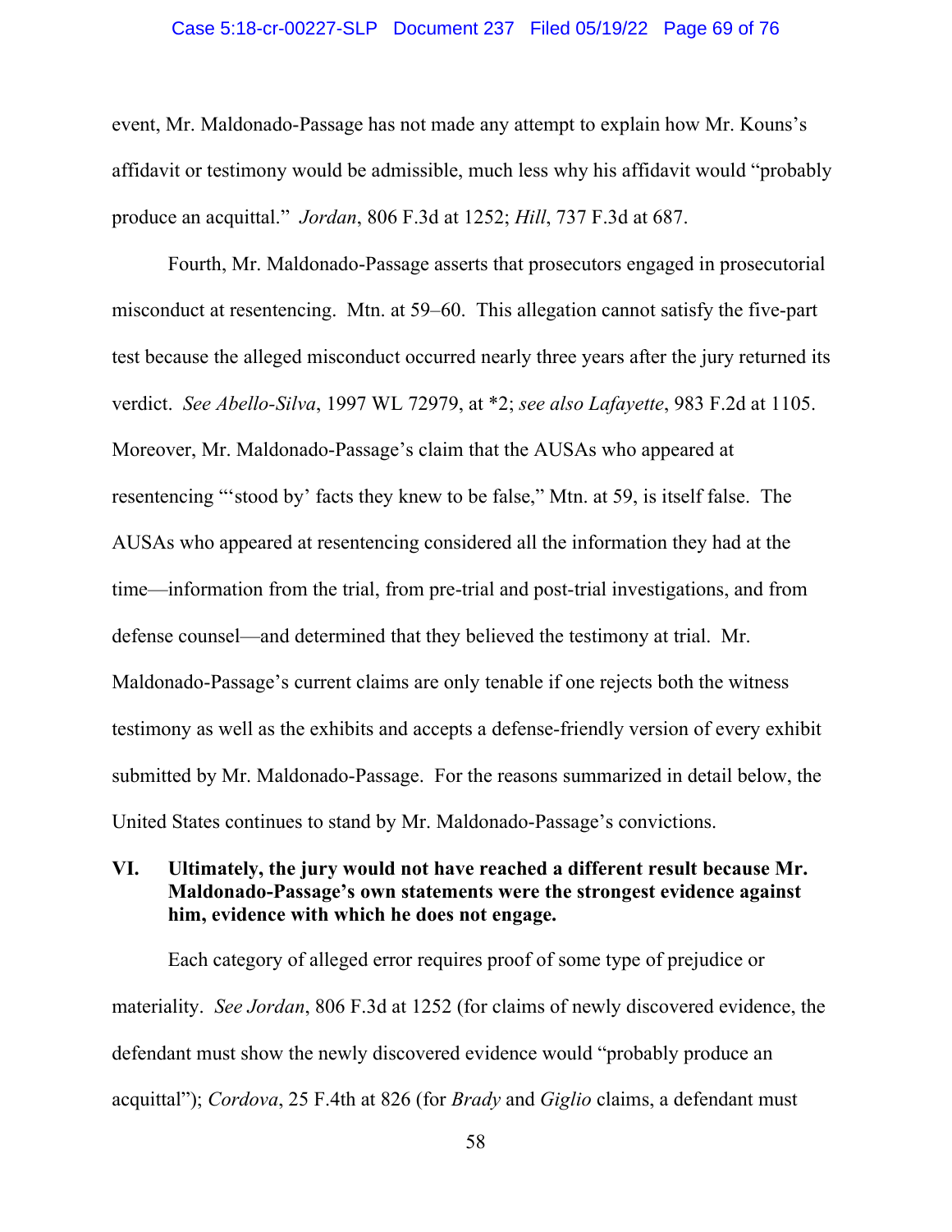event, Mr. Maldonado-Passage has not made any attempt to explain how Mr. Kouns's affidavit or testimony would be admissible, much less why his affidavit would "probably produce an acquittal." *Jordan*, 806 F.3d at 1252; *Hill*, 737 F.3d at 687.

Fourth, Mr. Maldonado-Passage asserts that prosecutors engaged in prosecutorial misconduct at resentencing. Mtn. at 59–60. This allegation cannot satisfy the five-part test because the alleged misconduct occurred nearly three years after the jury returned its verdict. *See Abello-Silva*, 1997 WL 72979, at *2; *see also Lafayette*, 983 F.2d at 1105. Moreover, Mr. Maldonado-Passage's claim that the AUSAs who appeared at resentencing "'stood by' facts they knew to be false," Mtn. at 59, is itself false. The AUSAs who appeared at resentencing considered all the information they had at the time—information from the trial, from pre-trial and post-trial investigations, and from defense counsel—and determined that they believed the testimony at trial. Mr. Maldonado-Passage's current claims are only tenable if one rejects both the witness testimony as well as the exhibits and accepts a defense-friendly version of every exhibit submitted by Mr. Maldonado-Passage. For the reasons summarized in detail below, the United States continues to stand by Mr. Maldonado-Passage's convictions.

## VI. Ultimately, the jury would not have reached a different result because Mr. Maldonado-Passage's own statements were the strongest evidence against him, evidence with which he does not engage.

Each category of alleged error requires proof of some type of prejudice or materiality. *See Jordan*, 806 F.3d at 1252 (for claims of newly discovered evidence, the defendant must show the newly discovered evidence would "probably produce an acquittal"); *Cordova*, 25 F.4th at 826 (for *Brady* and *Giglio* claims, a defendant must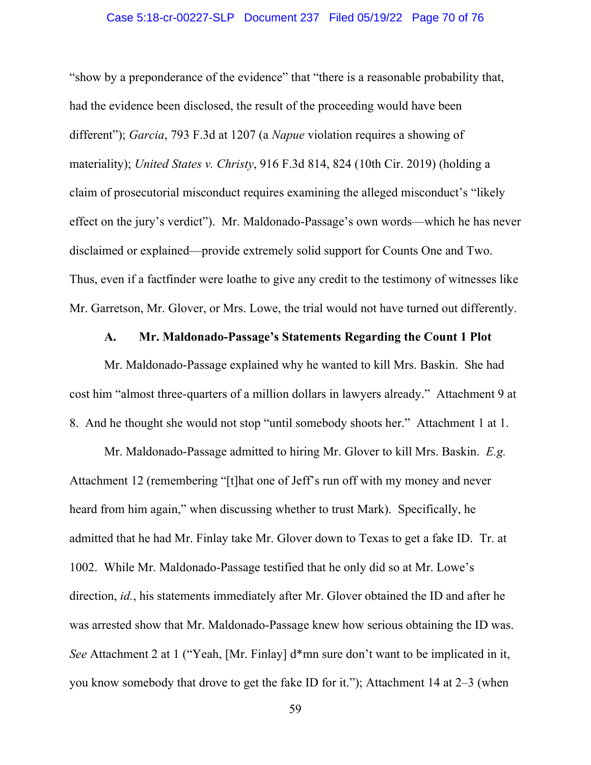"show by a preponderance of the evidence" that "there is a reasonable probability that, had the evidence been disclosed, the result of the proceeding would have been different"); *Garcia*, 793 F.3d at 1207 (a *Napue* violation requires a showing of materiality); *United States v. Christy*, 916 F.3d 814, 824 (10th Cir. 2019) (holding a claim of prosecutorial misconduct requires examining the alleged misconduct's "likely effect on the jury's verdict"). Mr. Maldonado-Passage's own words—which he has never disclaimed or explained—provide extremely solid support for Counts One and Two. Thus, even if a factfinder were loathe to give any credit to the testimony of witnesses like Mr. Garretson, Mr. Glover, or Mrs. Lowe, the trial would not have turned out differently.

### A. Mr. Maldonado-Passage's Statements Regarding the Count 1 Plot

Mr. Maldonado-Passage explained why he wanted to kill Mrs. Baskin. She had cost him "almost three-quarters of a million dollars in lawyers already." Attachment 9 at 8. And he thought she would not stop "until somebody shoots her." Attachment 1 at 1.

Mr. Maldonado-Passage admitted to hiring Mr. Glover to kill Mrs. Baskin. *E.g.* Attachment 12 (remembering "[t]hat one of Jeff's run off with my money and never heard from him again," when discussing whether to trust Mark). Specifically, he admitted that he had Mr. Finlay take Mr. Glover down to Texas to get a fake ID. Tr. at 1002. While Mr. Maldonado-Passage testified that he only did so at Mr. Lowe's direction, *id.*, his statements immediately after Mr. Glover obtained the ID and after he was arrested show that Mr. Maldonado-Passage knew how serious obtaining the ID was. *See* Attachment 2 at 1 ("Yeah, [Mr. Finlay] d*mn sure don't want to be implicated in it, you know somebody that drove to get the fake ID for it."); Attachment 14 at 2–3 (when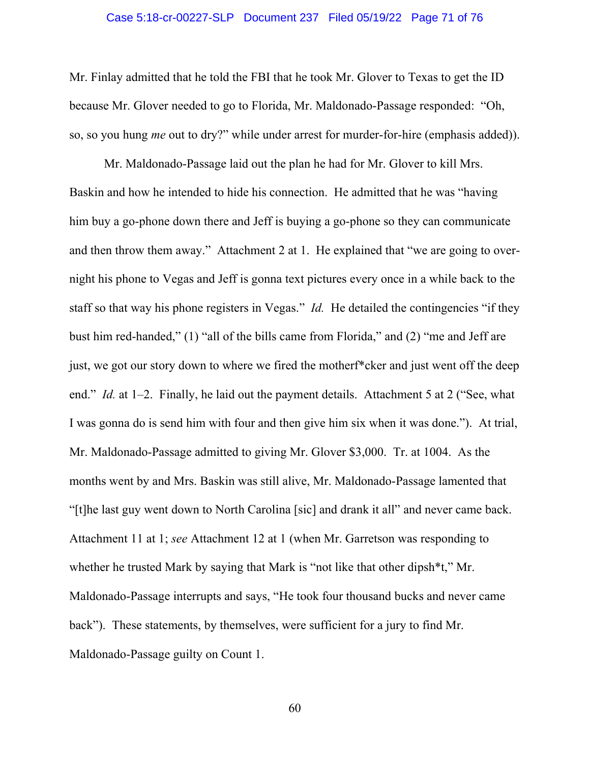Mr. Finlay admitted that he told the FBI that he took Mr. Glover to Texas to get the ID because Mr. Glover needed to go to Florida, Mr. Maldonado-Passage responded: "Oh, so, so you hung *me* out to dry?" while under arrest for murder-for-hire (emphasis added)).

Mr. Maldonado-Passage laid out the plan he had for Mr. Glover to kill Mrs. Baskin and how he intended to hide his connection. He admitted that he was "having him buy a go-phone down there and Jeff is buying a go-phone so they can communicate and then throw them away." Attachment 2 at 1. He explained that "we are going to over-night his phone to Vegas and Jeff is gonna text pictures every once in a while back to the staff so that way his phone registers in Vegas." *Id.* He detailed the contingencies "if they bust him red-handed," (1) "all of the bills came from Florida," and (2) "me and Jeff are just, we got our story down to where we fired the motherf*cker and just went off the deep end." *Id.* at 1–2. Finally, he laid out the payment details. Attachment 5 at 2 ("See, what I was gonna do is send him with four and then give him six when it was done."). At trial, Mr. Maldonado-Passage admitted to giving Mr. Glover $3,000. Tr. at 1004. As the months went by and Mrs. Baskin was still alive, Mr. Maldonado-Passage lamented that "[t]he last guy went down to North Carolina [sic] and drank it all" and never came back. Attachment 11 at 1; *see* Attachment 12 at 1 (when Mr. Garretson was responding to whether he trusted Mark by saying that Mark is "not like that other dipsh*t," Mr. Maldonado-Passage interrupts and says, "He took four thousand bucks and never came back"). These statements, by themselves, were sufficient for a jury to find Mr. Maldonado-Passage guilty on Count 1.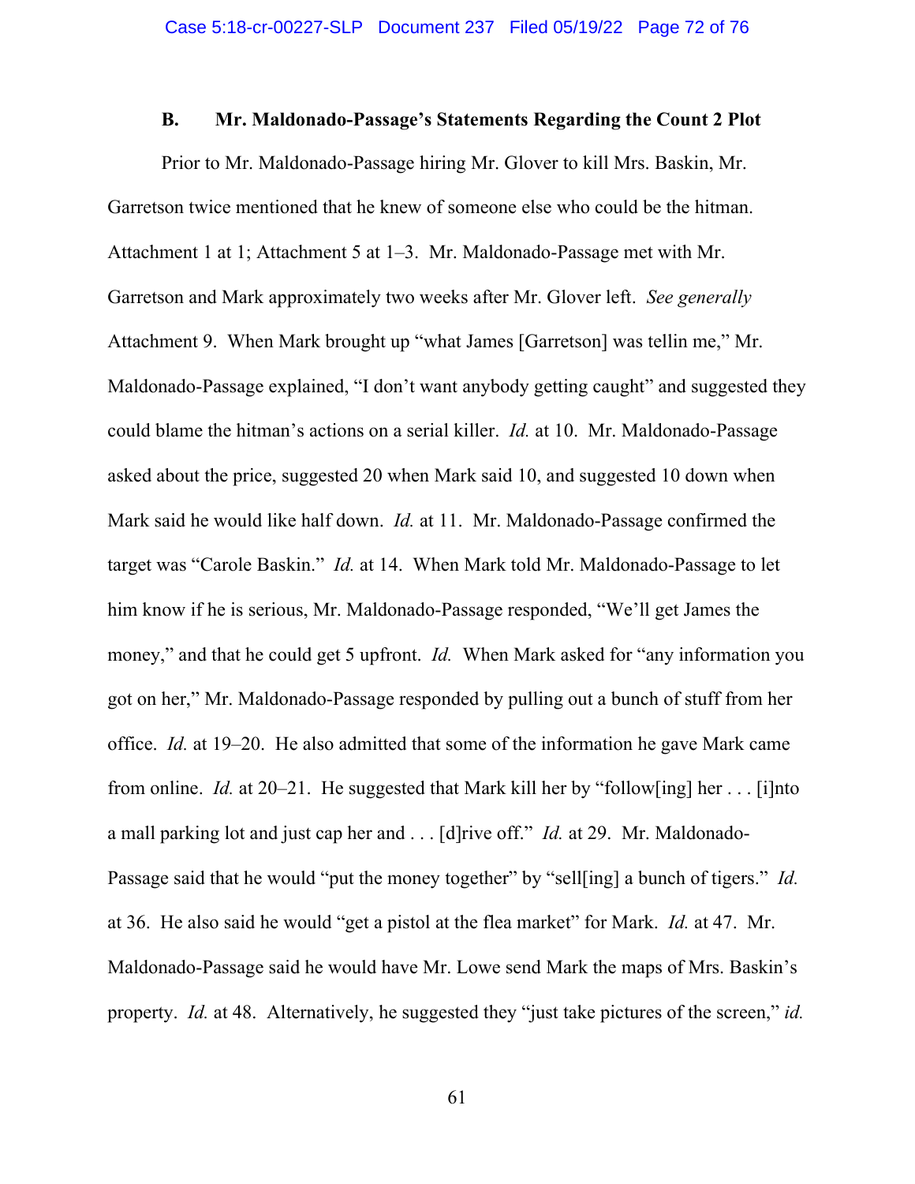### B. Mr. Maldonado-Passage's Statements Regarding the Count 2 Plot

Prior to Mr. Maldonado-Passage hiring Mr. Glover to kill Mrs. Baskin, Mr. Garretson twice mentioned that he knew of someone else who could be the hitman. Attachment 1 at 1; Attachment 5 at 1–3. Mr. Maldonado-Passage met with Mr. Garretson and Mark approximately two weeks after Mr. Glover left. *See generally* Attachment 9. When Mark brought up "what James [Garretson] was tellin me," Mr. Maldonado-Passage explained, "I don't want anybody getting caught" and suggested they could blame the hitman's actions on a serial killer. *Id.* at 10. Mr. Maldonado-Passage asked about the price, suggested 20 when Mark said 10, and suggested 10 down when Mark said he would like half down. *Id.* at 11. Mr. Maldonado-Passage confirmed the target was "Carole Baskin." *Id.* at 14. When Mark told Mr. Maldonado-Passage to let him know if he is serious, Mr. Maldonado-Passage responded, "We'll get James the money," and that he could get 5 upfront. *Id.* When Mark asked for "any information you got on her," Mr. Maldonado-Passage responded by pulling out a bunch of stuff from her office. *Id.* at 19–20. He also admitted that some of the information he gave Mark came from online. *Id.* at 20–21. He suggested that Mark kill her by "follow[ing] her . . . [i]nto a mall parking lot and just cap her and . . . [d]rive off." *Id.* at 29. Mr. Maldonado-Passage said that he would "put the money together" by "sell[ing] a bunch of tigers." *Id.* at 36. He also said he would "get a pistol at the flea market" for Mark. *Id.* at 47. Mr. Maldonado-Passage said he would have Mr. Lowe send Mark the maps of Mrs. Baskin's property. *Id.* at 48. Alternatively, he suggested they "just take pictures of the screen," *id.*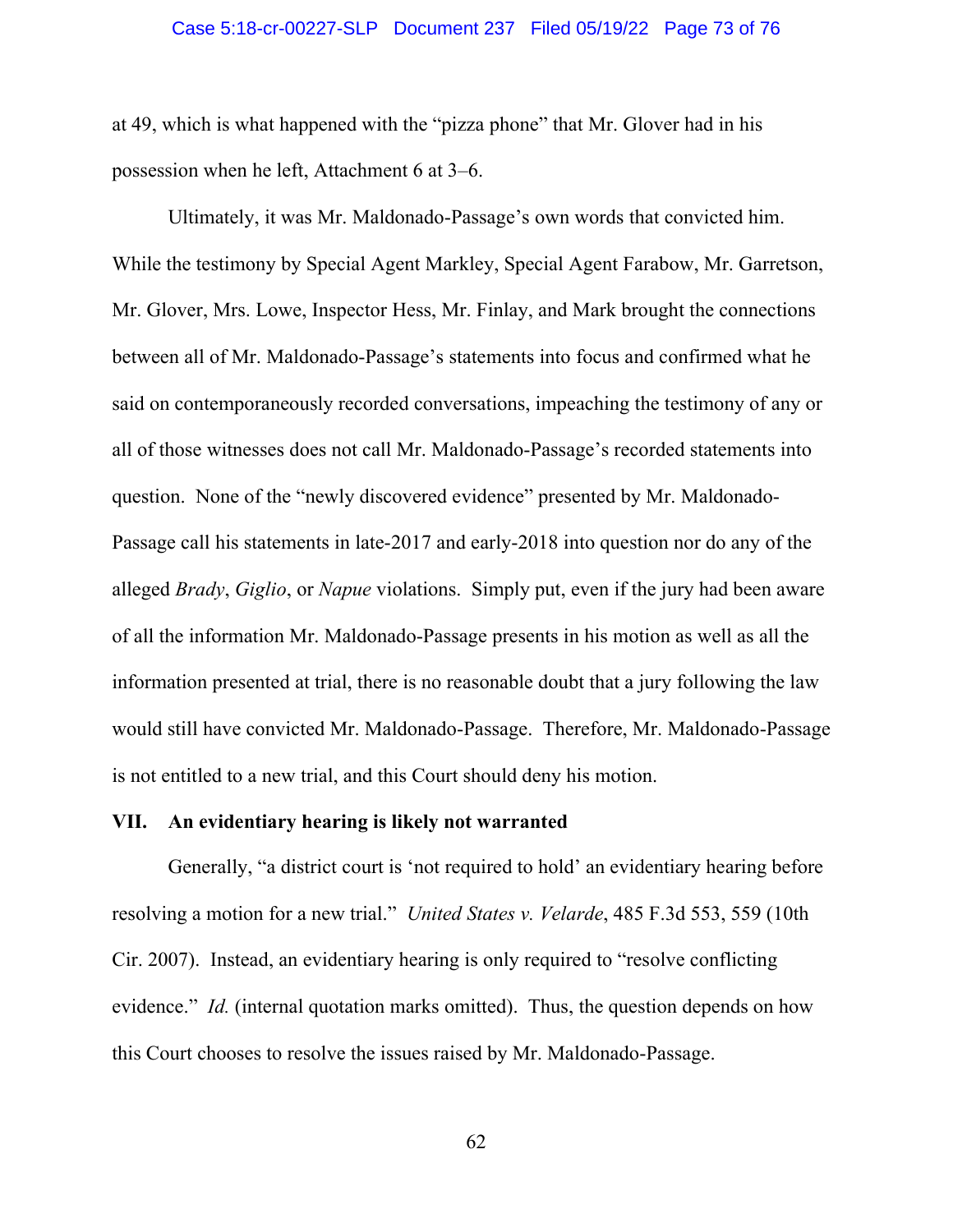at 49, which is what happened with the "pizza phone" that Mr. Glover had in his possession when he left, Attachment 6 at 3–6.

Ultimately, it was Mr. Maldonado-Passage's own words that convicted him. While the testimony by Special Agent Markley, Special Agent Farabow, Mr. Garretson, Mr. Glover, Mrs. Lowe, Inspector Hess, Mr. Finlay, and Mark brought the connections between all of Mr. Maldonado-Passage's statements into focus and confirmed what he said on contemporaneously recorded conversations, impeaching the testimony of any or all of those witnesses does not call Mr. Maldonado-Passage's recorded statements into question. None of the "newly discovered evidence" presented by Mr. Maldonado-Passage call his statements in late-2017 and early-2018 into question nor do any of the alleged *Brady*, *Giglio*, or *Napue* violations. Simply put, even if the jury had been aware of all the information Mr. Maldonado-Passage presents in his motion as well as all the information presented at trial, there is no reasonable doubt that a jury following the law would still have convicted Mr. Maldonado-Passage. Therefore, Mr. Maldonado-Passage is not entitled to a new trial, and this Court should deny his motion.

## VII. An evidentiary hearing is likely not warranted

Generally, "a district court is 'not required to hold' an evidentiary hearing before resolving a motion for a new trial." *United States v. Velarde*, 485 F.3d 553, 559 (10th Cir. 2007). Instead, an evidentiary hearing is only required to "resolve conflicting evidence." *Id.* (internal quotation marks omitted). Thus, the question depends on how this Court chooses to resolve the issues raised by Mr. Maldonado-Passage.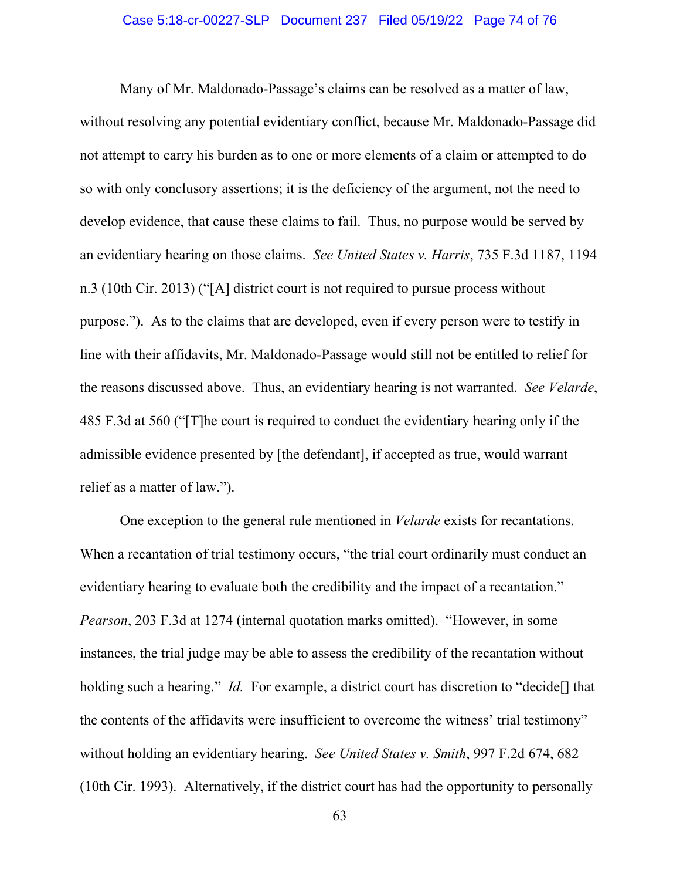Many of Mr. Maldonado-Passage's claims can be resolved as a matter of law, without resolving any potential evidentiary conflict, because Mr. Maldonado-Passage did not attempt to carry his burden as to one or more elements of a claim or attempted to do so with only conclusory assertions; it is the deficiency of the argument, not the need to develop evidence, that cause these claims to fail. Thus, no purpose would be served by an evidentiary hearing on those claims. *See United States v. Harris*, 735 F.3d 1187, 1194 n.3 (10th Cir. 2013) ("[A] district court is not required to pursue process without purpose."). As to the claims that are developed, even if every person were to testify in line with their affidavits, Mr. Maldonado-Passage would still not be entitled to relief for the reasons discussed above. Thus, an evidentiary hearing is not warranted. *See Velarde*, 485 F.3d at 560 ("[T]he court is required to conduct the evidentiary hearing only if the admissible evidence presented by [the defendant], if accepted as true, would warrant relief as a matter of law.").

One exception to the general rule mentioned in *Velarde* exists for recantations. When a recantation of trial testimony occurs, "the trial court ordinarily must conduct an evidentiary hearing to evaluate both the credibility and the impact of a recantation." *Pearson*, 203 F.3d at 1274 (internal quotation marks omitted). "However, in some instances, the trial judge may be able to assess the credibility of the recantation without holding such a hearing." *Id.* For example, a district court has discretion to "decide[] that the contents of the affidavits were insufficient to overcome the witness' trial testimony" without holding an evidentiary hearing. *See United States v. Smith*, 997 F.2d 674, 682 (10th Cir. 1993). Alternatively, if the district court has had the opportunity to personally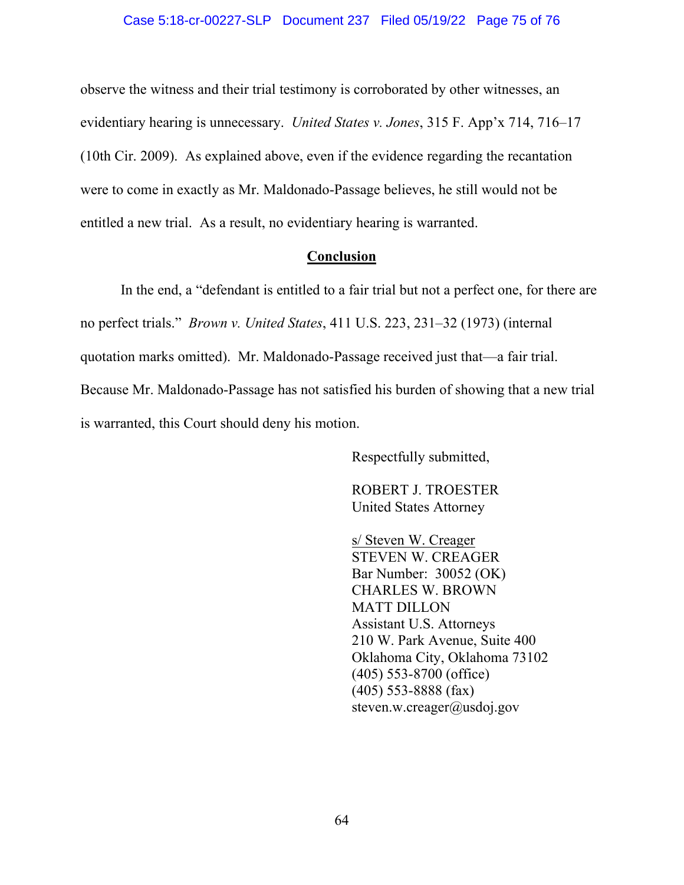observe the witness and their trial testimony is corroborated by other witnesses, an evidentiary hearing is unnecessary. *United States v. Jones*, 315 F. App'x 714, 716–17 (10th Cir. 2009). As explained above, even if the evidence regarding the recantation were to come in exactly as Mr. Maldonado-Passage believes, he still would not be entitled a new trial. As a result, no evidentiary hearing is warranted.

## **Conclusion**

In the end, a "defendant is entitled to a fair trial but not a perfect one, for there are no perfect trials." *Brown v. United States*, 411 U.S. 223, 231–32 (1973) (internal quotation marks omitted). Mr. Maldonado-Passage received just that—a fair trial. Because Mr. Maldonado-Passage has not satisfied his burden of showing that a new trial is warranted, this Court should deny his motion.

Respectfully submitted,

ROBERT J. TROESTER
United States Attorney

s/ Steven W. Creager
STEVEN W. CREAGER
Bar Number: 30052 (OK)
CHARLES W. BROWN
MATT DILLON
Assistant U.S. Attorneys
210 W. Park Avenue, Suite 400
Oklahoma City, Oklahoma 73102
(405) 553-8700 (office)
(405) 553-8888 (fax)
steven.w.creager@usdoj.gov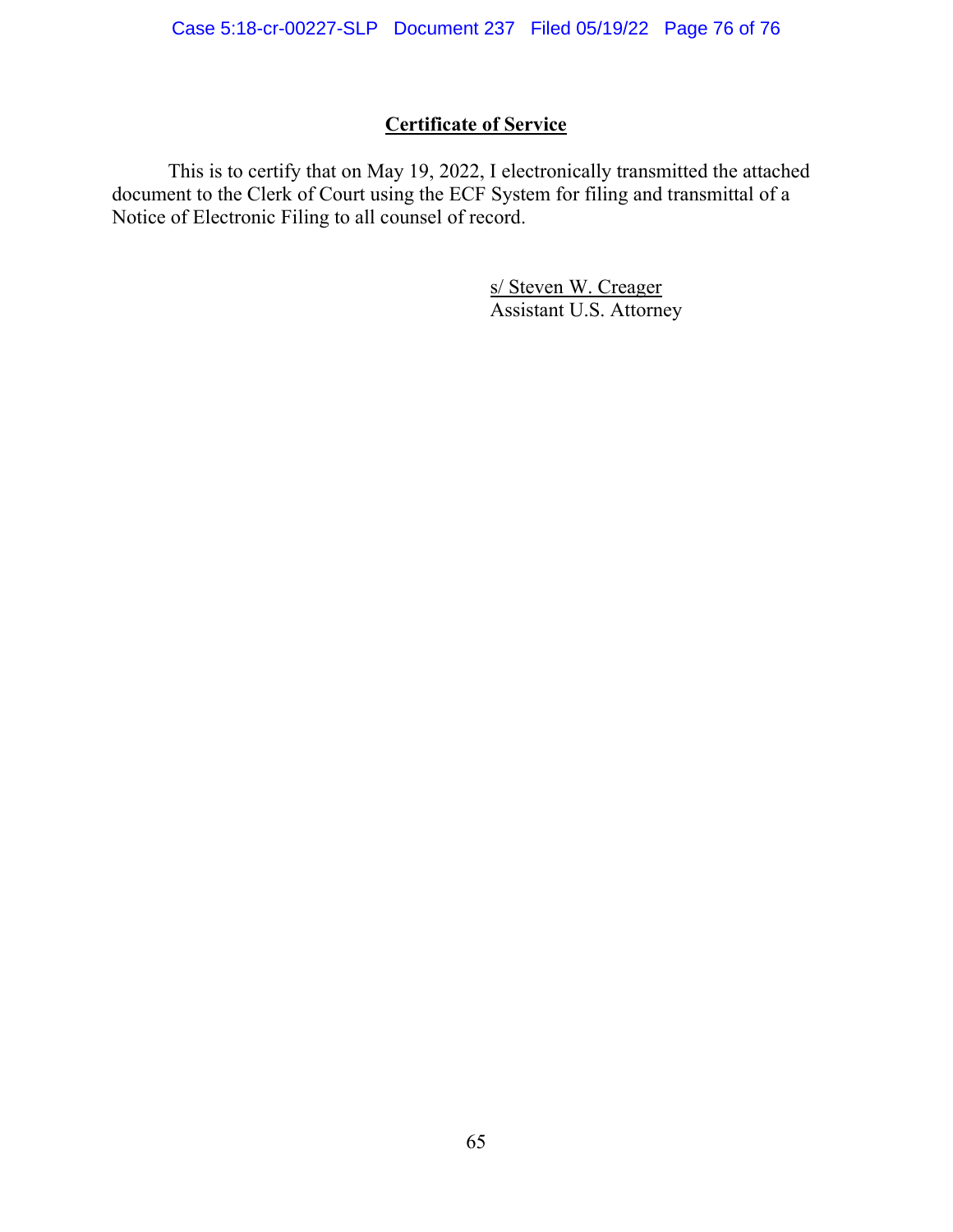## Certificate of Service

This is to certify that on May 19, 2022, I electronically transmitted the attached document to the Clerk of Court using the ECF System for filing and transmittal of a Notice of Electronic Filing to all counsel of record.

s/ Steven W. Creager
Assistant U.S. Attorney